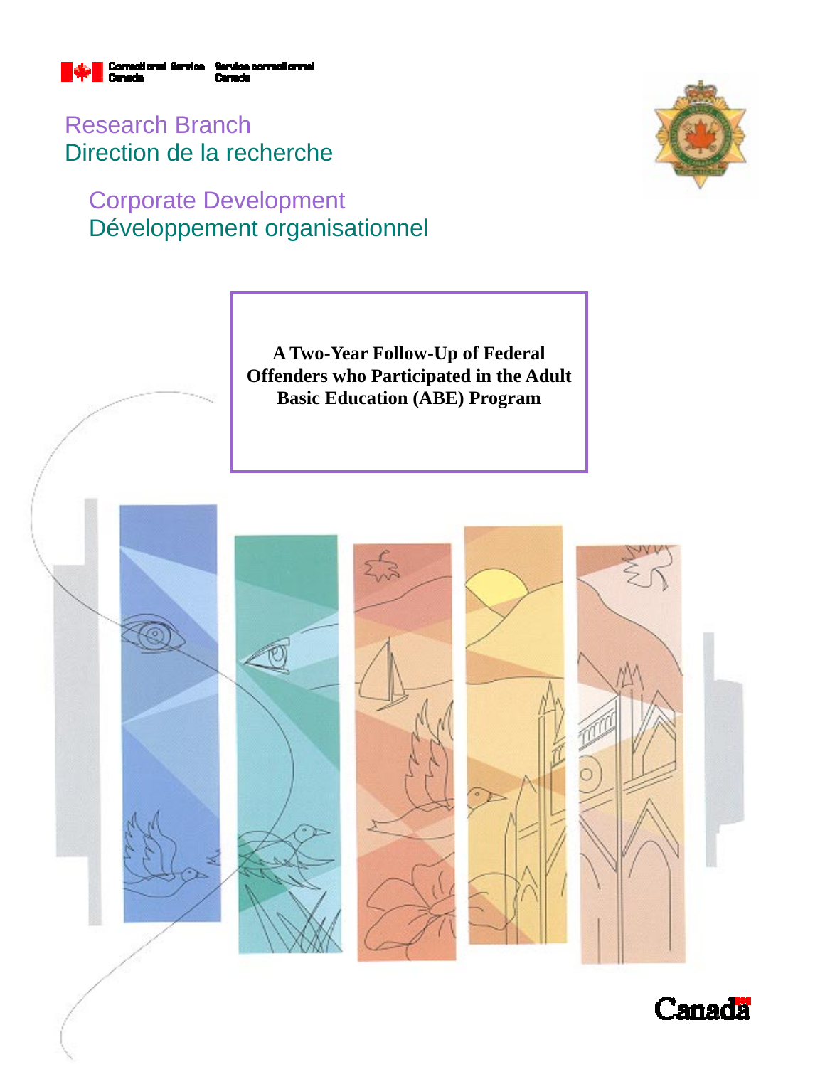Correctional Service Canada / Service correctionnel Canada

Research Branch
Direction de la recherche

Corporate Development
Développement organisationnel

# A Two-Year Follow-Up of Federal Offenders who Participated in the Adult Basic Education (ABE) Program

Canada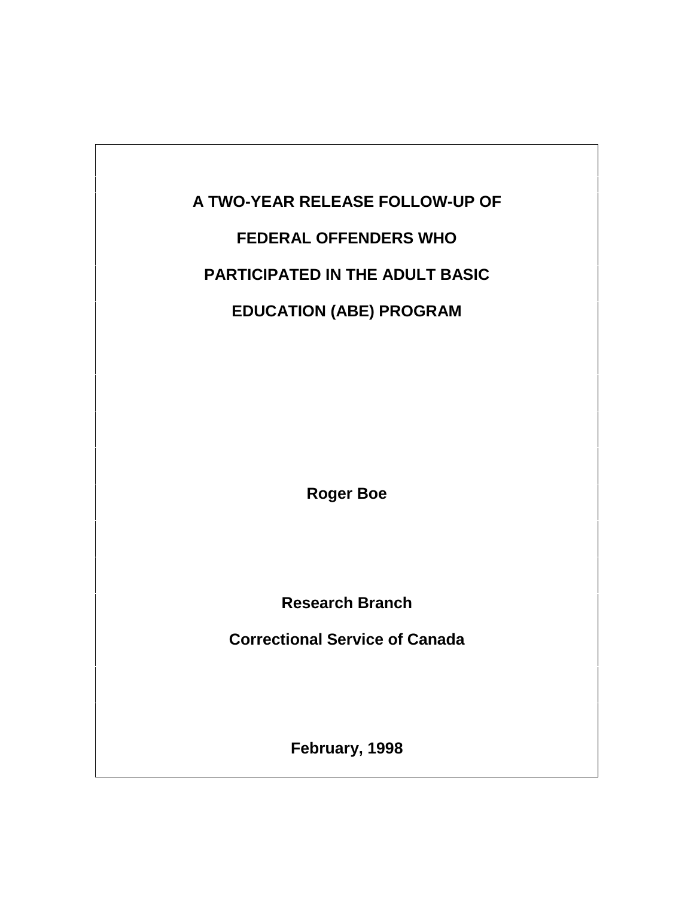# A TWO-YEAR RELEASE FOLLOW-UP OF FEDERAL OFFENDERS WHO PARTICIPATED IN THE ADULT BASIC EDUCATION (ABE) PROGRAM

**Roger Boe**

**Research Branch**

**Correctional Service of Canada**

**February, 1998**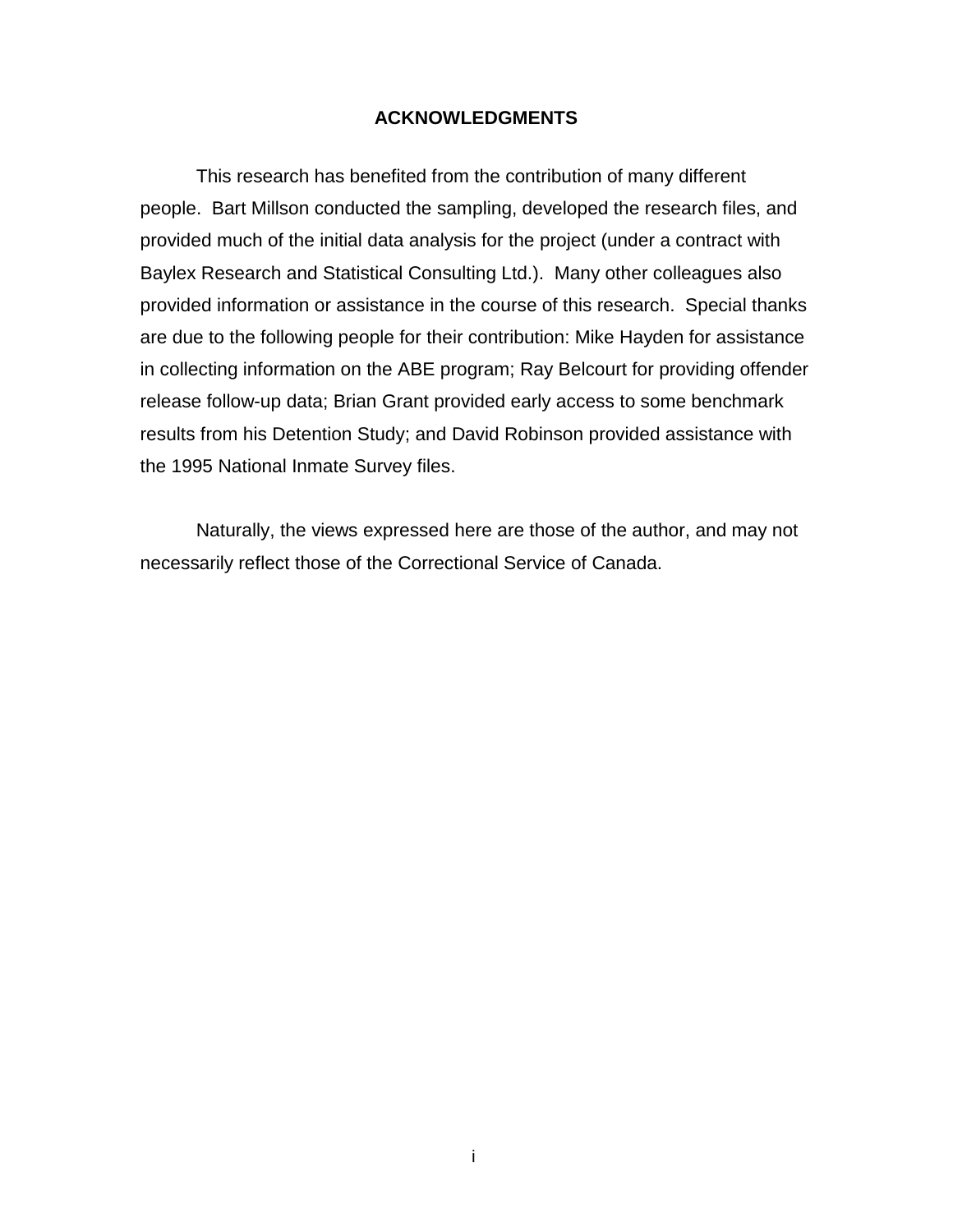## ACKNOWLEDGMENTS

This research has benefited from the contribution of many different people. Bart Millson conducted the sampling, developed the research files, and provided much of the initial data analysis for the project (under a contract with Baylex Research and Statistical Consulting Ltd.). Many other colleagues also provided information or assistance in the course of this research. Special thanks are due to the following people for their contribution: Mike Hayden for assistance in collecting information on the ABE program; Ray Belcourt for providing offender release follow-up data; Brian Grant provided early access to some benchmark results from his Detention Study; and David Robinson provided assistance with the 1995 National Inmate Survey files.

Naturally, the views expressed here are those of the author, and may not necessarily reflect those of the Correctional Service of Canada.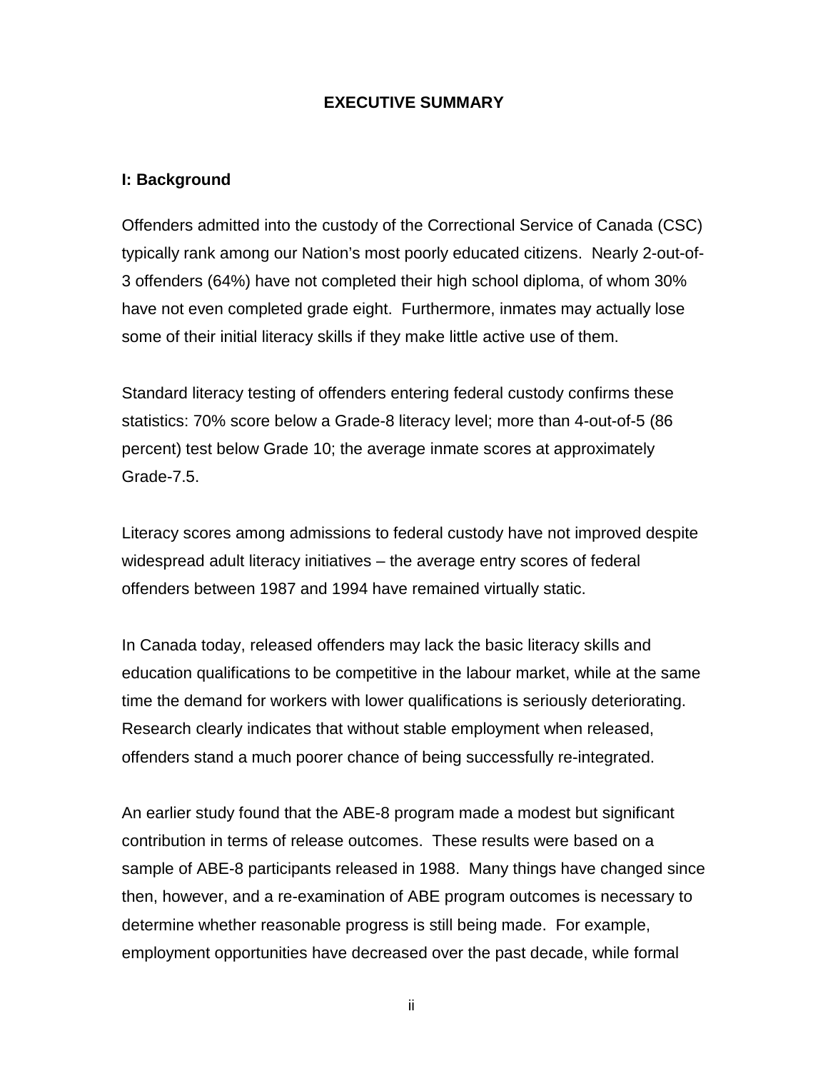# EXECUTIVE SUMMARY

## I: Background

Offenders admitted into the custody of the Correctional Service of Canada (CSC) typically rank among our Nation's most poorly educated citizens. Nearly 2-out-of-3 offenders (64%) have not completed their high school diploma, of whom 30% have not even completed grade eight. Furthermore, inmates may actually lose some of their initial literacy skills if they make little active use of them.

Standard literacy testing of offenders entering federal custody confirms these statistics: 70% score below a Grade-8 literacy level; more than 4-out-of-5 (86 percent) test below Grade 10; the average inmate scores at approximately Grade-7.5.

Literacy scores among admissions to federal custody have not improved despite widespread adult literacy initiatives – the average entry scores of federal offenders between 1987 and 1994 have remained virtually static.

In Canada today, released offenders may lack the basic literacy skills and education qualifications to be competitive in the labour market, while at the same time the demand for workers with lower qualifications is seriously deteriorating. Research clearly indicates that without stable employment when released, offenders stand a much poorer chance of being successfully re-integrated.

An earlier study found that the ABE-8 program made a modest but significant contribution in terms of release outcomes. These results were based on a sample of ABE-8 participants released in 1988. Many things have changed since then, however, and a re-examination of ABE program outcomes is necessary to determine whether reasonable progress is still being made. For example, employment opportunities have decreased over the past decade, while formal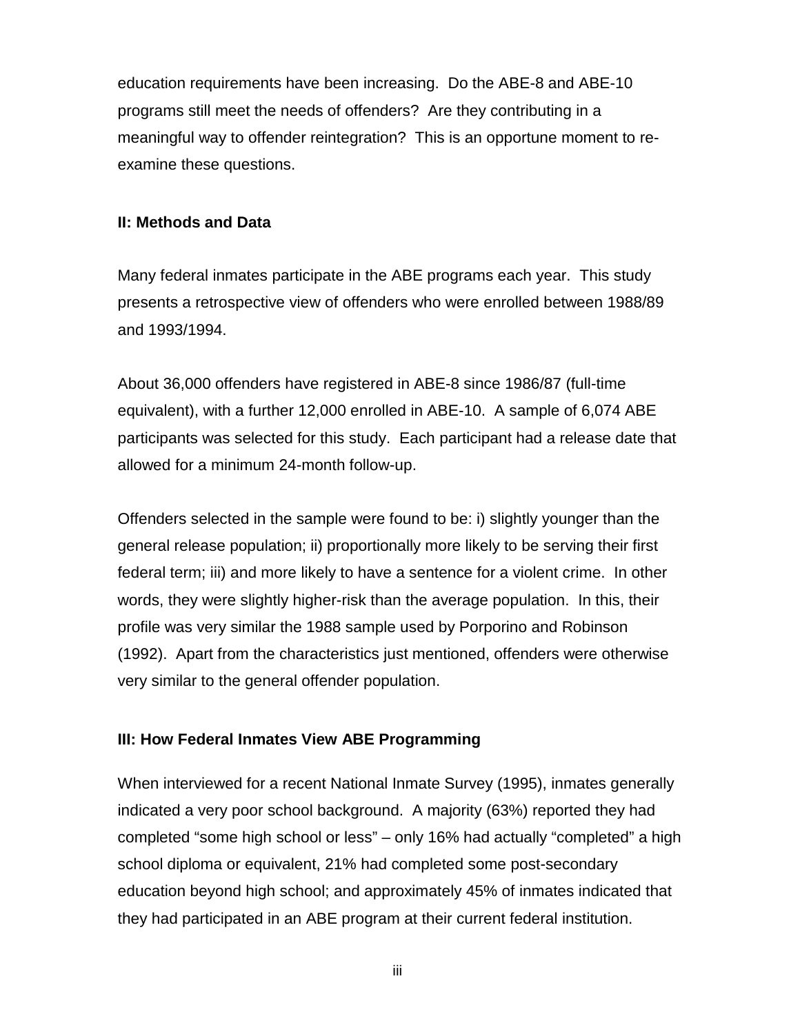education requirements have been increasing. Do the ABE-8 and ABE-10 programs still meet the needs of offenders? Are they contributing in a meaningful way to offender reintegration? This is an opportune moment to re-examine these questions.

## II: Methods and Data

Many federal inmates participate in the ABE programs each year. This study presents a retrospective view of offenders who were enrolled between 1988/89 and 1993/1994.

About 36,000 offenders have registered in ABE-8 since 1986/87 (full-time equivalent), with a further 12,000 enrolled in ABE-10. A sample of 6,074 ABE participants was selected for this study. Each participant had a release date that allowed for a minimum 24-month follow-up.

Offenders selected in the sample were found to be: i) slightly younger than the general release population; ii) proportionally more likely to be serving their first federal term; iii) and more likely to have a sentence for a violent crime. In other words, they were slightly higher-risk than the average population. In this, their profile was very similar the 1988 sample used by Porporino and Robinson (1992). Apart from the characteristics just mentioned, offenders were otherwise very similar to the general offender population.

## III: How Federal Inmates View ABE Programming

When interviewed for a recent National Inmate Survey (1995), inmates generally indicated a very poor school background. A majority (63%) reported they had completed "some high school or less" – only 16% had actually "completed" a high school diploma or equivalent, 21% had completed some post-secondary education beyond high school; and approximately 45% of inmates indicated that they had participated in an ABE program at their current federal institution.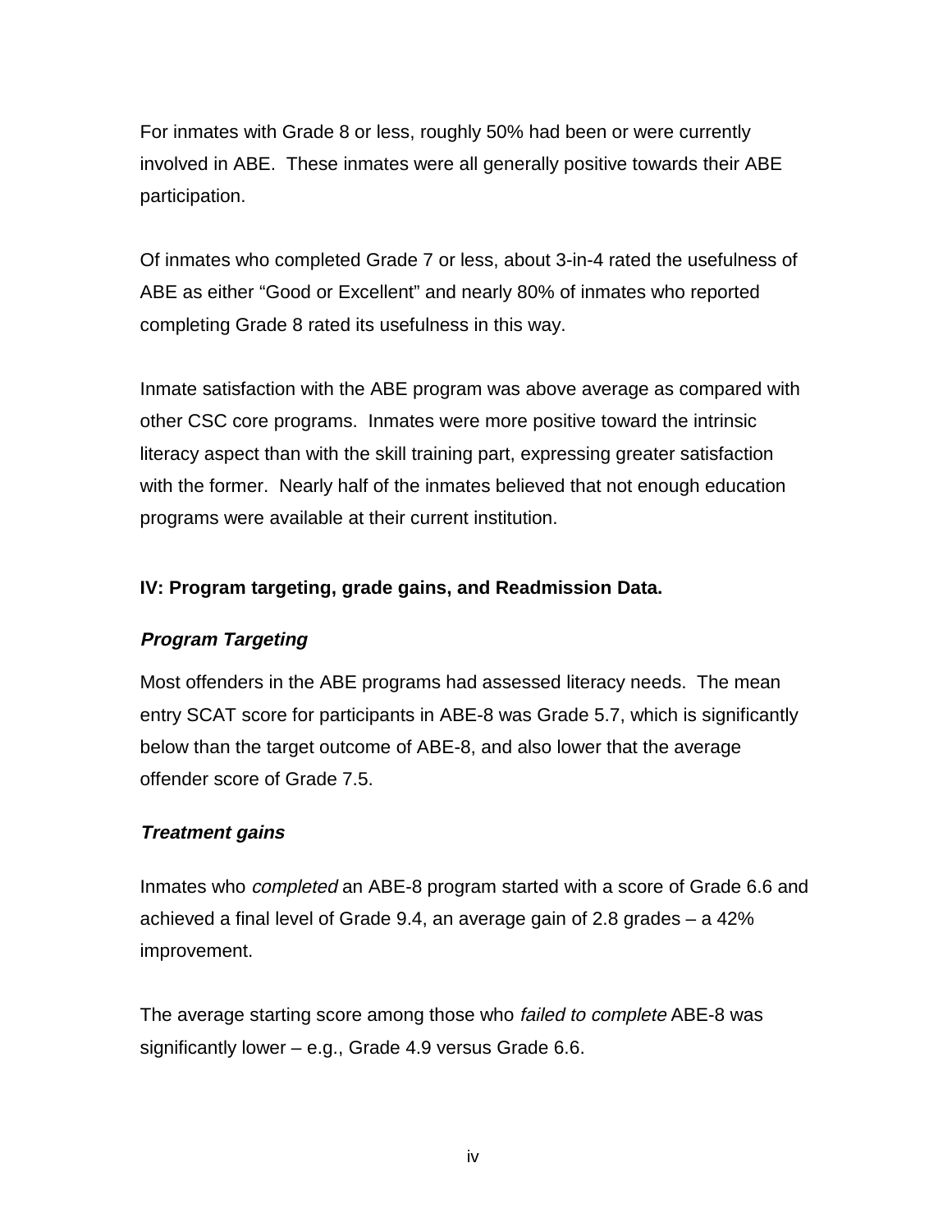For inmates with Grade 8 or less, roughly 50% had been or were currently involved in ABE. These inmates were all generally positive towards their ABE participation.

Of inmates who completed Grade 7 or less, about 3-in-4 rated the usefulness of ABE as either "Good or Excellent" and nearly 80% of inmates who reported completing Grade 8 rated its usefulness in this way.

Inmate satisfaction with the ABE program was above average as compared with other CSC core programs. Inmates were more positive toward the intrinsic literacy aspect than with the skill training part, expressing greater satisfaction with the former. Nearly half of the inmates believed that not enough education programs were available at their current institution.

**IV: Program targeting, grade gains, and Readmission Data.**

***Program Targeting***

Most offenders in the ABE programs had assessed literacy needs. The mean entry SCAT score for participants in ABE-8 was Grade 5.7, which is significantly below than the target outcome of ABE-8, and also lower that the average offender score of Grade 7.5.

***Treatment gains***

Inmates who *completed* an ABE-8 program started with a score of Grade 6.6 and achieved a final level of Grade 9.4, an average gain of 2.8 grades – a 42% improvement.

The average starting score among those who *failed to complete* ABE-8 was significantly lower – e.g., Grade 4.9 versus Grade 6.6.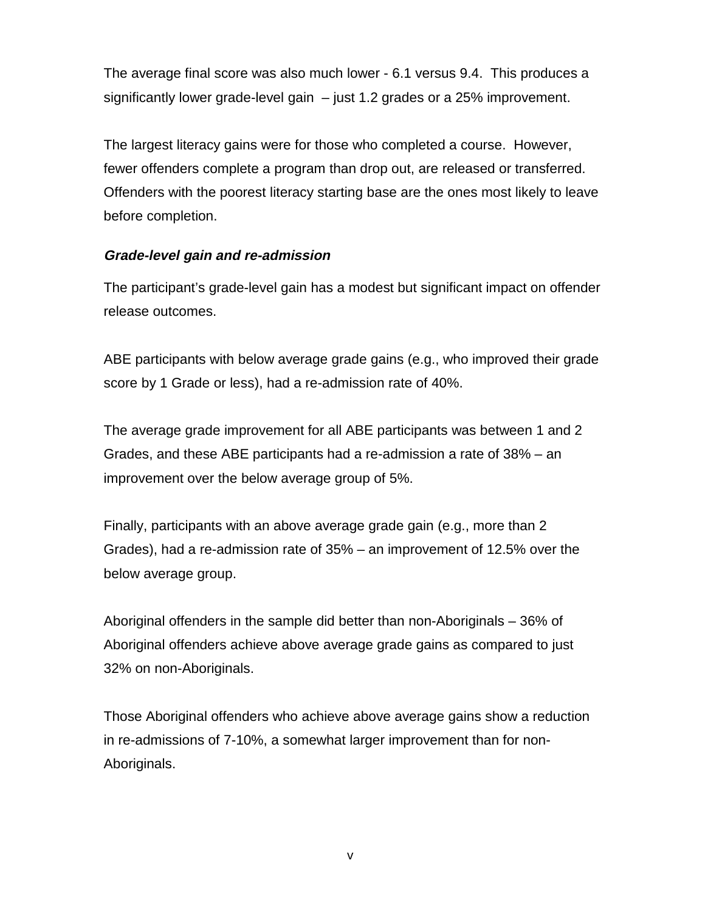The average final score was also much lower - 6.1 versus 9.4. This produces a significantly lower grade-level gain – just 1.2 grades or a 25% improvement.

The largest literacy gains were for those who completed a course. However, fewer offenders complete a program than drop out, are released or transferred. Offenders with the poorest literacy starting base are the ones most likely to leave before completion.

***Grade-level gain and re-admission***

The participant's grade-level gain has a modest but significant impact on offender release outcomes.

ABE participants with below average grade gains (e.g., who improved their grade score by 1 Grade or less), had a re-admission rate of 40%.

The average grade improvement for all ABE participants was between 1 and 2 Grades, and these ABE participants had a re-admission a rate of 38% – an improvement over the below average group of 5%.

Finally, participants with an above average grade gain (e.g., more than 2 Grades), had a re-admission rate of 35% – an improvement of 12.5% over the below average group.

Aboriginal offenders in the sample did better than non-Aboriginals – 36% of Aboriginal offenders achieve above average grade gains as compared to just 32% on non-Aboriginals.

Those Aboriginal offenders who achieve above average gains show a reduction in re-admissions of 7-10%, a somewhat larger improvement than for non-Aboriginals.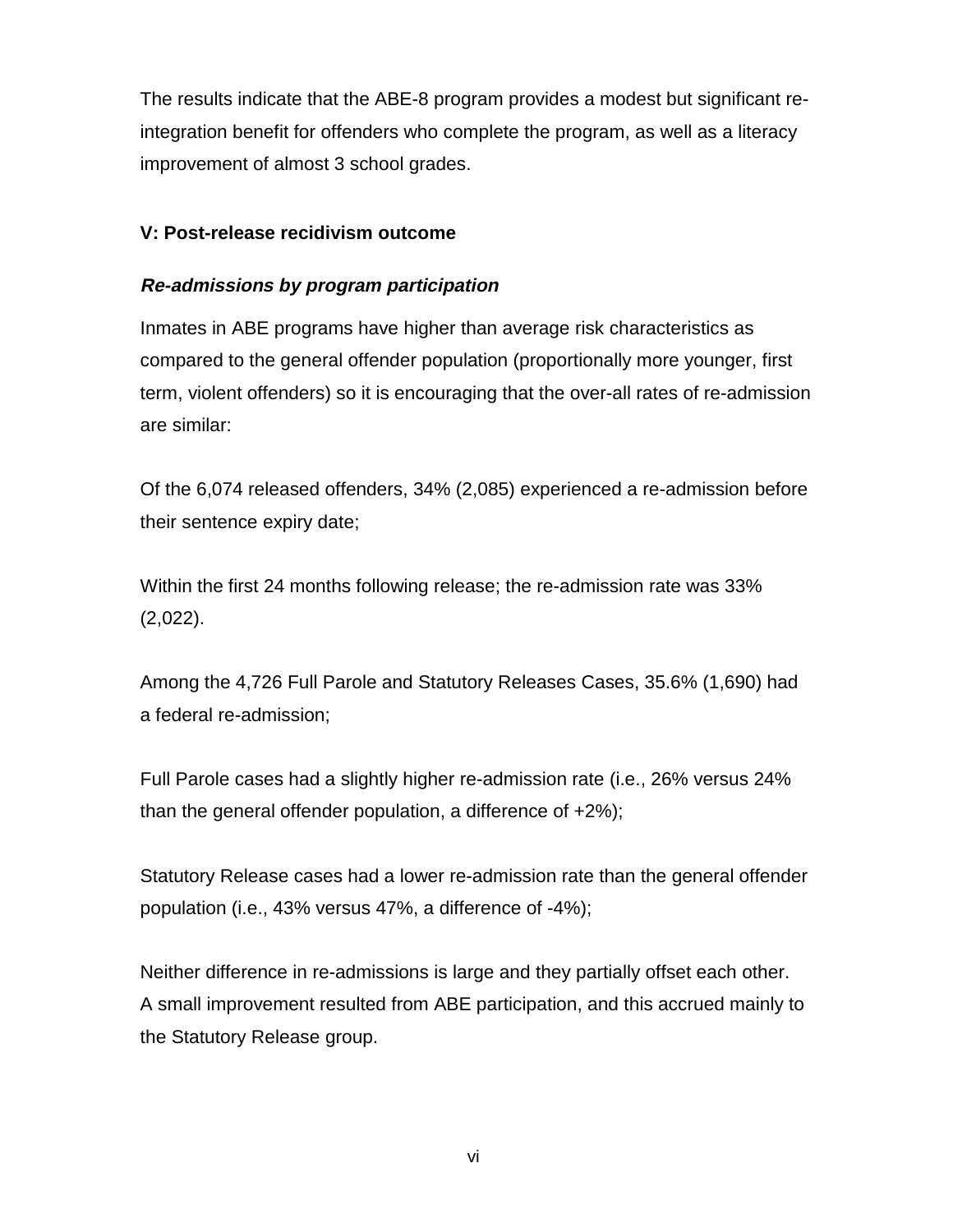The results indicate that the ABE-8 program provides a modest but significant re-integration benefit for offenders who complete the program, as well as a literacy improvement of almost 3 school grades.

### V: Post-release recidivism outcome

#### *Re-admissions by program participation*

Inmates in ABE programs have higher than average risk characteristics as compared to the general offender population (proportionally more younger, first term, violent offenders) so it is encouraging that the over-all rates of re-admission are similar:

Of the 6,074 released offenders, 34% (2,085) experienced a re-admission before their sentence expiry date;

Within the first 24 months following release; the re-admission rate was 33% (2,022).

Among the 4,726 Full Parole and Statutory Releases Cases, 35.6% (1,690) had a federal re-admission;

Full Parole cases had a slightly higher re-admission rate (i.e., 26% versus 24% than the general offender population, a difference of +2%);

Statutory Release cases had a lower re-admission rate than the general offender population (i.e., 43% versus 47%, a difference of -4%);

Neither difference in re-admissions is large and they partially offset each other. A small improvement resulted from ABE participation, and this accrued mainly to the Statutory Release group.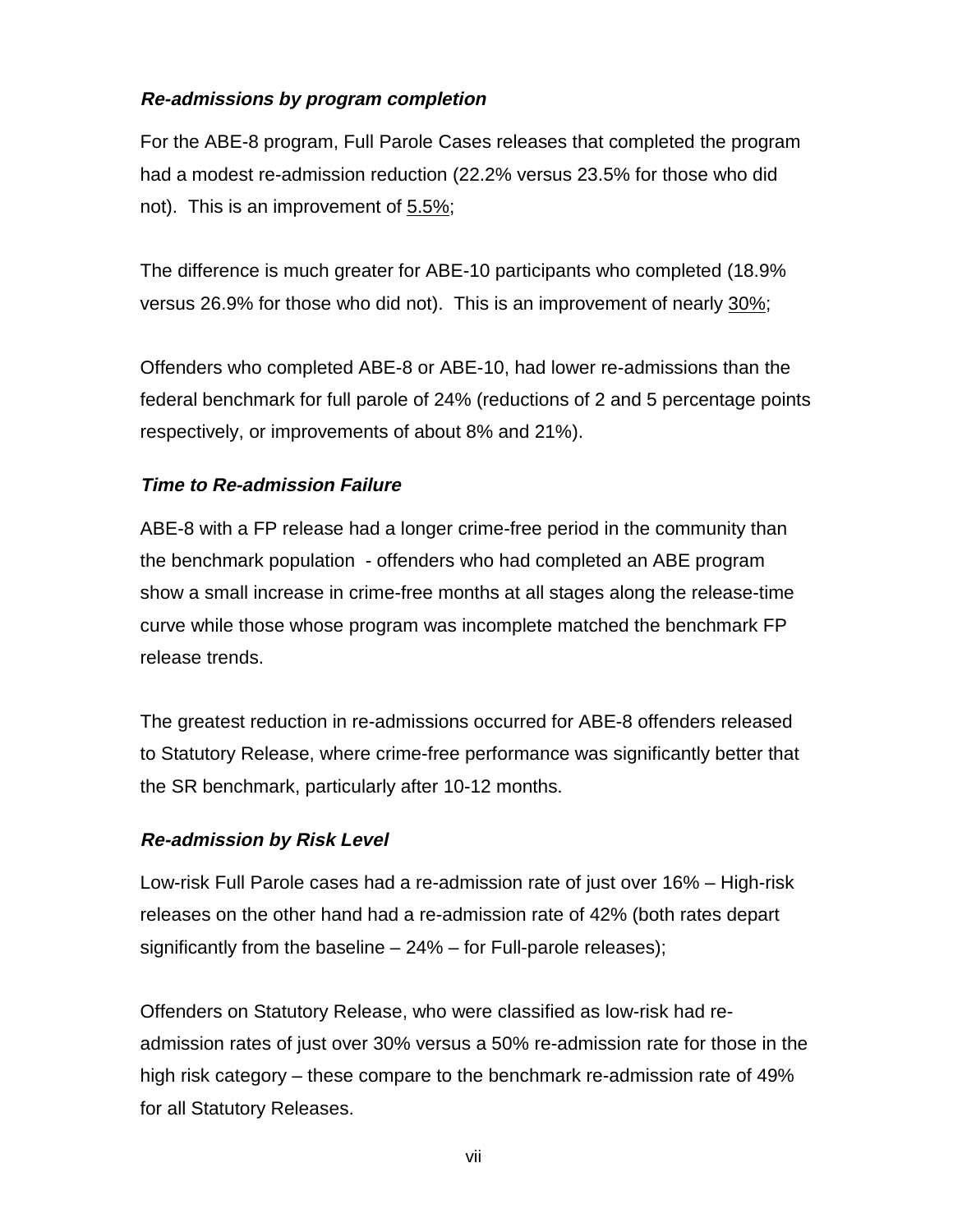### ***Re-admissions by program completion***

For the ABE-8 program, Full Parole Cases releases that completed the program had a modest re-admission reduction (22.2% versus 23.5% for those who did not). This is an improvement of <u>5.5%</u>;

The difference is much greater for ABE-10 participants who completed (18.9% versus 26.9% for those who did not). This is an improvement of nearly <u>30%</u>;

Offenders who completed ABE-8 or ABE-10, had lower re-admissions than the federal benchmark for full parole of 24% (reductions of 2 and 5 percentage points respectively, or improvements of about 8% and 21%).

### ***Time to Re-admission Failure***

ABE-8 with a FP release had a longer crime-free period in the community than the benchmark population - offenders who had completed an ABE program show a small increase in crime-free months at all stages along the release-time curve while those whose program was incomplete matched the benchmark FP release trends.

The greatest reduction in re-admissions occurred for ABE-8 offenders released to Statutory Release, where crime-free performance was significantly better that the SR benchmark, particularly after 10-12 months.

### ***Re-admission by Risk Level***

Low-risk Full Parole cases had a re-admission rate of just over 16% – High-risk releases on the other hand had a re-admission rate of 42% (both rates depart significantly from the baseline – 24% – for Full-parole releases);

Offenders on Statutory Release, who were classified as low-risk had re-admission rates of just over 30% versus a 50% re-admission rate for those in the high risk category – these compare to the benchmark re-admission rate of 49% for all Statutory Releases.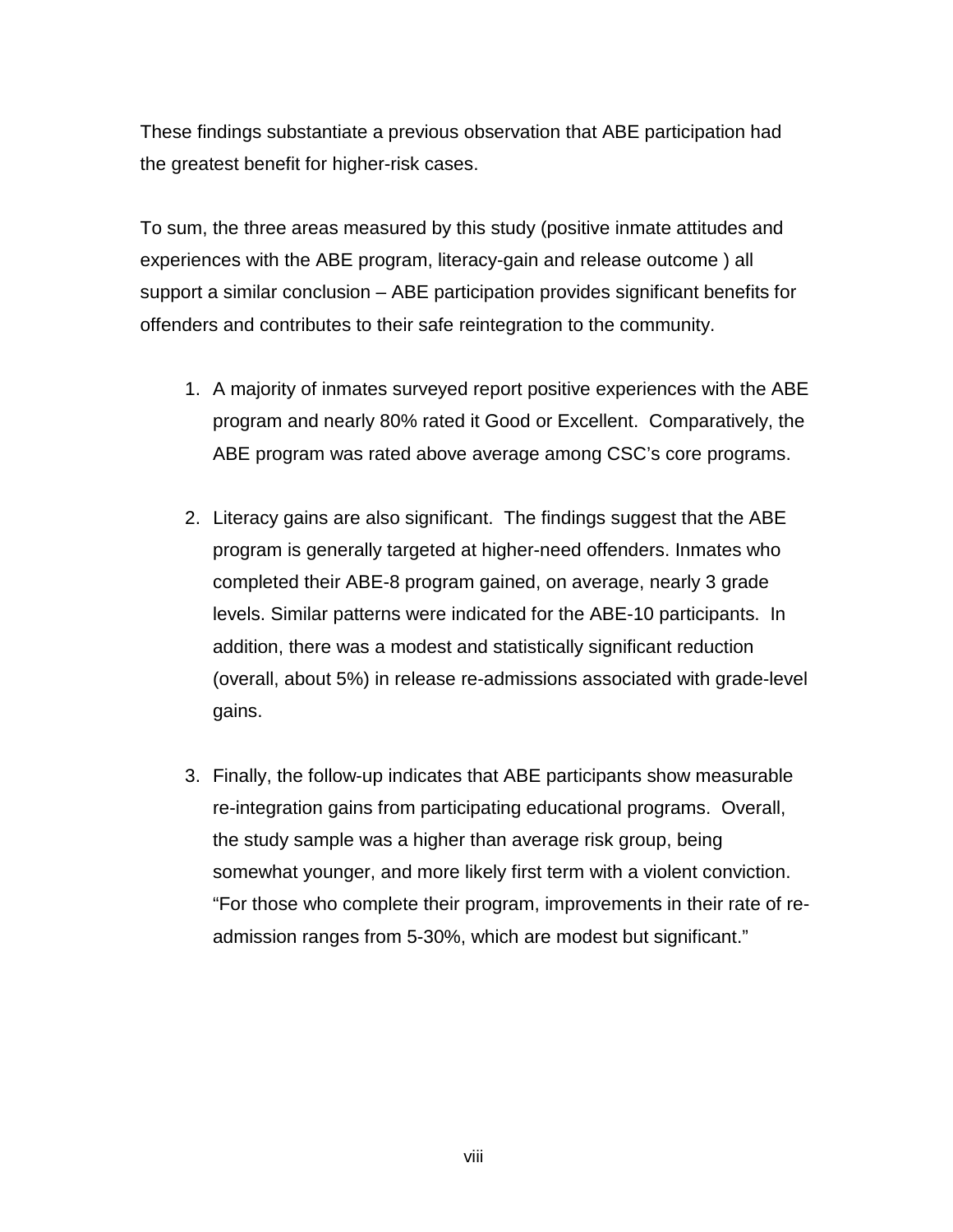These findings substantiate a previous observation that ABE participation had the greatest benefit for higher-risk cases.

To sum, the three areas measured by this study (positive inmate attitudes and experiences with the ABE program, literacy-gain and release outcome ) all support a similar conclusion – ABE participation provides significant benefits for offenders and contributes to their safe reintegration to the community.

1. A majority of inmates surveyed report positive experiences with the ABE program and nearly 80% rated it Good or Excellent. Comparatively, the ABE program was rated above average among CSC's core programs.

2. Literacy gains are also significant. The findings suggest that the ABE program is generally targeted at higher-need offenders. Inmates who completed their ABE-8 program gained, on average, nearly 3 grade levels. Similar patterns were indicated for the ABE-10 participants. In addition, there was a modest and statistically significant reduction (overall, about 5%) in release re-admissions associated with grade-level gains.

3. Finally, the follow-up indicates that ABE participants show measurable re-integration gains from participating educational programs. Overall, the study sample was a higher than average risk group, being somewhat younger, and more likely first term with a violent conviction. "For those who complete their program, improvements in their rate of re-admission ranges from 5-30%, which are modest but significant."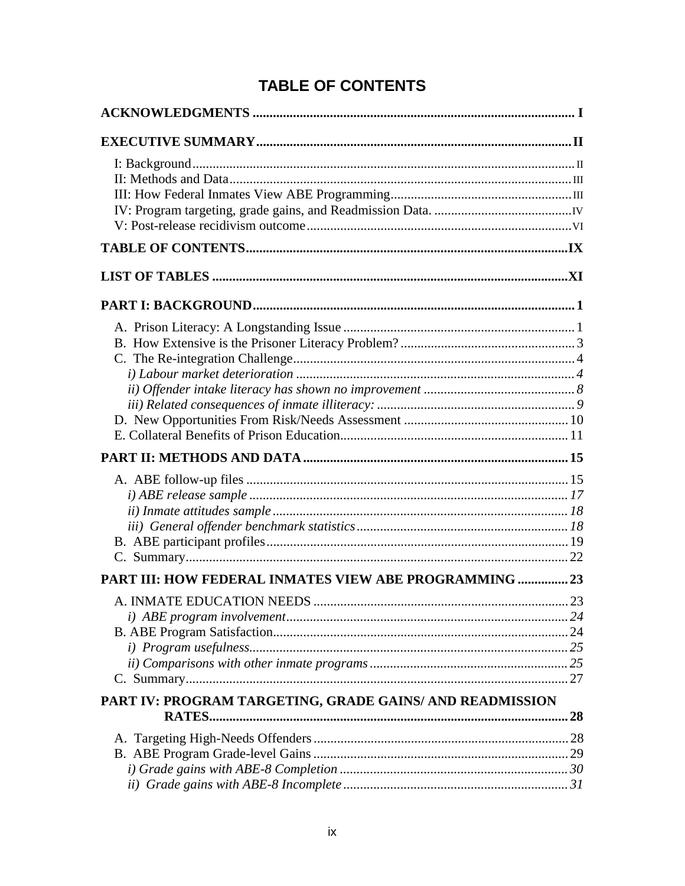# TABLE OF CONTENTS

**ACKNOWLEDGMENTS ............................................................................................ I**

**EXECUTIVE SUMMARY ........................................................................................ II**

I: Background ........................................................................................................ II
II: Methods and Data .............................................................................................. III
III: How Federal Inmates View ABE Programming ................................................ III
IV: Program targeting, grade gains, and Readmission Data. .................................... IV
V: Post-release recidivism outcome ........................................................................ VI

**TABLE OF CONTENTS ........................................................................................ IX**

**LIST OF TABLES ................................................................................................ XI**

**PART I: BACKGROUND ........................................................................................ 1**

A. Prison Literacy: A Longstanding Issue ................................................................ 1
B. How Extensive is the Prisoner Literacy Problem? ................................................ 3
C. The Re-integration Challenge ............................................................................... 4
*i) Labour market deterioration* ............................................................................... *4*
*ii) Offender intake literacy has shown no improvement* ......................................... *8*
*iii) Related consequences of inmate illiteracy:* ........................................................ *9*
D. New Opportunities From Risk/Needs Assessment ............................................. 10
E. Collateral Benefits of Prison Education ............................................................... 11

**PART II: METHODS AND DATA ........................................................................ 15**

A. ABE follow-up files ............................................................................................ 15
*i) ABE release sample* ........................................................................................... *17*
*ii) Inmate attitudes sample* ..................................................................................... *18*
*iii) General offender benchmark statistics* .............................................................. *18*
B. ABE participant profiles ...................................................................................... 19
C. Summary .............................................................................................................. 22

**PART III: HOW FEDERAL INMATES VIEW ABE PROGRAMMING .............. 23**

A. INMATE EDUCATION NEEDS ........................................................................ 23
*i) ABE program involvement* ................................................................................. *24*
B. ABE Program Satisfaction ................................................................................... 24
*i) Program usefulness.* ............................................................................................ *25*
*ii) Comparisons with other inmate programs* ......................................................... *25*
C. Summary .............................................................................................................. 27

**PART IV: PROGRAM TARGETING, GRADE GAINS/ AND READMISSION RATES ..................................................................................................................... 28**

A. Targeting High-Needs Offenders ........................................................................ 28
B. ABE Program Grade-level Gains ......................................................................... 29
*i) Grade gains with ABE-8 Completion* ................................................................. *30*
*ii) Grade gains with ABE-8 Incomplete* ................................................................. *31*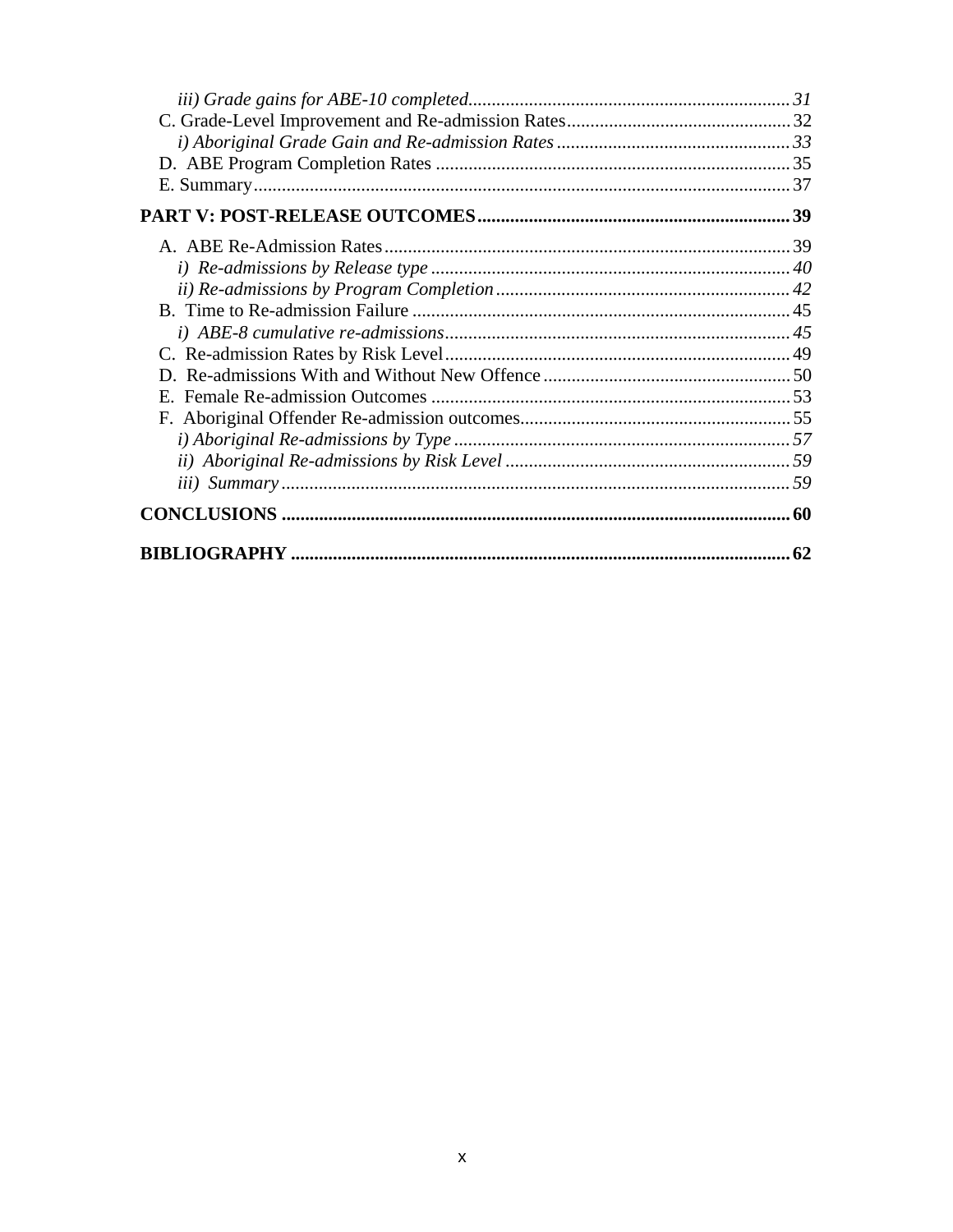*iii) Grade gains for ABE-10 completed* ..................................................................... *31*
C. Grade-Level Improvement and Re-admission Rates ................................................ 32
*i) Aboriginal Grade Gain and Re-admission Rates* .................................................. *33*
D. ABE Program Completion Rates ............................................................................ 35
E. Summary ................................................................................................................... 37

**PART V: POST-RELEASE OUTCOMES .................................................................. 39**

A. ABE Re-Admission Rates ........................................................................................ 39
*i) Re-admissions by Release type* ............................................................................. *40*
*ii) Re-admissions by Program Completion* ................................................................. *42*
B. Time to Re-admission Failure ................................................................................. 45
*i) ABE-8 cumulative re-admissions* ............................................................................ *45*
C. Re-admission Rates by Risk Level .......................................................................... 49
D. Re-admissions With and Without New Offence ..................................................... 50
E. Female Re-admission Outcomes ............................................................................. 53
F. Aboriginal Offender Re-admission outcomes .......................................................... 55
*i) Aboriginal Re-admissions by Type* ........................................................................ *57*
*ii) Aboriginal Re-admissions by Risk Level* ............................................................... *59*
*iii) Summary* ............................................................................................................... *59*

**CONCLUSIONS ............................................................................................................ 60**

**BIBLIOGRAPHY .......................................................................................................... 62**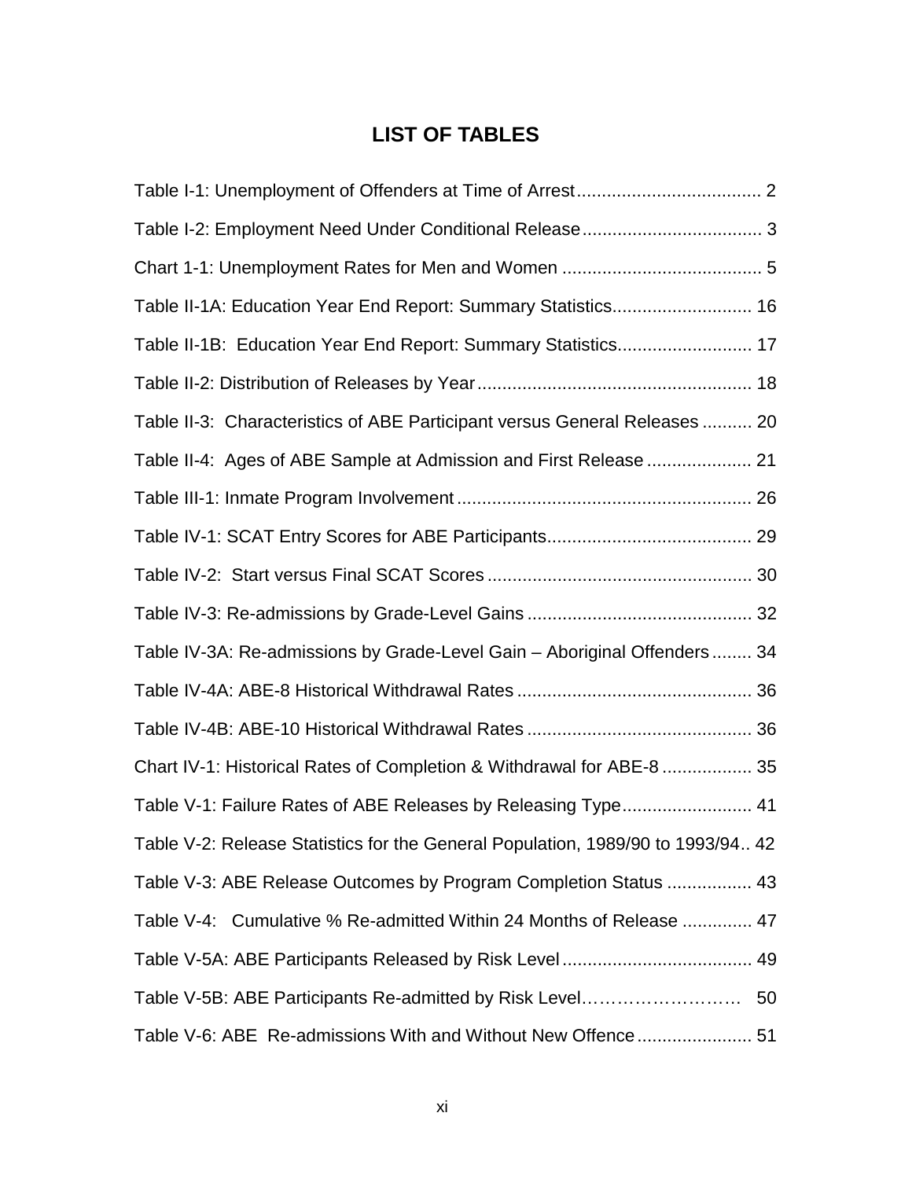# LIST OF TABLES

Table I-1: Unemployment of Offenders at Time of Arrest..................................... 2

Table I-2: Employment Need Under Conditional Release.................................... 3

Chart 1-1: Unemployment Rates for Men and Women ....................................... 5

Table II-1A: Education Year End Report: Summary Statistics............................ 16

Table II-1B: Education Year End Report: Summary Statistics........................... 17

Table II-2: Distribution of Releases by Year....................................................... 18

Table II-3: Characteristics of ABE Participant versus General Releases .......... 20

Table II-4: Ages of ABE Sample at Admission and First Release ..................... 21

Table III-1: Inmate Program Involvement ........................................................... 26

Table IV-1: SCAT Entry Scores for ABE Participants......................................... 29

Table IV-2: Start versus Final SCAT Scores ..................................................... 30

Table IV-3: Re-admissions by Grade-Level Gains ............................................. 32

Table IV-3A: Re-admissions by Grade-Level Gain – Aboriginal Offenders ........ 34

Table IV-4A: ABE-8 Historical Withdrawal Rates ............................................... 36

Table IV-4B: ABE-10 Historical Withdrawal Rates ............................................. 36

Chart IV-1: Historical Rates of Completion & Withdrawal for ABE-8 .................. 35

Table V-1: Failure Rates of ABE Releases by Releasing Type.......................... 41

Table V-2: Release Statistics for the General Population, 1989/90 to 1993/94.. 42

Table V-3: ABE Release Outcomes by Program Completion Status ................. 43

Table V-4: Cumulative % Re-admitted Within 24 Months of Release .............. 47

Table V-5A: ABE Participants Released by Risk Level...................................... 49

Table V-5B: ABE Participants Re-admitted by Risk Level……………………… 50

Table V-6: ABE Re-admissions With and Without New Offence....................... 51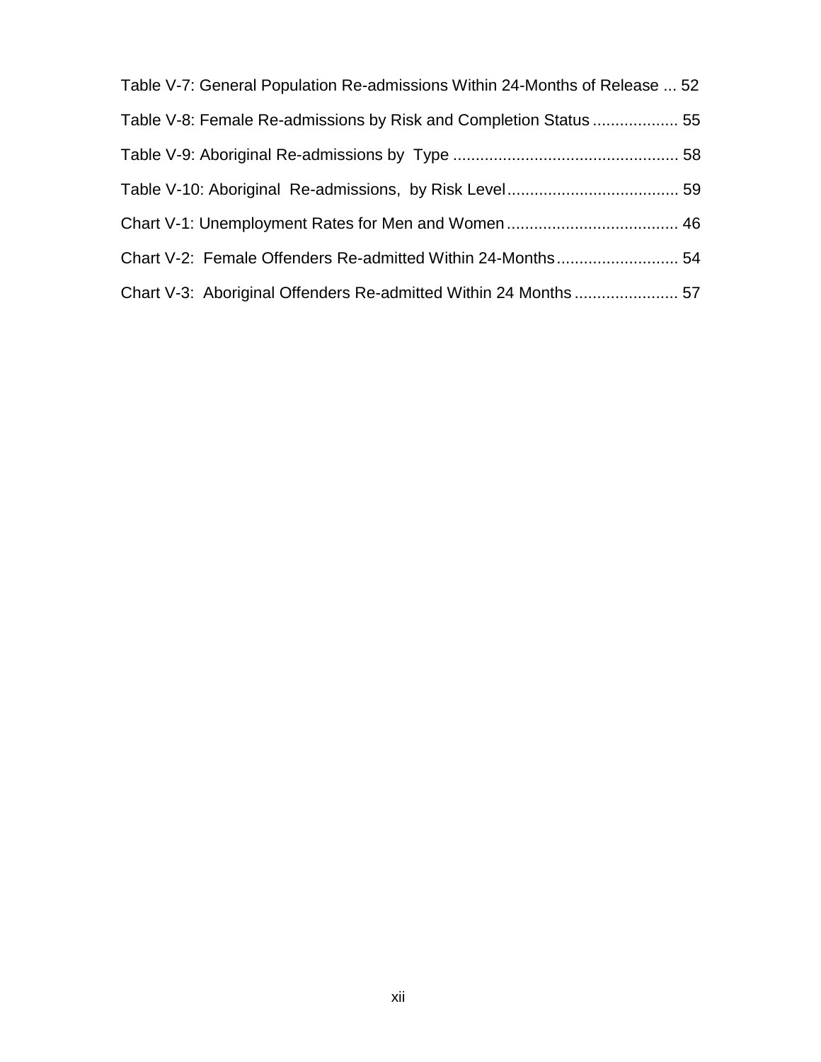Table V-7: General Population Re-admissions Within 24-Months of Release ... 52

Table V-8: Female Re-admissions by Risk and Completion Status ................... 55

Table V-9: Aboriginal Re-admissions by Type .................................................. 58

Table V-10: Aboriginal Re-admissions, by Risk Level...................................... 59

Chart V-1: Unemployment Rates for Men and Women...................................... 46

Chart V-2: Female Offenders Re-admitted Within 24-Months........................... 54

Chart V-3: Aboriginal Offenders Re-admitted Within 24 Months....................... 57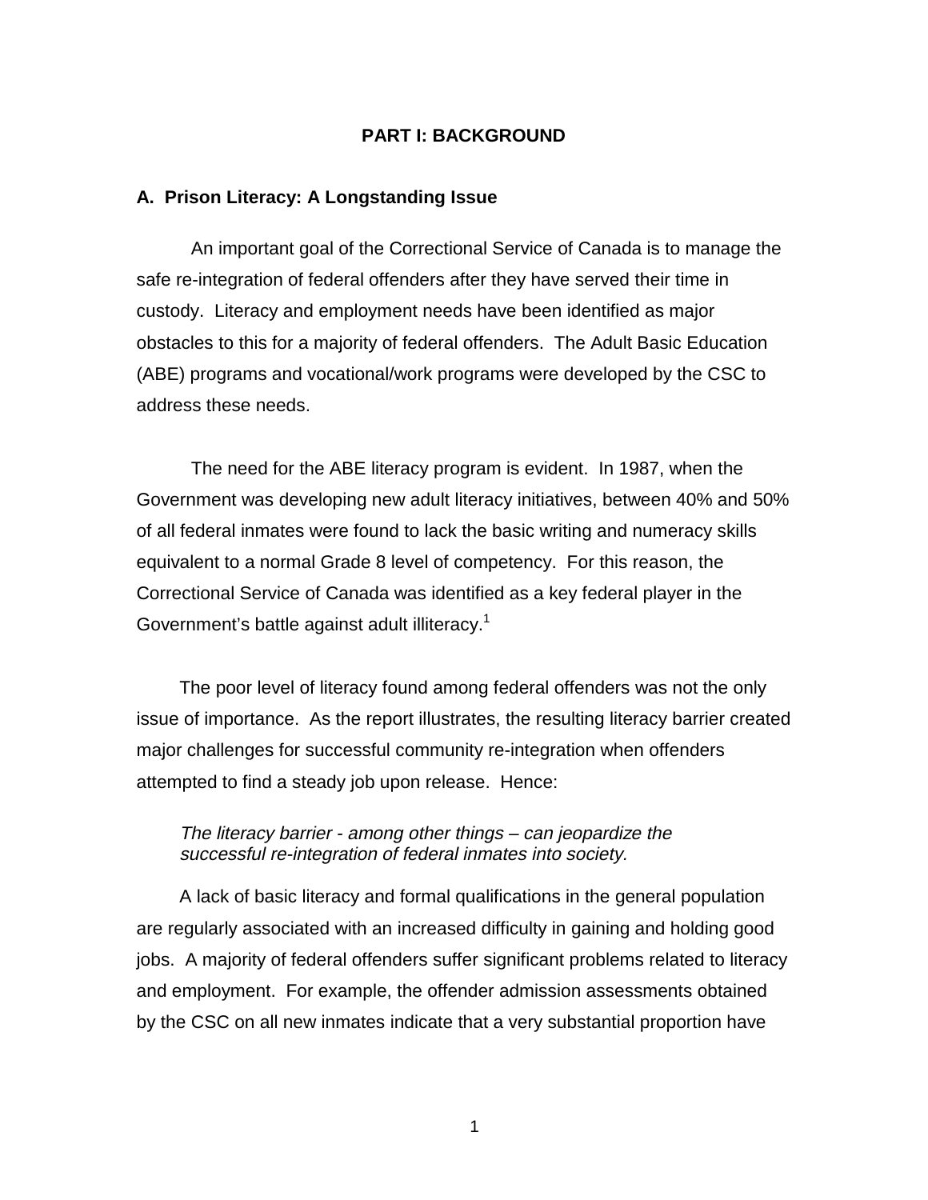## PART I: BACKGROUND

### A. Prison Literacy: A Longstanding Issue

An important goal of the Correctional Service of Canada is to manage the safe re-integration of federal offenders after they have served their time in custody. Literacy and employment needs have been identified as major obstacles to this for a majority of federal offenders. The Adult Basic Education (ABE) programs and vocational/work programs were developed by the CSC to address these needs.

The need for the ABE literacy program is evident. In 1987, when the Government was developing new adult literacy initiatives, between 40% and 50% of all federal inmates were found to lack the basic writing and numeracy skills equivalent to a normal Grade 8 level of competency. For this reason, the Correctional Service of Canada was identified as a key federal player in the Government's battle against adult illiteracy.[1]

The poor level of literacy found among federal offenders was not the only issue of importance. As the report illustrates, the resulting literacy barrier created major challenges for successful community re-integration when offenders attempted to find a steady job upon release. Hence:

> *The literacy barrier - among other things – can jeopardize the successful re-integration of federal inmates into society.*

A lack of basic literacy and formal qualifications in the general population are regularly associated with an increased difficulty in gaining and holding good jobs. A majority of federal offenders suffer significant problems related to literacy and employment. For example, the offender admission assessments obtained by the CSC on all new inmates indicate that a very substantial proportion have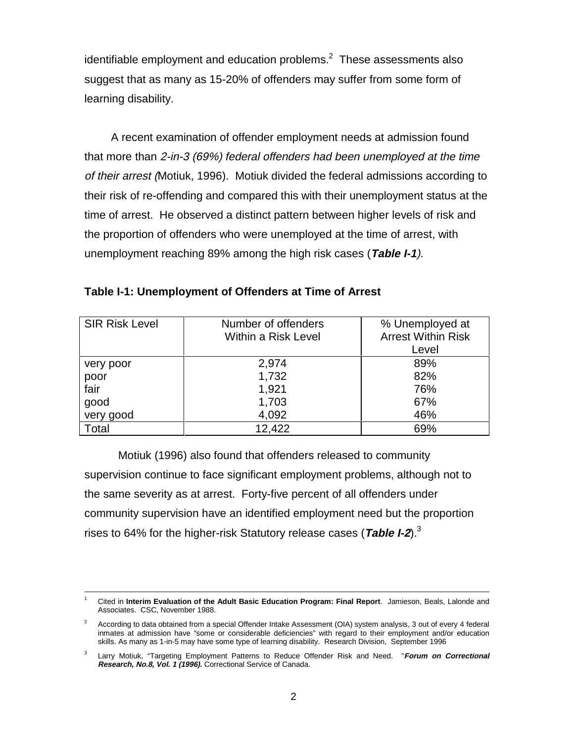identifiable employment and education problems.[2] These assessments also suggest that as many as 15-20% of offenders may suffer from some form of learning disability.

A recent examination of offender employment needs at admission found that more than *2-in-3 (69%) federal offenders had been unemployed at the time of their arrest (*Motiuk, 1996). Motiuk divided the federal admissions according to their risk of re-offending and compared this with their unemployment status at the time of arrest. He observed a distinct pattern between higher levels of risk and the proportion of offenders who were unemployed at the time of arrest, with unemployment reaching 89% among the high risk cases (***Table I-1****).*

**Table I-1: Unemployment of Offenders at Time of Arrest**

| SIR Risk Level | Number of offenders Within a Risk Level | % Unemployed at Arrest Within Risk Level |
|---|---|---|
| very poor | 2,974 | 89% |
| poor | 1,732 | 82% |
| fair | 1,921 | 76% |
| good | 1,703 | 67% |
| very good | 4,092 | 46% |
| Total | 12,422 | 69% |

Motiuk (1996) also found that offenders released to community supervision continue to face significant employment problems, although not to the same severity as at arrest. Forty-five percent of all offenders under community supervision have an identified employment need but the proportion rises to 64% for the higher-risk Statutory release cases (***Table I-2***).[3]

---

[1] Cited in **Interim Evaluation of the Adult Basic Education Program: Final Report**. Jamieson, Beals, Lalonde and Associates. CSC, November 1988.

[2] According to data obtained from a special Offender Intake Assessment (OIA) system analysis, 3 out of every 4 federal inmates at admission have "some or considerable deficiencies" with regard to their employment and/or education skills. As many as 1-in-5 may have some type of learning disability. Research Division, September 1996

[3] Larry Motiuk, "Targeting Employment Patterns to Reduce Offender Risk and Need. "***Forum on Correctional Research, No.8, Vol. 1 (1996).*** Correctional Service of Canada.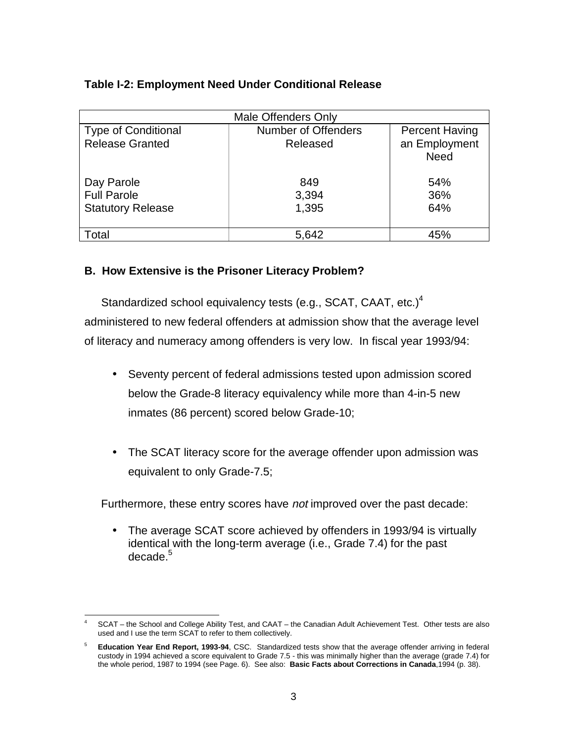**Table I-2: Employment Need Under Conditional Release**

| Male Offenders Only | | |
|---|---|---|
| Type of Conditional Release Granted | Number of Offenders Released | Percent Having an Employment Need |
| Day Parole | 849 | 54% |
| Full Parole | 3,394 | 36% |
| Statutory Release | 1,395 | 64% |
| Total | 5,642 | 45% |

### B. How Extensive is the Prisoner Literacy Problem?

Standardized school equivalency tests (e.g., SCAT, CAAT, etc.)[4] administered to new federal offenders at admission show that the average level of literacy and numeracy among offenders is very low. In fiscal year 1993/94:

- Seventy percent of federal admissions tested upon admission scored below the Grade-8 literacy equivalency while more than 4-in-5 new inmates (86 percent) scored below Grade-10;

- The SCAT literacy score for the average offender upon admission was equivalent to only Grade-7.5;

Furthermore, these entry scores have *not* improved over the past decade:

- The average SCAT score achieved by offenders in 1993/94 is virtually identical with the long-term average (i.e., Grade 7.4) for the past decade.[5]

---

[4] SCAT – the School and College Ability Test, and CAAT – the Canadian Adult Achievement Test. Other tests are also used and I use the term SCAT to refer to them collectively.

[5] **Education Year End Report, 1993-94**, CSC. Standardized tests show that the average offender arriving in federal custody in 1994 achieved a score equivalent to Grade 7.5 - this was minimally higher than the average (grade 7.4) for the whole period, 1987 to 1994 (see Page. 6). See also: **Basic Facts about Corrections in Canada**,1994 (p. 38).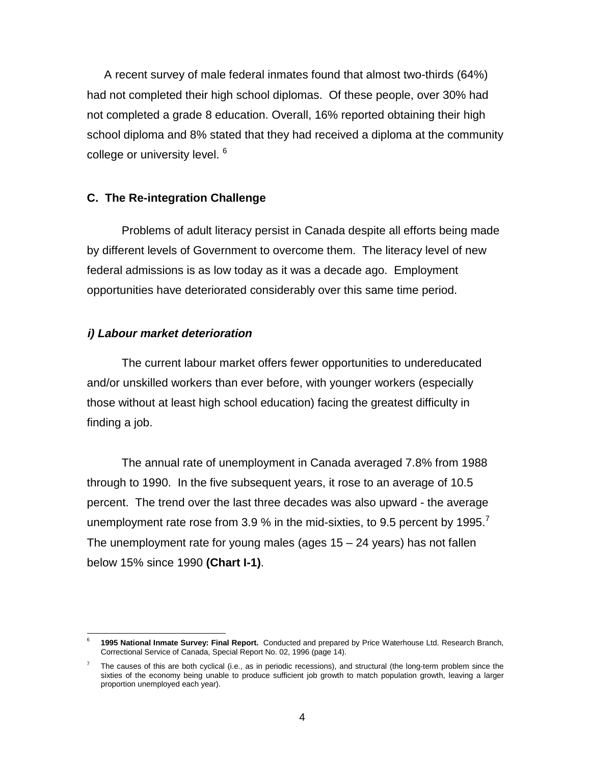A recent survey of male federal inmates found that almost two-thirds (64%) had not completed their high school diplomas. Of these people, over 30% had not completed a grade 8 education. Overall, 16% reported obtaining their high school diploma and 8% stated that they had received a diploma at the community college or university level. [6]

### C. The Re-integration Challenge

Problems of adult literacy persist in Canada despite all efforts being made by different levels of Government to overcome them. The literacy level of new federal admissions is as low today as it was a decade ago. Employment opportunities have deteriorated considerably over this same time period.

#### *i) Labour market deterioration*

The current labour market offers fewer opportunities to undereducated and/or unskilled workers than ever before, with younger workers (especially those without at least high school education) facing the greatest difficulty in finding a job.

The annual rate of unemployment in Canada averaged 7.8% from 1988 through to 1990. In the five subsequent years, it rose to an average of 10.5 percent. The trend over the last three decades was also upward - the average unemployment rate rose from 3.9 % in the mid-sixties, to 9.5 percent by 1995.[7] The unemployment rate for young males (ages 15 – 24 years) has not fallen below 15% since 1990 **(Chart I-1)**.

---

[6] **1995 National Inmate Survey: Final Report.** Conducted and prepared by Price Waterhouse Ltd. Research Branch, Correctional Service of Canada, Special Report No. 02, 1996 (page 14).

[7] The causes of this are both cyclical (i.e., as in periodic recessions), and structural (the long-term problem since the sixties of the economy being unable to produce sufficient job growth to match population growth, leaving a larger proportion unemployed each year).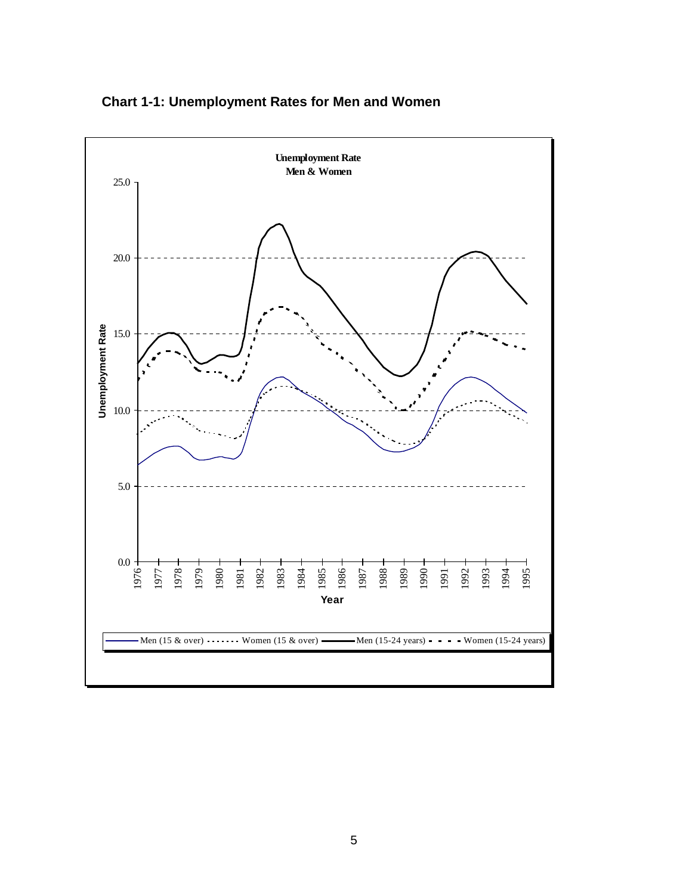**Chart 1-1: Unemployment Rates for Men and Women**

Unemployment Rate
Men & Women

Unemployment Rate

Year

Men (15 & over) Women (15 & over) Men (15-24 years) Women (15-24 years)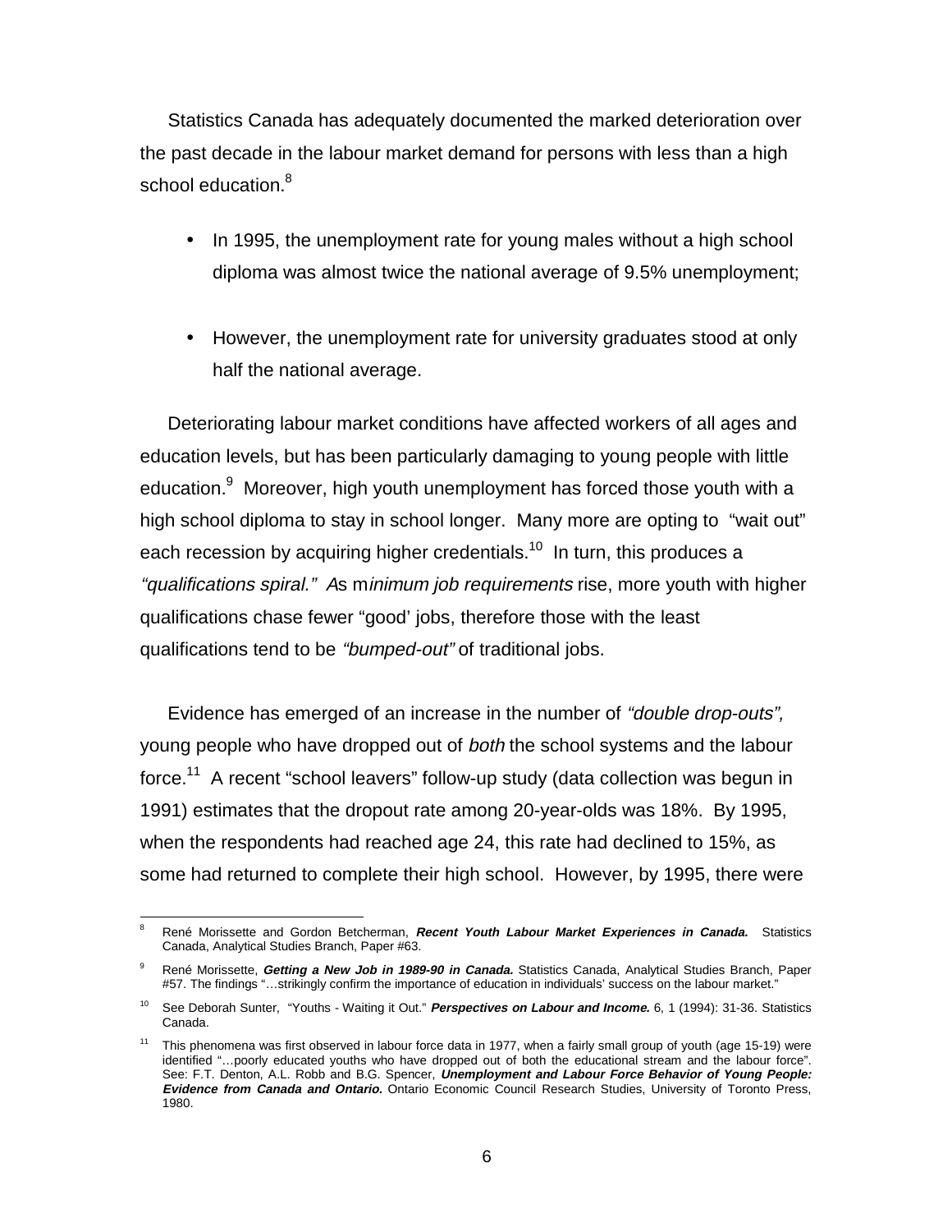Statistics Canada has adequately documented the marked deterioration over the past decade in the labour market demand for persons with less than a high school education.[8]

- In 1995, the unemployment rate for young males without a high school diploma was almost twice the national average of 9.5% unemployment;

- However, the unemployment rate for university graduates stood at only half the national average.

Deteriorating labour market conditions have affected workers of all ages and education levels, but has been particularly damaging to young people with little education.[9] Moreover, high youth unemployment has forced those youth with a high school diploma to stay in school longer. Many more are opting to "wait out" each recession by acquiring higher credentials.[10] In turn, this produces a *"qualifications spiral." A*s m*inimum job requirements* rise, more youth with higher qualifications chase fewer "good' jobs, therefore those with the least qualifications tend to be *"bumped-out"* of traditional jobs.

Evidence has emerged of an increase in the number of *"double drop-outs",* young people who have dropped out of *both* the school systems and the labour force.[11] A recent "school leavers" follow-up study (data collection was begun in 1991) estimates that the dropout rate among 20-year-olds was 18%. By 1995, when the respondents had reached age 24, this rate had declined to 15%, as some had returned to complete their high school. However, by 1995, there were

---

[8] René Morissette and Gordon Betcherman, ***Recent Youth Labour Market Experiences in Canada.*** Statistics Canada, Analytical Studies Branch, Paper #63.

[9] René Morissette, ***Getting a New Job in 1989-90 in Canada.*** Statistics Canada, Analytical Studies Branch, Paper #57. The findings "…strikingly confirm the importance of education in individuals' success on the labour market."

[10] See Deborah Sunter, "Youths - Waiting it Out." ***Perspectives on Labour and Income.*** 6, 1 (1994): 31-36. Statistics Canada.

[11] This phenomena was first observed in labour force data in 1977, when a fairly small group of youth (age 15-19) were identified "…poorly educated youths who have dropped out of both the educational stream and the labour force". See: F.T. Denton, A.L. Robb and B.G. Spencer, ***Unemployment and Labour Force Behavior of Young People: Evidence from Canada and Ontario.*** Ontario Economic Council Research Studies, University of Toronto Press, 1980.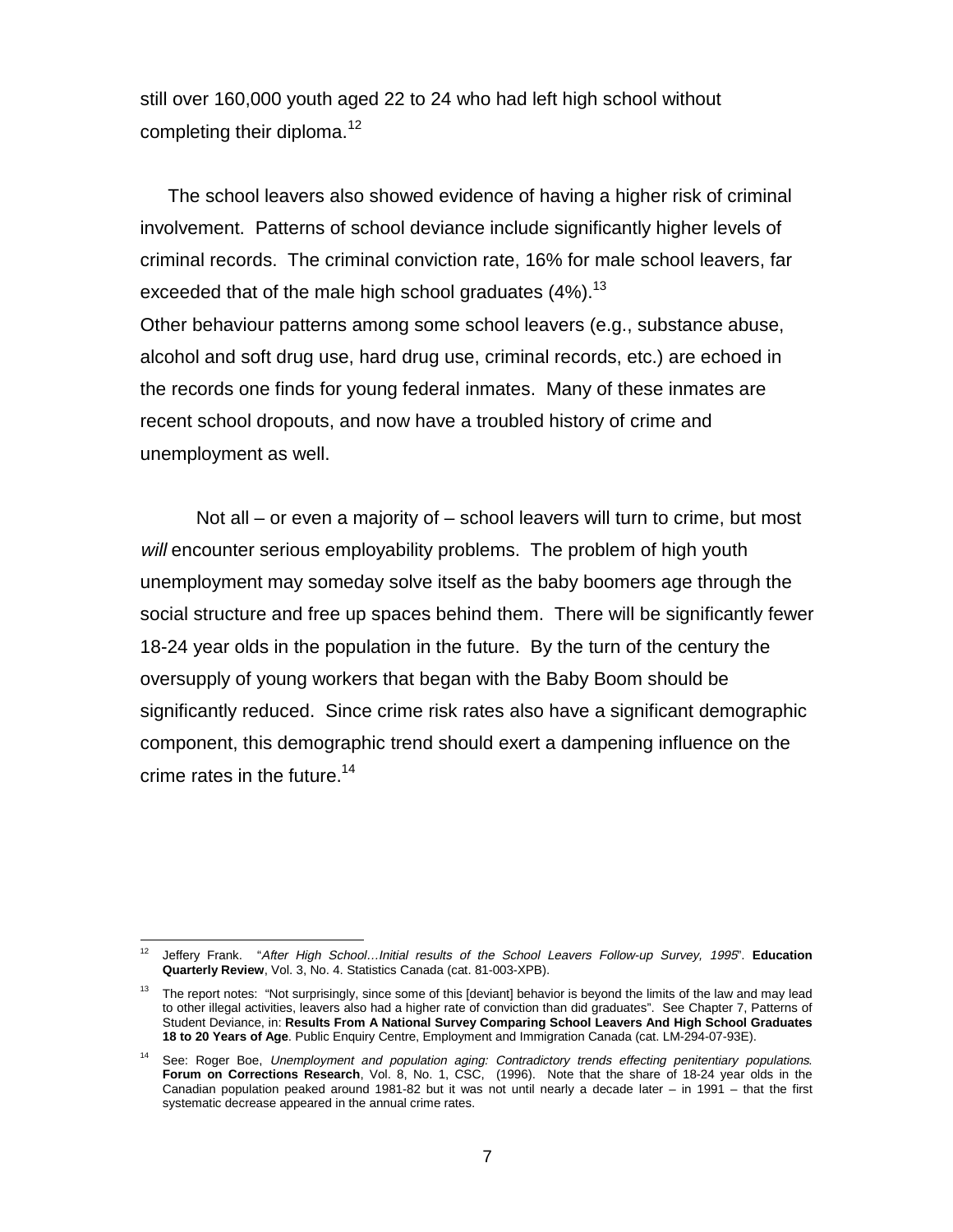still over 160,000 youth aged 22 to 24 who had left high school without completing their diploma.[12]

The school leavers also showed evidence of having a higher risk of criminal involvement. Patterns of school deviance include significantly higher levels of criminal records. The criminal conviction rate, 16% for male school leavers, far exceeded that of the male high school graduates (4%).[13]
Other behaviour patterns among some school leavers (e.g., substance abuse, alcohol and soft drug use, hard drug use, criminal records, etc.) are echoed in the records one finds for young federal inmates. Many of these inmates are recent school dropouts, and now have a troubled history of crime and unemployment as well.

Not all – or even a majority of – school leavers will turn to crime, but most *will* encounter serious employability problems. The problem of high youth unemployment may someday solve itself as the baby boomers age through the social structure and free up spaces behind them. There will be significantly fewer 18-24 year olds in the population in the future. By the turn of the century the oversupply of young workers that began with the Baby Boom should be significantly reduced. Since crime risk rates also have a significant demographic component, this demographic trend should exert a dampening influence on the crime rates in the future.[14]

---

[12] Jeffery Frank. "*After High School…Initial results of the School Leavers Follow-up Survey, 1995*". **Education Quarterly Review**, Vol. 3, No. 4. Statistics Canada (cat. 81-003-XPB).

[13] The report notes: "Not surprisingly, since some of this [deviant] behavior is beyond the limits of the law and may lead to other illegal activities, leavers also had a higher rate of conviction than did graduates". See Chapter 7, Patterns of Student Deviance, in: **Results From A National Survey Comparing School Leavers And High School Graduates 18 to 20 Years of Age**. Public Enquiry Centre, Employment and Immigration Canada (cat. LM-294-07-93E).

[14] See: Roger Boe, *Unemployment and population aging: Contradictory trends effecting penitentiary populations.* **Forum on Corrections Research**, Vol. 8, No. 1, CSC, (1996). Note that the share of 18-24 year olds in the Canadian population peaked around 1981-82 but it was not until nearly a decade later – in 1991 – that the first systematic decrease appeared in the annual crime rates.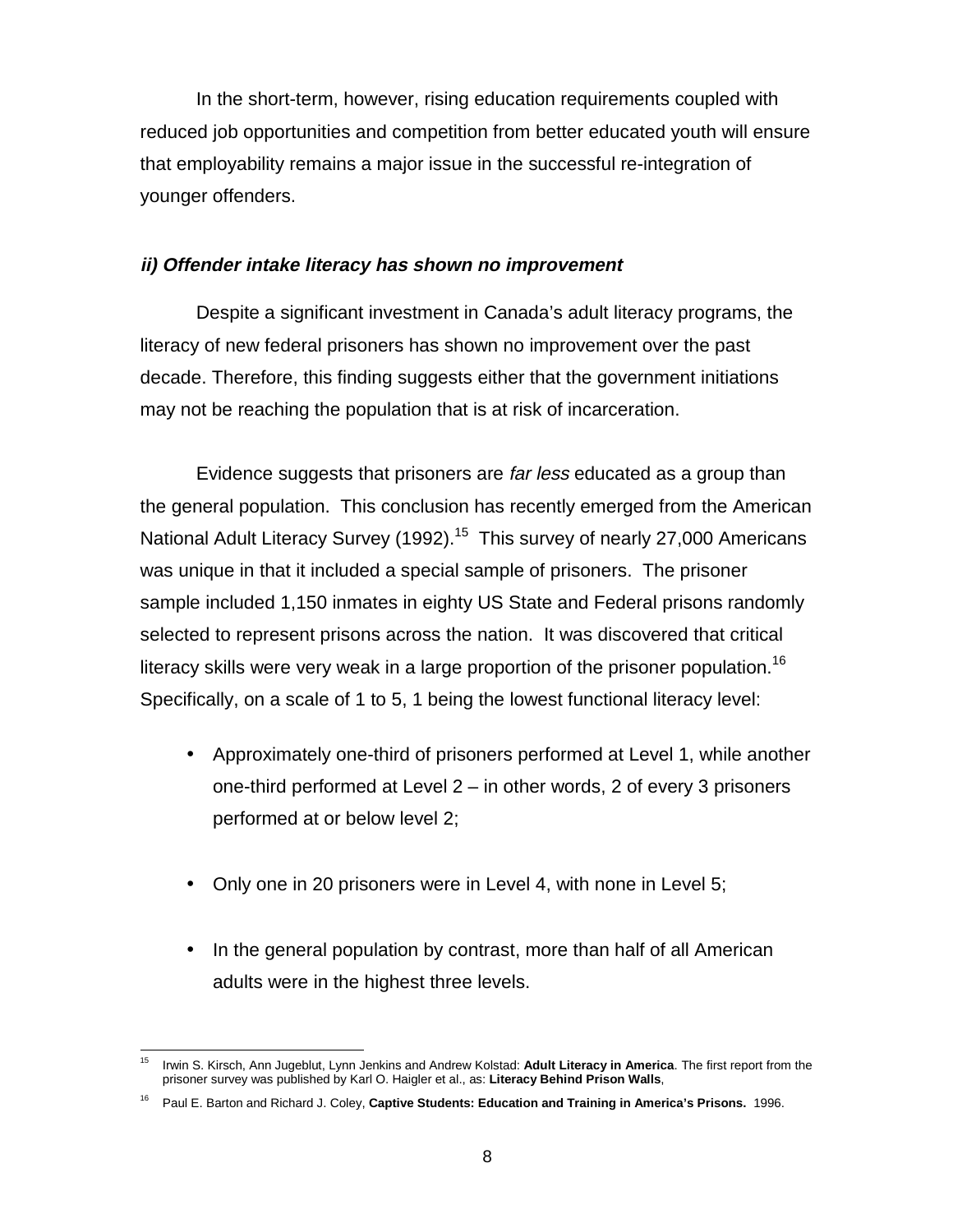In the short-term, however, rising education requirements coupled with reduced job opportunities and competition from better educated youth will ensure that employability remains a major issue in the successful re-integration of younger offenders.

### *ii) Offender intake literacy has shown no improvement*

Despite a significant investment in Canada's adult literacy programs, the literacy of new federal prisoners has shown no improvement over the past decade. Therefore, this finding suggests either that the government initiations may not be reaching the population that is at risk of incarceration.

Evidence suggests that prisoners are *far less* educated as a group than the general population. This conclusion has recently emerged from the American National Adult Literacy Survey (1992).[15] This survey of nearly 27,000 Americans was unique in that it included a special sample of prisoners. The prisoner sample included 1,150 inmates in eighty US State and Federal prisons randomly selected to represent prisons across the nation. It was discovered that critical literacy skills were very weak in a large proportion of the prisoner population.[16] Specifically, on a scale of 1 to 5, 1 being the lowest functional literacy level:

- Approximately one-third of prisoners performed at Level 1, while another one-third performed at Level 2 – in other words, 2 of every 3 prisoners performed at or below level 2;
- Only one in 20 prisoners were in Level 4, with none in Level 5;
- In the general population by contrast, more than half of all American adults were in the highest three levels.

---

[15] Irwin S. Kirsch, Ann Jugeblut, Lynn Jenkins and Andrew Kolstad: **Adult Literacy in America**. The first report from the prisoner survey was published by Karl O. Haigler et al., as: **Literacy Behind Prison Walls**,

[16] Paul E. Barton and Richard J. Coley, **Captive Students: Education and Training in America's Prisons.** 1996.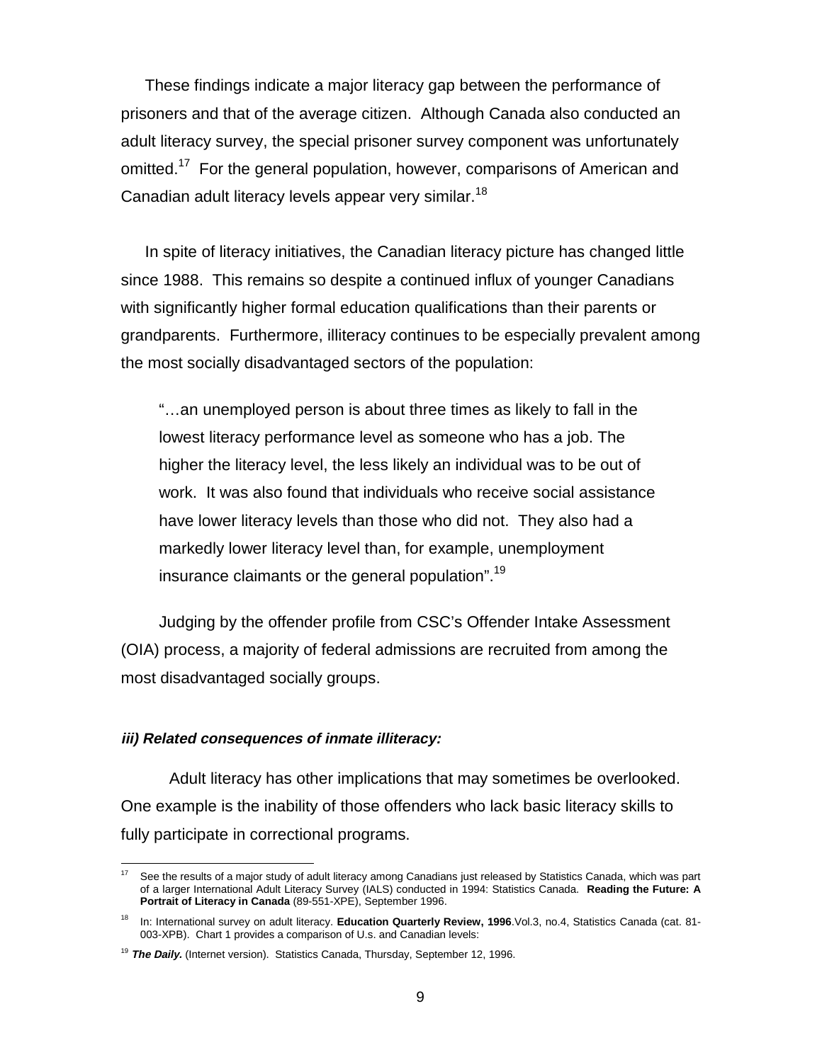These findings indicate a major literacy gap between the performance of prisoners and that of the average citizen. Although Canada also conducted an adult literacy survey, the special prisoner survey component was unfortunately omitted.[17] For the general population, however, comparisons of American and Canadian adult literacy levels appear very similar.[18]

In spite of literacy initiatives, the Canadian literacy picture has changed little since 1988. This remains so despite a continued influx of younger Canadians with significantly higher formal education qualifications than their parents or grandparents. Furthermore, illiteracy continues to be especially prevalent among the most socially disadvantaged sectors of the population:

> "…an unemployed person is about three times as likely to fall in the lowest literacy performance level as someone who has a job. The higher the literacy level, the less likely an individual was to be out of work. It was also found that individuals who receive social assistance have lower literacy levels than those who did not. They also had a markedly lower literacy level than, for example, unemployment insurance claimants or the general population".[19]

Judging by the offender profile from CSC's Offender Intake Assessment (OIA) process, a majority of federal admissions are recruited from among the most disadvantaged socially groups.

***iii) Related consequences of inmate illiteracy:***

Adult literacy has other implications that may sometimes be overlooked. One example is the inability of those offenders who lack basic literacy skills to fully participate in correctional programs.

---

[17] See the results of a major study of adult literacy among Canadians just released by Statistics Canada, which was part of a larger International Adult Literacy Survey (IALS) conducted in 1994: Statistics Canada. **Reading the Future: A Portrait of Literacy in Canada** (89-551-XPE), September 1996.

[18] In: International survey on adult literacy. **Education Quarterly Review, 1996**.Vol.3, no.4, Statistics Canada (cat. 81-003-XPB). Chart 1 provides a comparison of U.s. and Canadian levels:

[19] ***The Daily.*** (Internet version). Statistics Canada, Thursday, September 12, 1996.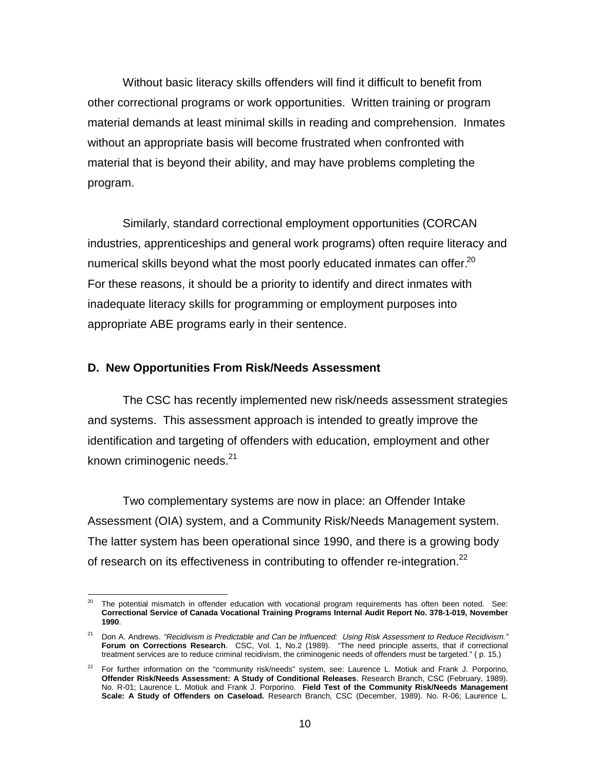Without basic literacy skills offenders will find it difficult to benefit from other correctional programs or work opportunities. Written training or program material demands at least minimal skills in reading and comprehension. Inmates without an appropriate basis will become frustrated when confronted with material that is beyond their ability, and may have problems completing the program.

Similarly, standard correctional employment opportunities (CORCAN industries, apprenticeships and general work programs) often require literacy and numerical skills beyond what the most poorly educated inmates can offer.[20] For these reasons, it should be a priority to identify and direct inmates with inadequate literacy skills for programming or employment purposes into appropriate ABE programs early in their sentence.

### D. New Opportunities From Risk/Needs Assessment

The CSC has recently implemented new risk/needs assessment strategies and systems. This assessment approach is intended to greatly improve the identification and targeting of offenders with education, employment and other known criminogenic needs.[21]

Two complementary systems are now in place: an Offender Intake Assessment (OIA) system, and a Community Risk/Needs Management system. The latter system has been operational since 1990, and there is a growing body of research on its effectiveness in contributing to offender re-integration.[22]

---

[20] The potential mismatch in offender education with vocational program requirements has often been noted. See: **Correctional Service of Canada Vocational Training Programs Internal Audit Report No. 378-1-019, November 1990**.

[21] Don A. Andrews. *"Recidivism is Predictable and Can be Influenced: Using Risk Assessment to Reduce Recidivism."* **Forum on Corrections Research**. CSC, Vol. 1, No.2 (1989). "The need principle asserts, that if correctional treatment services are to reduce criminal recidivism, the criminogenic needs of offenders must be targeted." ( p. 15.)

[22] For further information on the "community risk/needs" system, see: Laurence L. Motiuk and Frank J. Porporino, **Offender Risk/Needs Assessment: A Study of Conditional Releases**. Research Branch, CSC (February, 1989). No. R-01; Laurence L. Motiuk and Frank J. Porporino. **Field Test of the Community Risk/Needs Management Scale: A Study of Offenders on Caseload.** Research Branch, CSC (December, 1989). No. R-06; Laurence L.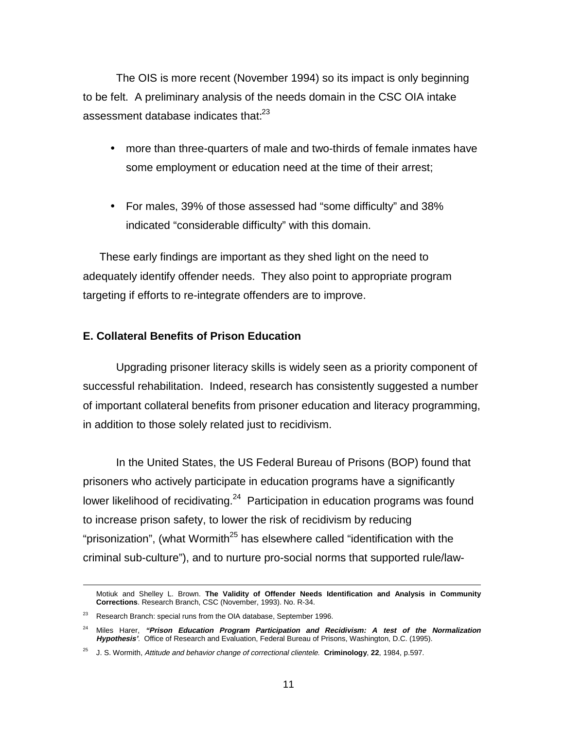The OIS is more recent (November 1994) so its impact is only beginning to be felt. A preliminary analysis of the needs domain in the CSC OIA intake assessment database indicates that:[23]

- more than three-quarters of male and two-thirds of female inmates have some employment or education need at the time of their arrest;
- For males, 39% of those assessed had "some difficulty" and 38% indicated "considerable difficulty" with this domain.

These early findings are important as they shed light on the need to adequately identify offender needs. They also point to appropriate program targeting if efforts to re-integrate offenders are to improve.

### E. Collateral Benefits of Prison Education

Upgrading prisoner literacy skills is widely seen as a priority component of successful rehabilitation. Indeed, research has consistently suggested a number of important collateral benefits from prisoner education and literacy programming, in addition to those solely related just to recidivism.

In the United States, the US Federal Bureau of Prisons (BOP) found that prisoners who actively participate in education programs have a significantly lower likelihood of recidivating.[24] Participation in education programs was found to increase prison safety, to lower the risk of recidivism by reducing "prisonization", (what Wormith[25] has elsewhere called "identification with the criminal sub-culture"), and to nurture pro-social norms that supported rule/law-

---

Motiuk and Shelley L. Brown. **The Validity of Offender Needs Identification and Analysis in Community Corrections**. Research Branch, CSC (November, 1993). No. R-34.

[23] Research Branch: special runs from the OIA database, September 1996.

[24] Miles Harer, ***"Prison Education Program Participation and Recidivism: A test of the Normalization Hypothesis'***. Office of Research and Evaluation, Federal Bureau of Prisons, Washington, D.C. (1995).

[25] J. S. Wormith, *Attitude and behavior change of correctional clientele.* **Criminology**, **22**, 1984, p.597.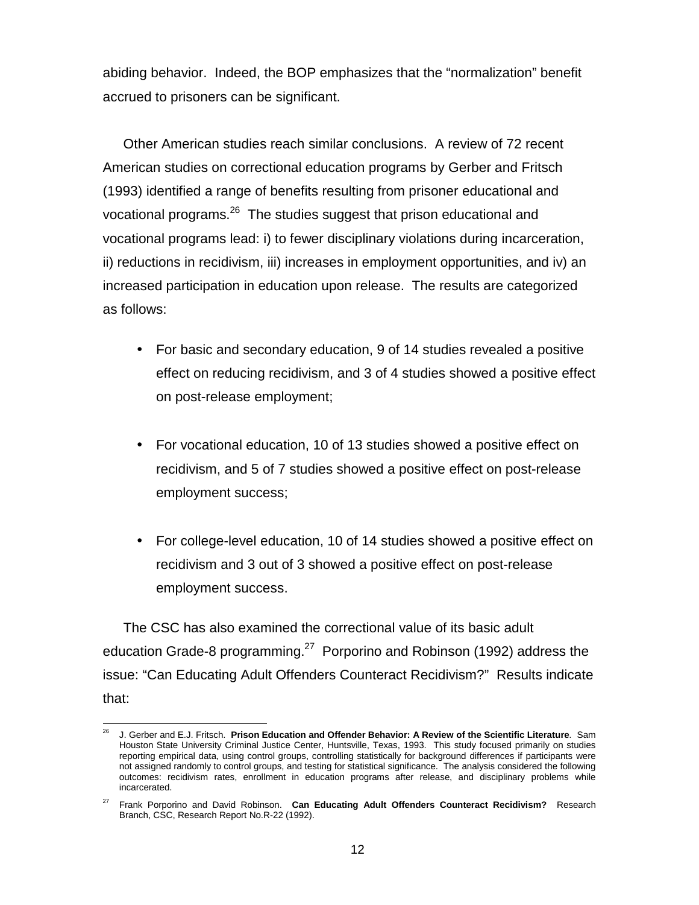abiding behavior. Indeed, the BOP emphasizes that the "normalization" benefit accrued to prisoners can be significant.

Other American studies reach similar conclusions. A review of 72 recent American studies on correctional education programs by Gerber and Fritsch (1993) identified a range of benefits resulting from prisoner educational and vocational programs.[26] The studies suggest that prison educational and vocational programs lead: i) to fewer disciplinary violations during incarceration, ii) reductions in recidivism, iii) increases in employment opportunities, and iv) an increased participation in education upon release. The results are categorized as follows:

- For basic and secondary education, 9 of 14 studies revealed a positive effect on reducing recidivism, and 3 of 4 studies showed a positive effect on post-release employment;
- For vocational education, 10 of 13 studies showed a positive effect on recidivism, and 5 of 7 studies showed a positive effect on post-release employment success;
- For college-level education, 10 of 14 studies showed a positive effect on recidivism and 3 out of 3 showed a positive effect on post-release employment success.

The CSC has also examined the correctional value of its basic adult education Grade-8 programming.[27] Porporino and Robinson (1992) address the issue: "Can Educating Adult Offenders Counteract Recidivism?" Results indicate that:

---

[26] J. Gerber and E.J. Fritsch. **Prison Education and Offender Behavior: A Review of the Scientific Literature**. Sam Houston State University Criminal Justice Center, Huntsville, Texas, 1993. This study focused primarily on studies reporting empirical data, using control groups, controlling statistically for background differences if participants were not assigned randomly to control groups, and testing for statistical significance. The analysis considered the following outcomes: recidivism rates, enrollment in education programs after release, and disciplinary problems while incarcerated.

[27] Frank Porporino and David Robinson. **Can Educating Adult Offenders Counteract Recidivism?** Research Branch, CSC, Research Report No.R-22 (1992).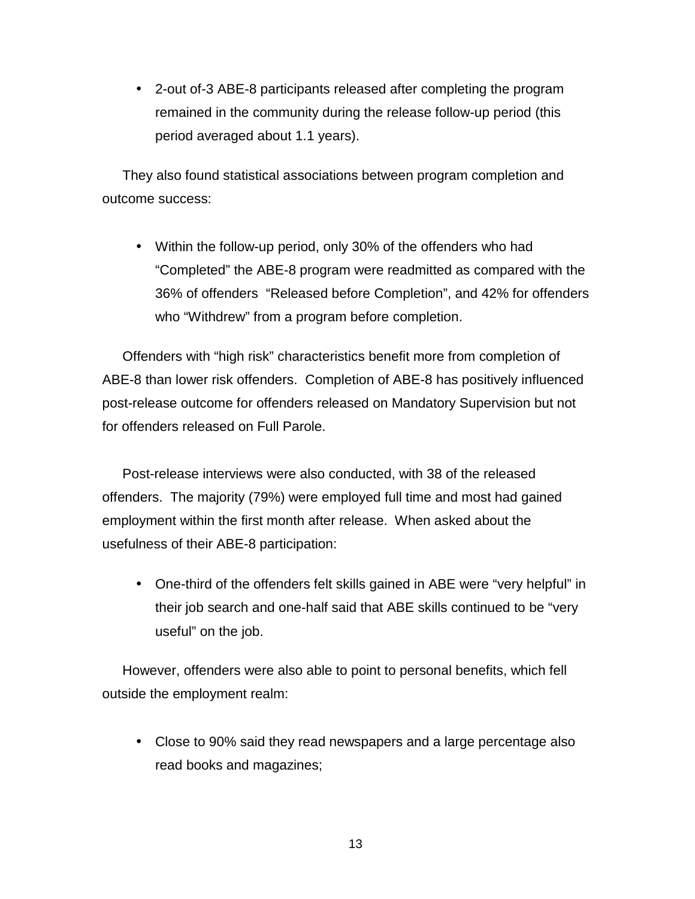- 2-out of-3 ABE-8 participants released after completing the program remained in the community during the release follow-up period (this period averaged about 1.1 years).

They also found statistical associations between program completion and outcome success:

- Within the follow-up period, only 30% of the offenders who had "Completed" the ABE-8 program were readmitted as compared with the 36% of offenders "Released before Completion", and 42% for offenders who "Withdrew" from a program before completion.

Offenders with "high risk" characteristics benefit more from completion of ABE-8 than lower risk offenders. Completion of ABE-8 has positively influenced post-release outcome for offenders released on Mandatory Supervision but not for offenders released on Full Parole.

Post-release interviews were also conducted, with 38 of the released offenders. The majority (79%) were employed full time and most had gained employment within the first month after release. When asked about the usefulness of their ABE-8 participation:

- One-third of the offenders felt skills gained in ABE were "very helpful" in their job search and one-half said that ABE skills continued to be "very useful" on the job.

However, offenders were also able to point to personal benefits, which fell outside the employment realm:

- Close to 90% said they read newspapers and a large percentage also read books and magazines;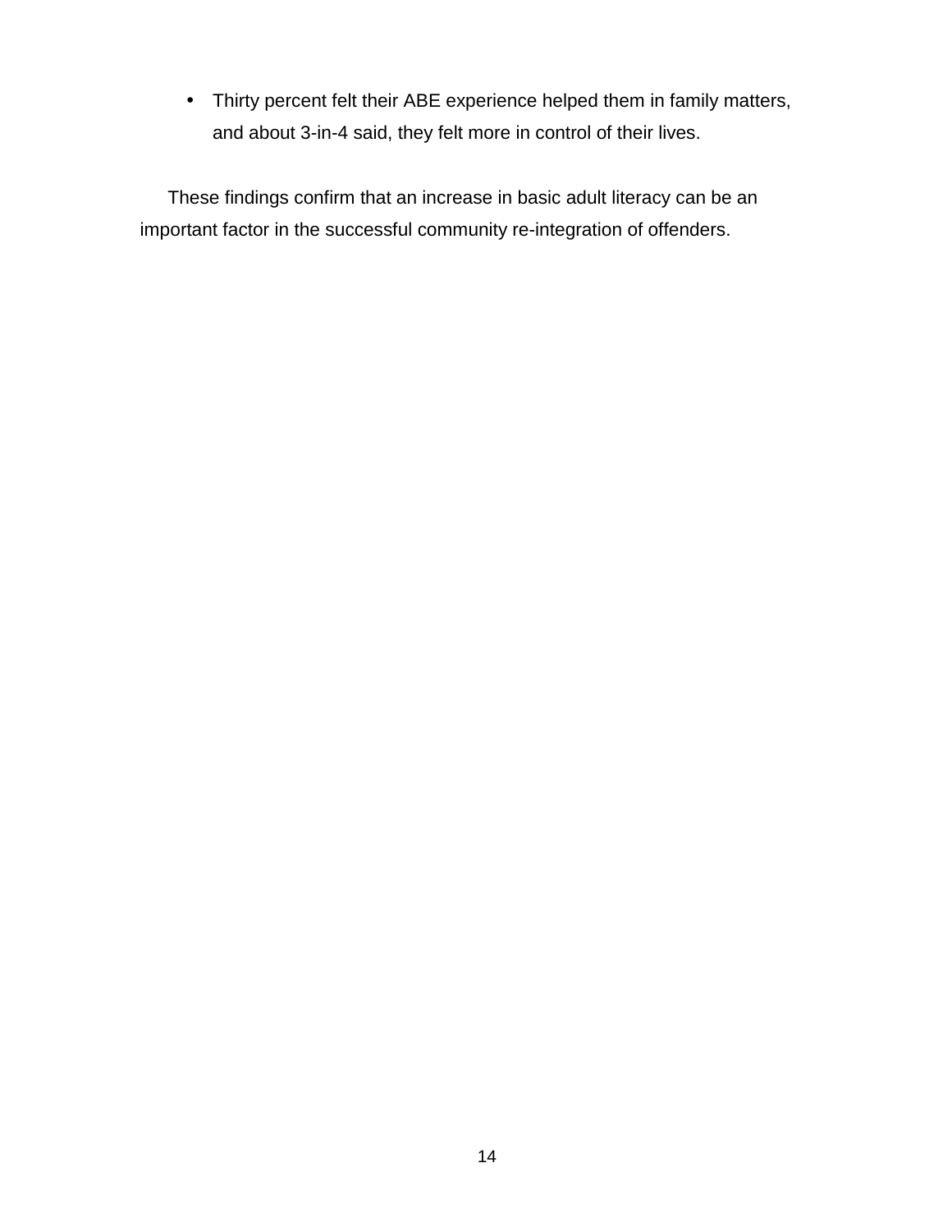- Thirty percent felt their ABE experience helped them in family matters, and about 3-in-4 said, they felt more in control of their lives.

These findings confirm that an increase in basic adult literacy can be an important factor in the successful community re-integration of offenders.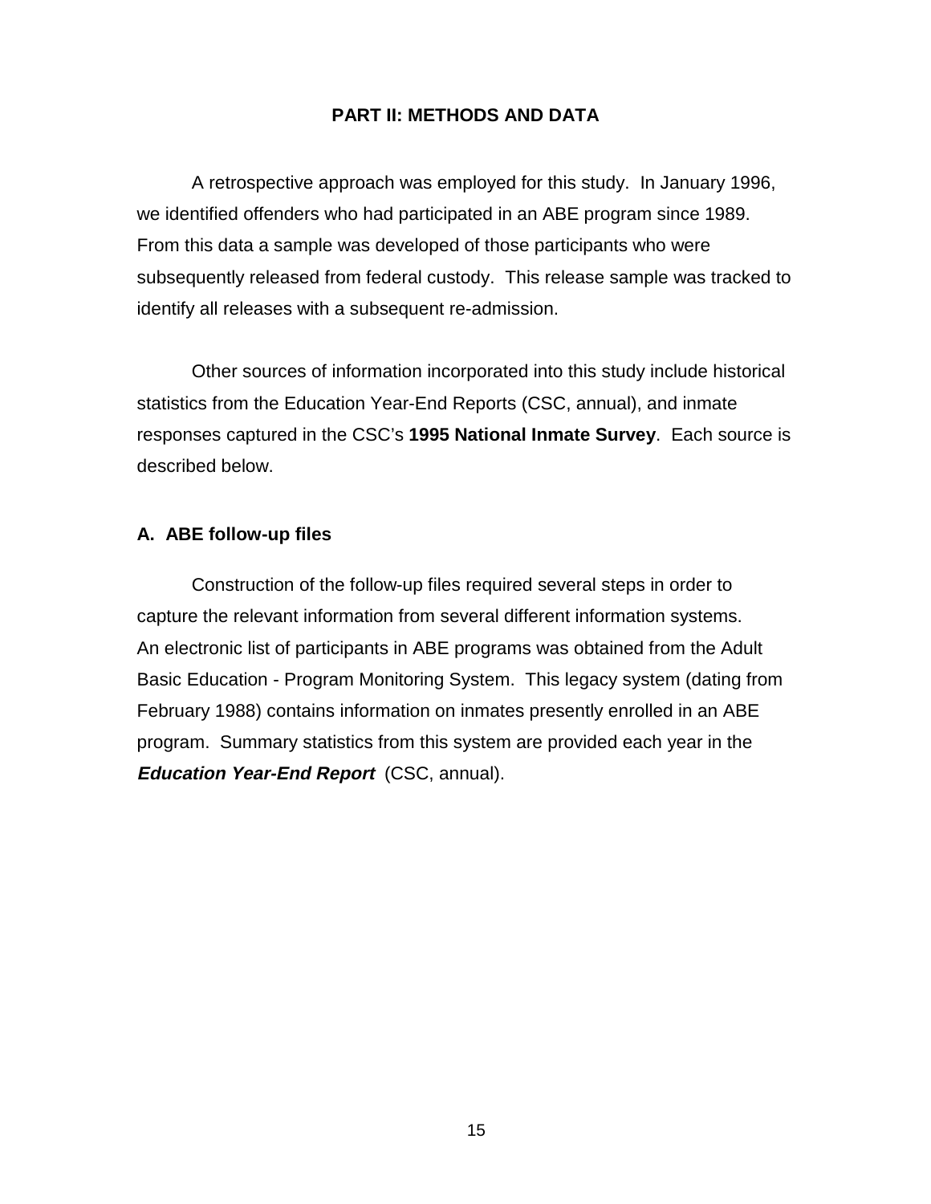## PART II: METHODS AND DATA

A retrospective approach was employed for this study. In January 1996, we identified offenders who had participated in an ABE program since 1989. From this data a sample was developed of those participants who were subsequently released from federal custody. This release sample was tracked to identify all releases with a subsequent re-admission.

Other sources of information incorporated into this study include historical statistics from the Education Year-End Reports (CSC, annual), and inmate responses captured in the CSC's **1995 National Inmate Survey**. Each source is described below.

### A. ABE follow-up files

Construction of the follow-up files required several steps in order to capture the relevant information from several different information systems. An electronic list of participants in ABE programs was obtained from the Adult Basic Education - Program Monitoring System. This legacy system (dating from February 1988) contains information on inmates presently enrolled in an ABE program. Summary statistics from this system are provided each year in the ***Education Year-End Report*** (CSC, annual).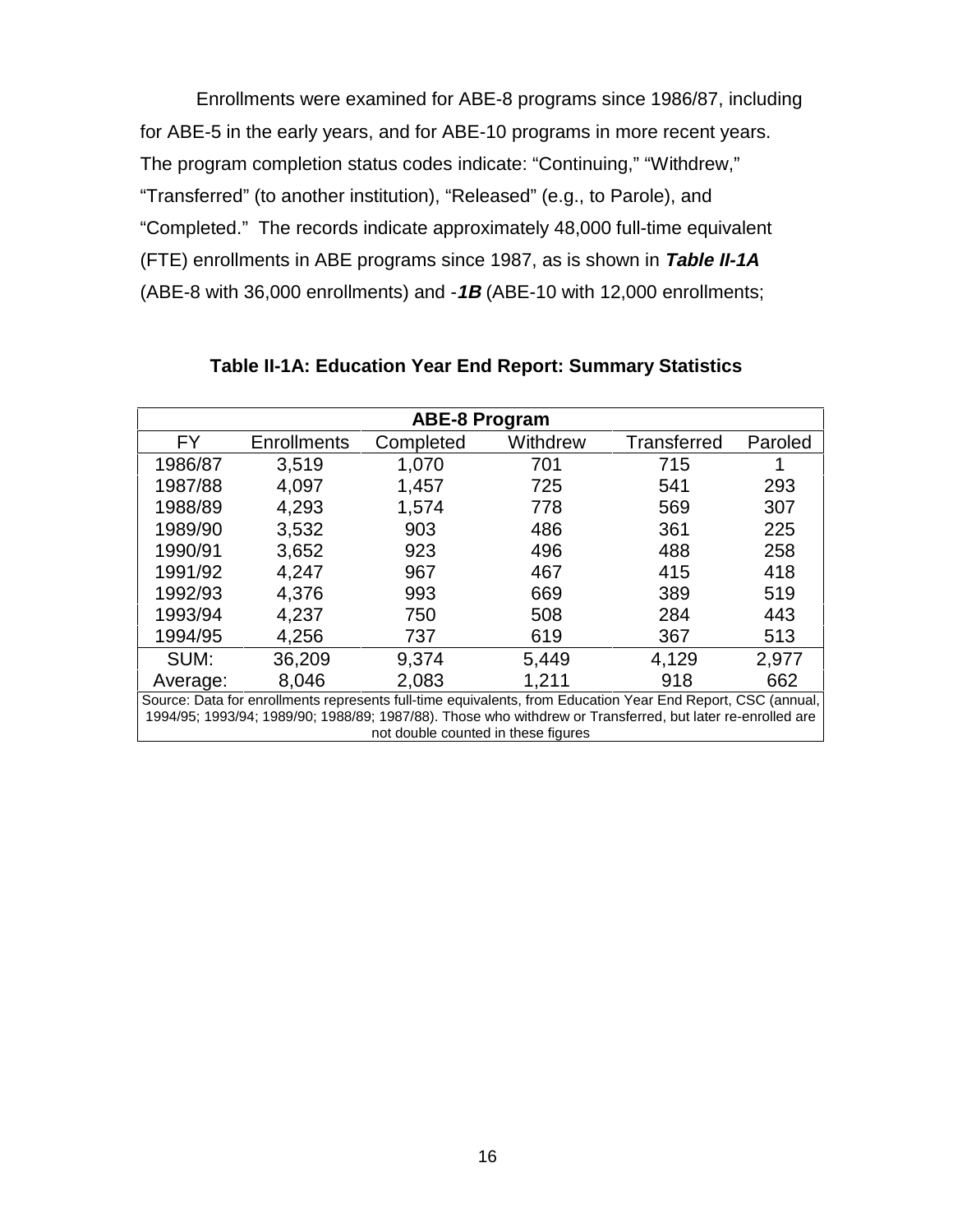Enrollments were examined for ABE-8 programs since 1986/87, including for ABE-5 in the early years, and for ABE-10 programs in more recent years. The program completion status codes indicate: “Continuing,” “Withdrew,” “Transferred” (to another institution), “Released” (e.g., to Parole), and “Completed.” The records indicate approximately 48,000 full-time equivalent (FTE) enrollments in ABE programs since 1987, as is shown in ***Table II-1A*** (ABE-8 with 36,000 enrollments) and -***1B*** (ABE-10 with 12,000 enrollments;

**Table II-1A: Education Year End Report: Summary Statistics**

| ABE-8 Program | | | | | |
|---|---|---|---|---|---|
| FY | Enrollments | Completed | Withdrew | Transferred | Paroled |
| 1986/87 | 3,519 | 1,070 | 701 | 715 | 1 |
| 1987/88 | 4,097 | 1,457 | 725 | 541 | 293 |
| 1988/89 | 4,293 | 1,574 | 778 | 569 | 307 |
| 1989/90 | 3,532 | 903 | 486 | 361 | 225 |
| 1990/91 | 3,652 | 923 | 496 | 488 | 258 |
| 1991/92 | 4,247 | 967 | 467 | 415 | 418 |
| 1992/93 | 4,376 | 993 | 669 | 389 | 519 |
| 1993/94 | 4,237 | 750 | 508 | 284 | 443 |
| 1994/95 | 4,256 | 737 | 619 | 367 | 513 |
| SUM: | 36,209 | 9,374 | 5,449 | 4,129 | 2,977 |
| Average: | 8,046 | 2,083 | 1,211 | 918 | 662 |

Source: Data for enrollments represents full-time equivalents, from Education Year End Report, CSC (annual, 1994/95; 1993/94; 1989/90; 1988/89; 1987/88). Those who withdrew or Transferred, but later re-enrolled are not double counted in these figures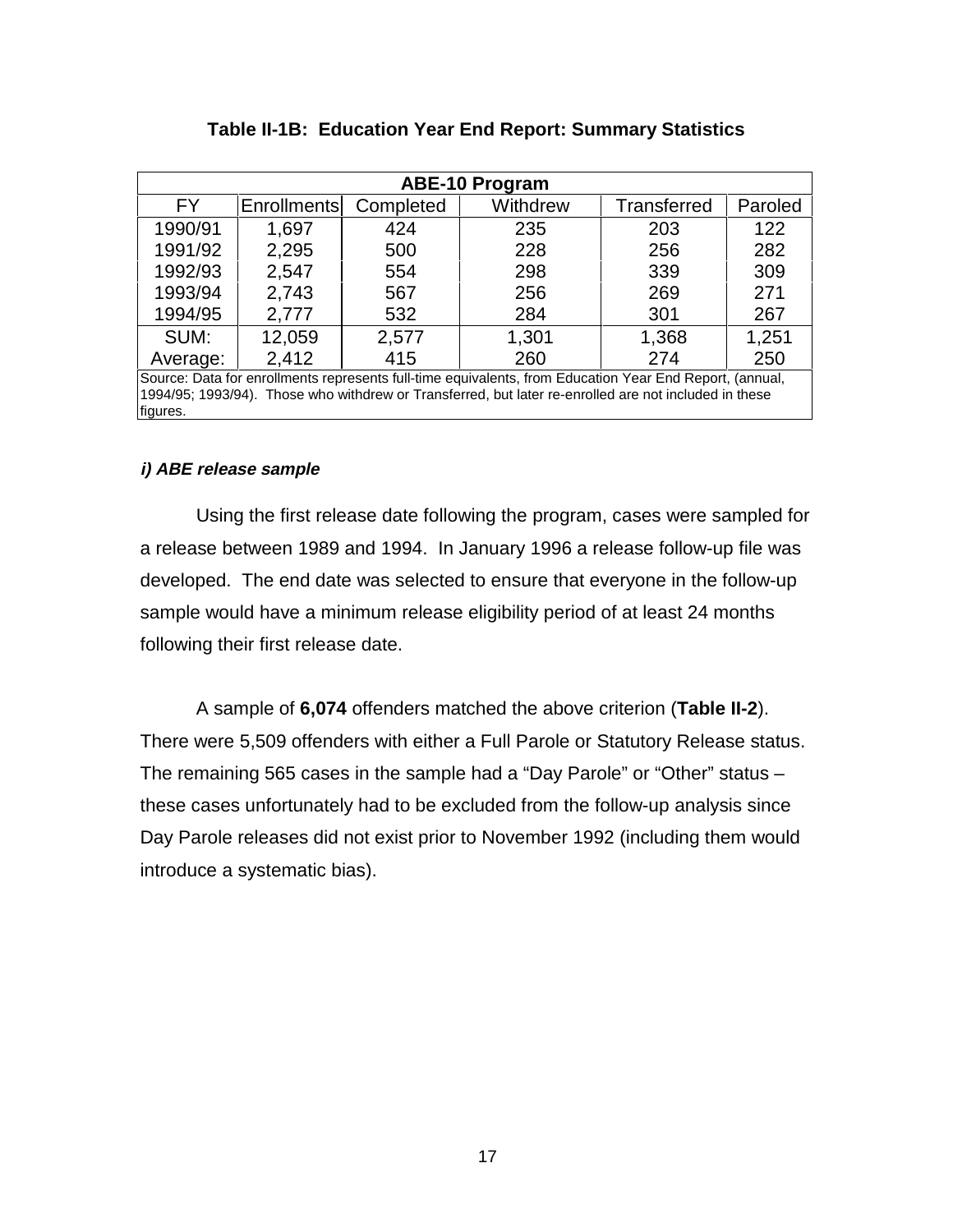**Table II-1B: Education Year End Report: Summary Statistics**

| ABE-10 Program | | | | | |
|---|---|---|---|---|---|
| FY | Enrollments | Completed | Withdrew | Transferred | Paroled |
| 1990/91 | 1,697 | 424 | 235 | 203 | 122 |
| 1991/92 | 2,295 | 500 | 228 | 256 | 282 |
| 1992/93 | 2,547 | 554 | 298 | 339 | 309 |
| 1993/94 | 2,743 | 567 | 256 | 269 | 271 |
| 1994/95 | 2,777 | 532 | 284 | 301 | 267 |
| SUM: | 12,059 | 2,577 | 1,301 | 1,368 | 1,251 |
| Average: | 2,412 | 415 | 260 | 274 | 250 |

Source: Data for enrollments represents full-time equivalents, from Education Year End Report, (annual, 1994/95; 1993/94). Those who withdrew or Transferred, but later re-enrolled are not included in these figures.

***i) ABE release sample***

Using the first release date following the program, cases were sampled for a release between 1989 and 1994. In January 1996 a release follow-up file was developed. The end date was selected to ensure that everyone in the follow-up sample would have a minimum release eligibility period of at least 24 months following their first release date.

A sample of **6,074** offenders matched the above criterion (**Table II-2**). There were 5,509 offenders with either a Full Parole or Statutory Release status. The remaining 565 cases in the sample had a "Day Parole" or "Other" status – these cases unfortunately had to be excluded from the follow-up analysis since Day Parole releases did not exist prior to November 1992 (including them would introduce a systematic bias).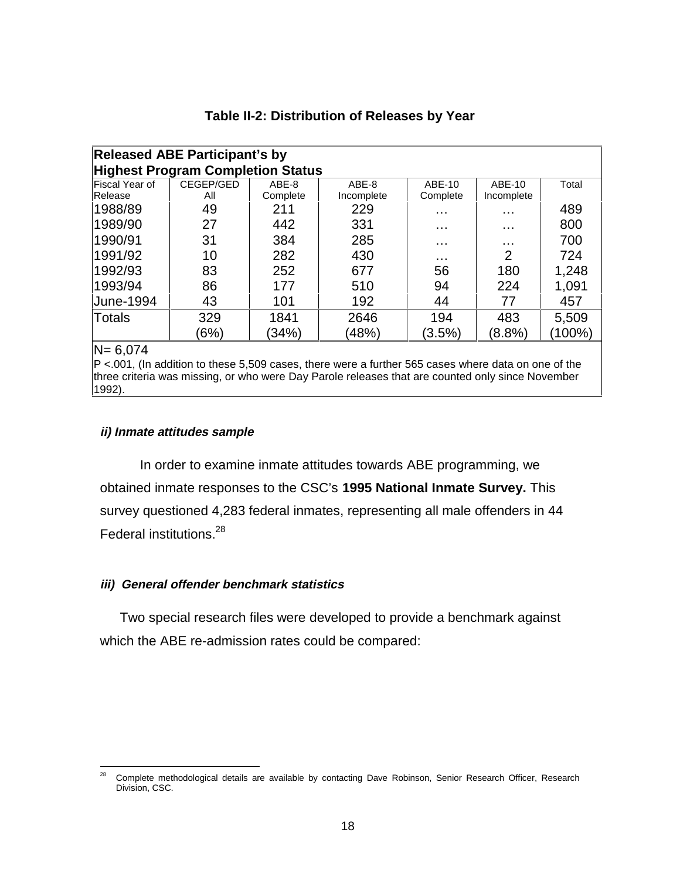**Table II-2: Distribution of Releases by Year**

| Released ABE Participant's by Highest Program Completion Status | | | | | | |
|---|---|---|---|---|---|---|
| Fiscal Year of Release | CEGEP/GED All | ABE-8 Complete | ABE-8 Incomplete | ABE-10 Complete | ABE-10 Incomplete | Total |
| 1988/89 | 49 | 211 | 229 | … | … | 489 |
| 1989/90 | 27 | 442 | 331 | … | … | 800 |
| 1990/91 | 31 | 384 | 285 | … | … | 700 |
| 1991/92 | 10 | 282 | 430 | … | 2 | 724 |
| 1992/93 | 83 | 252 | 677 | 56 | 180 | 1,248 |
| 1993/94 | 86 | 177 | 510 | 94 | 224 | 1,091 |
| June-1994 | 43 | 101 | 192 | 44 | 77 | 457 |
| Totals | 329 (6%) | 1841 (34%) | 2646 (48%) | 194 (3.5%) | 483 (8.8%) | 5,509 (100%) |

N= 6,074
P <.001, (In addition to these 5,509 cases, there were a further 565 cases where data on one of the three criteria was missing, or who were Day Parole releases that are counted only since November 1992).

#### *ii) Inmate attitudes sample*

In order to examine inmate attitudes towards ABE programming, we obtained inmate responses to the CSC's **1995 National Inmate Survey.** This survey questioned 4,283 federal inmates, representing all male offenders in 44 Federal institutions.[28]

#### *iii) General offender benchmark statistics*

Two special research files were developed to provide a benchmark against which the ABE re-admission rates could be compared:

[28] Complete methodological details are available by contacting Dave Robinson, Senior Research Officer, Research Division, CSC.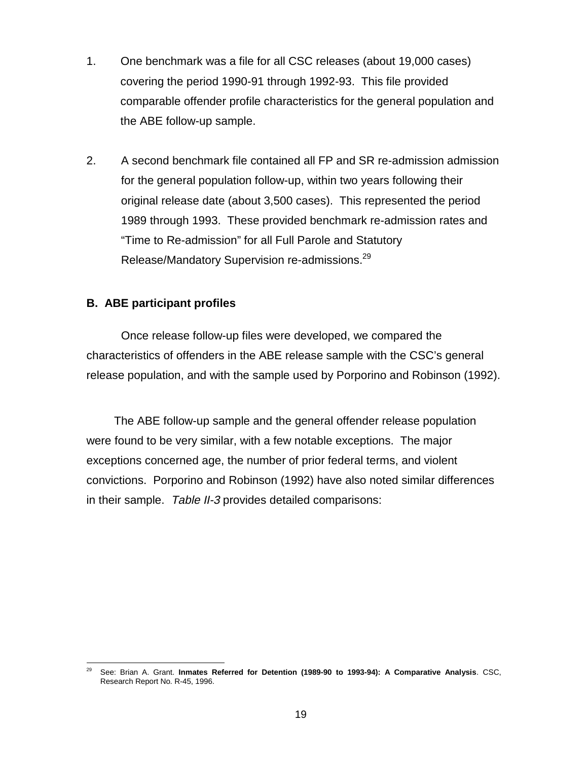1. One benchmark was a file for all CSC releases (about 19,000 cases) covering the period 1990-91 through 1992-93. This file provided comparable offender profile characteristics for the general population and the ABE follow-up sample.

2. A second benchmark file contained all FP and SR re-admission admission for the general population follow-up, within two years following their original release date (about 3,500 cases). This represented the period 1989 through 1993. These provided benchmark re-admission rates and "Time to Re-admission" for all Full Parole and Statutory Release/Mandatory Supervision re-admissions.[29]

### B. ABE participant profiles

Once release follow-up files were developed, we compared the characteristics of offenders in the ABE release sample with the CSC's general release population, and with the sample used by Porporino and Robinson (1992).

The ABE follow-up sample and the general offender release population were found to be very similar, with a few notable exceptions. The major exceptions concerned age, the number of prior federal terms, and violent convictions. Porporino and Robinson (1992) have also noted similar differences in their sample. *Table II-3* provides detailed comparisons:

---

[29] See: Brian A. Grant. **Inmates Referred for Detention (1989-90 to 1993-94): A Comparative Analysis**. CSC, Research Report No. R-45, 1996.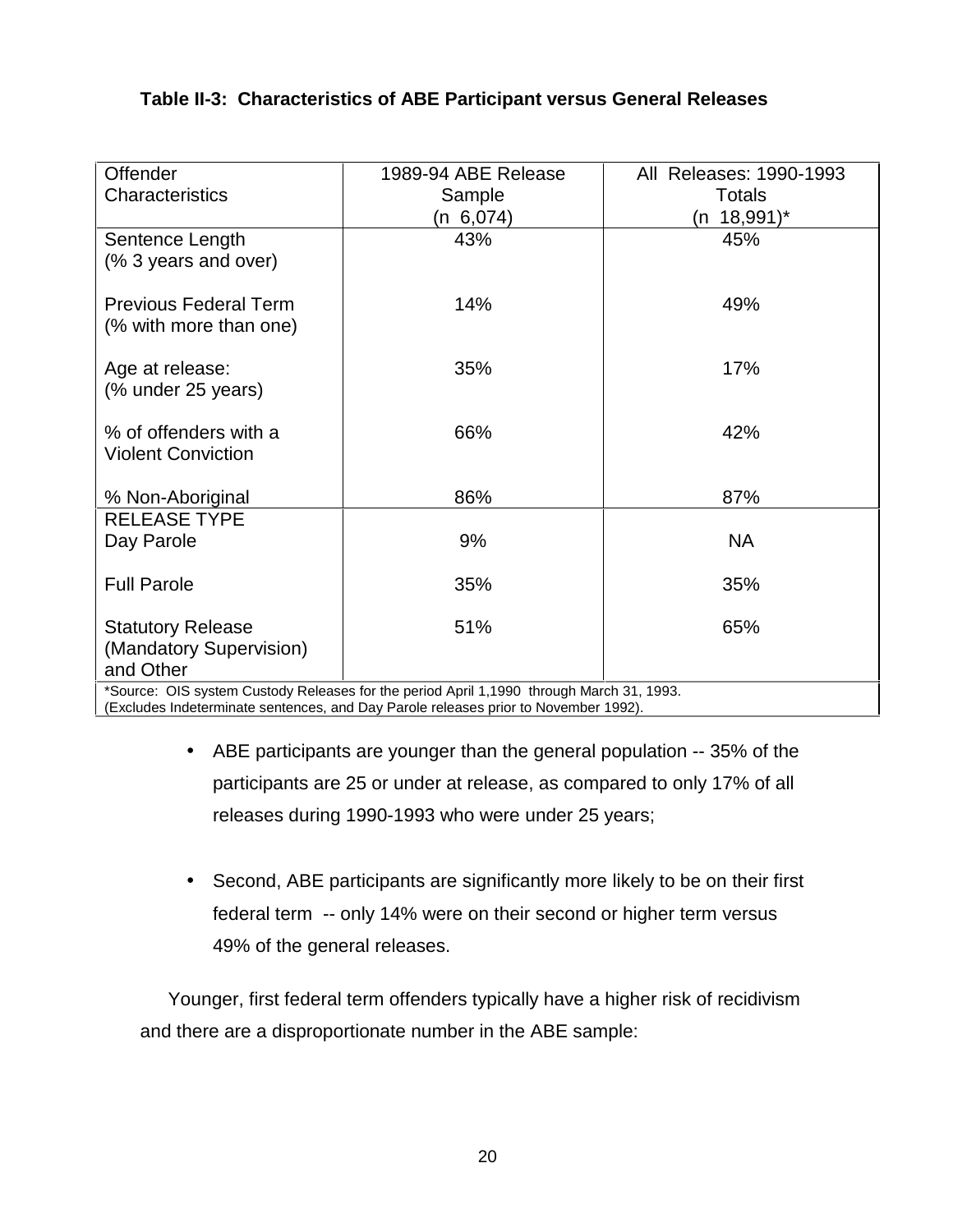### Table II-3: Characteristics of ABE Participant versus General Releases

| Offender Characteristics | 1989-94 ABE Release Sample (n 6,074) | All Releases: 1990-1993 Totals (n 18,991)* |
|---|---|---|
| Sentence Length (% 3 years and over) | 43% | 45% |
| Previous Federal Term (% with more than one) | 14% | 49% |
| Age at release: (% under 25 years) | 35% | 17% |
| % of offenders with a Violent Conviction | 66% | 42% |
| % Non-Aboriginal | 86% | 87% |
| RELEASE TYPE | | |
| Day Parole | 9% | NA |
| Full Parole | 35% | 35% |
| Statutory Release (Mandatory Supervision) and Other | 51% | 65% |

*Source: OIS system Custody Releases for the period April 1,1990 through March 31, 1993. (Excludes Indeterminate sentences, and Day Parole releases prior to November 1992).

- ABE participants are younger than the general population -- 35% of the participants are 25 or under at release, as compared to only 17% of all releases during 1990-1993 who were under 25 years;

- Second, ABE participants are significantly more likely to be on their first federal term -- only 14% were on their second or higher term versus 49% of the general releases.

Younger, first federal term offenders typically have a higher risk of recidivism and there are a disproportionate number in the ABE sample: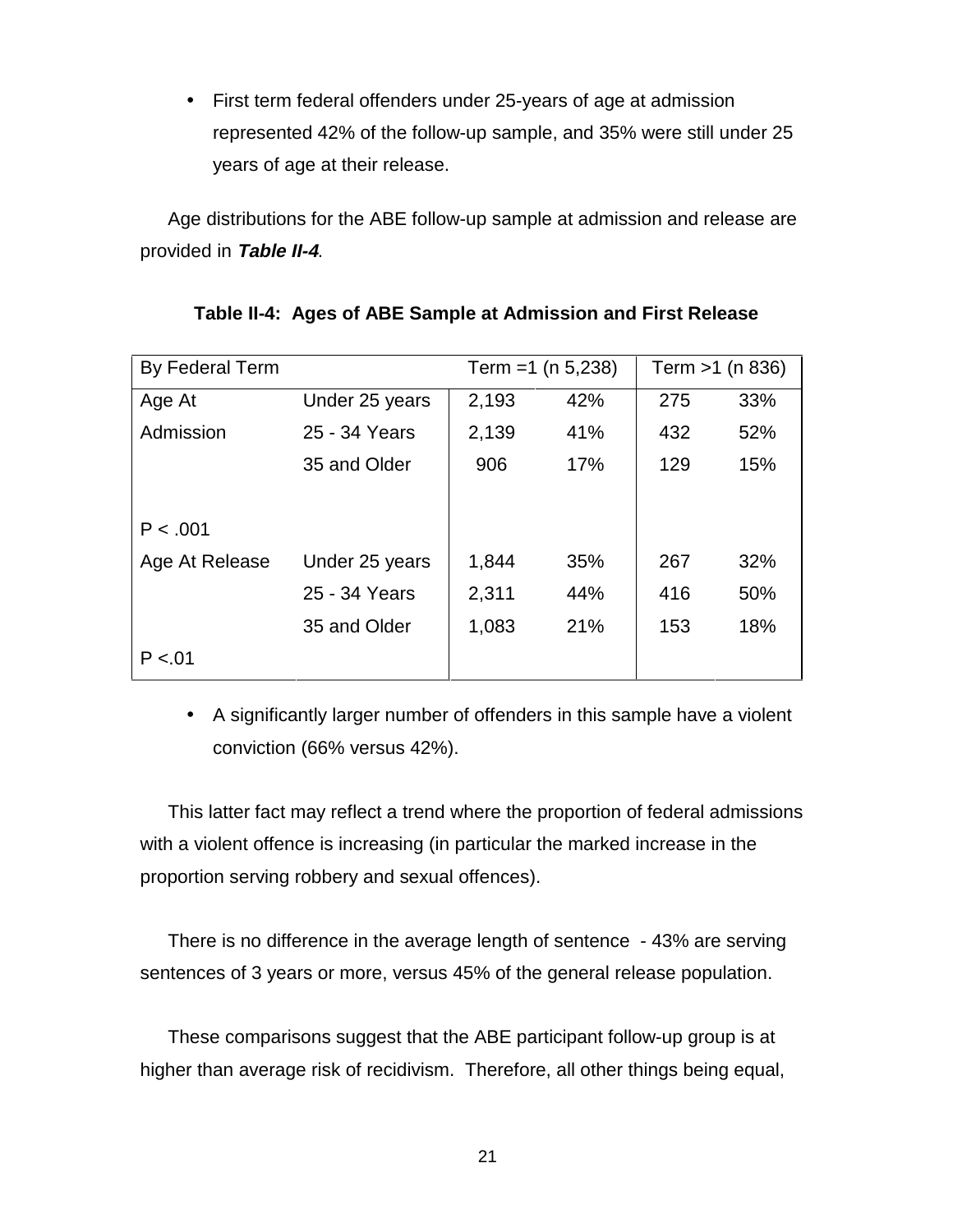- First term federal offenders under 25-years of age at admission represented 42% of the follow-up sample, and 35% were still under 25 years of age at their release.

Age distributions for the ABE follow-up sample at admission and release are provided in ***Table II-4***.

**Table II-4: Ages of ABE Sample at Admission and First Release**

| By Federal Term | | Term =1 (n 5,238) | | Term >1 (n 836) | |
|---|---|---|---|---|---|
| Age At Admission | Under 25 years | 2,193 | 42% | 275 | 33% |
| | 25 - 34 Years | 2,139 | 41% | 432 | 52% |
| | 35 and Older | 906 | 17% | 129 | 15% |
| P < .001 | | | | | |
| Age At Release | Under 25 years | 1,844 | 35% | 267 | 32% |
| | 25 - 34 Years | 2,311 | 44% | 416 | 50% |
| | 35 and Older | 1,083 | 21% | 153 | 18% |
| P <.01 | | | | | |

- A significantly larger number of offenders in this sample have a violent conviction (66% versus 42%).

This latter fact may reflect a trend where the proportion of federal admissions with a violent offence is increasing (in particular the marked increase in the proportion serving robbery and sexual offences).

There is no difference in the average length of sentence - 43% are serving sentences of 3 years or more, versus 45% of the general release population.

These comparisons suggest that the ABE participant follow-up group is at higher than average risk of recidivism. Therefore, all other things being equal,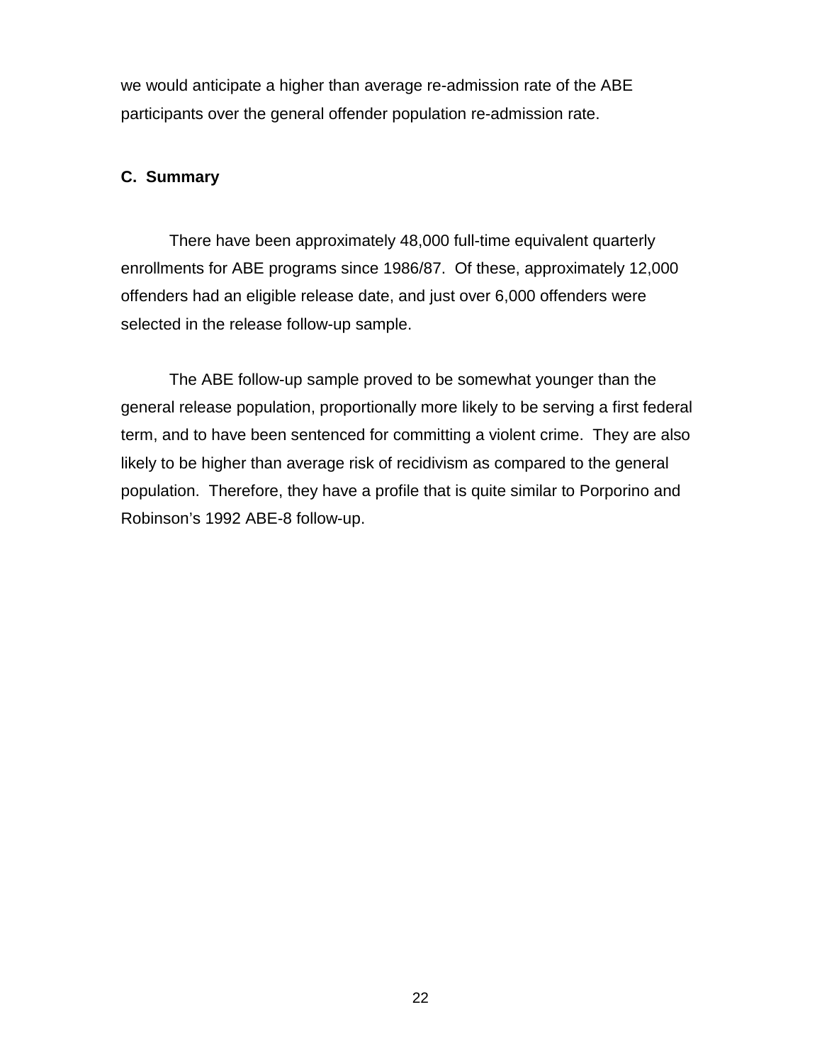we would anticipate a higher than average re-admission rate of the ABE participants over the general offender population re-admission rate.

### C. Summary

There have been approximately 48,000 full-time equivalent quarterly enrollments for ABE programs since 1986/87. Of these, approximately 12,000 offenders had an eligible release date, and just over 6,000 offenders were selected in the release follow-up sample.

The ABE follow-up sample proved to be somewhat younger than the general release population, proportionally more likely to be serving a first federal term, and to have been sentenced for committing a violent crime. They are also likely to be higher than average risk of recidivism as compared to the general population. Therefore, they have a profile that is quite similar to Porporino and Robinson's 1992 ABE-8 follow-up.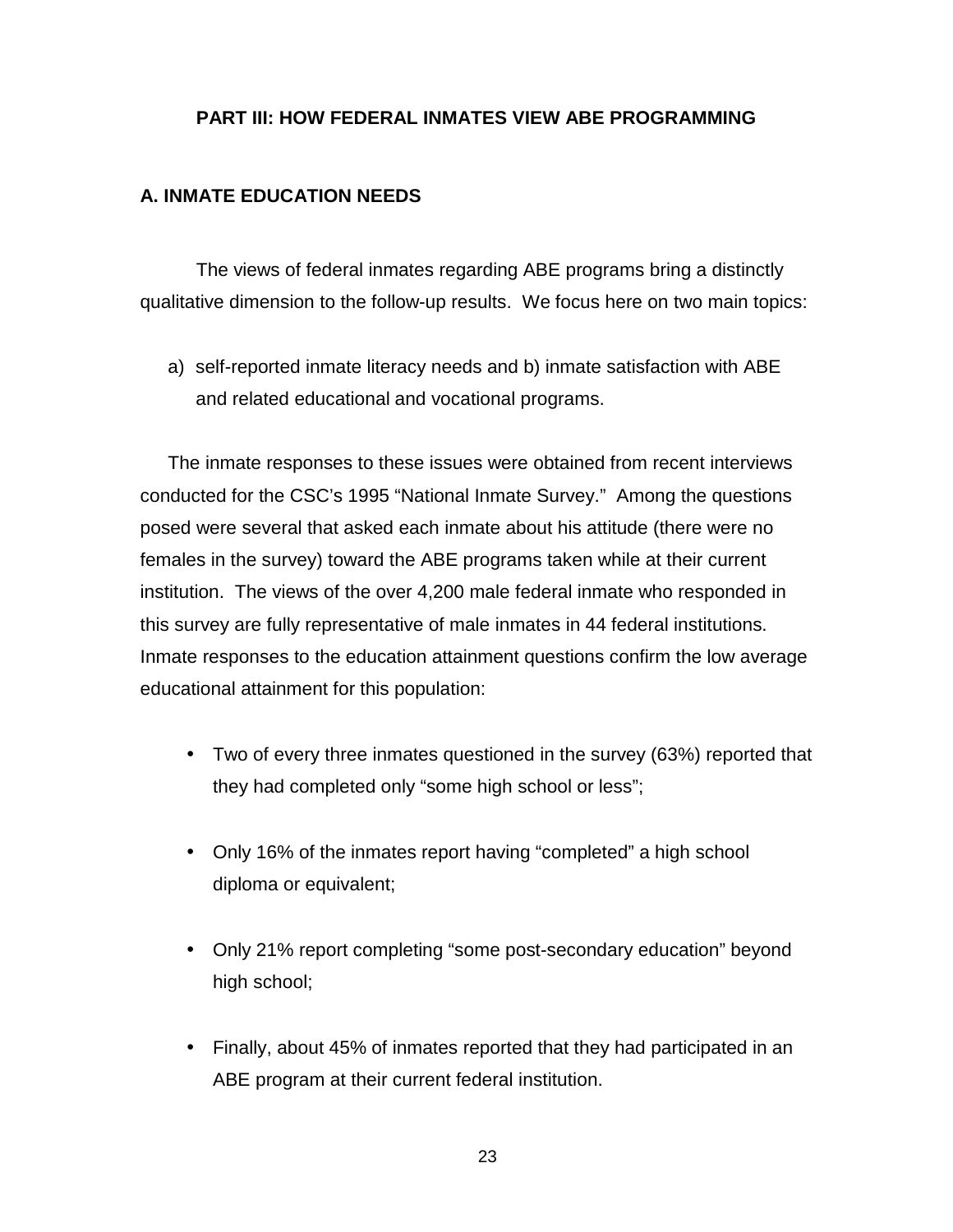## PART III: HOW FEDERAL INMATES VIEW ABE PROGRAMMING

### A. INMATE EDUCATION NEEDS

The views of federal inmates regarding ABE programs bring a distinctly qualitative dimension to the follow-up results. We focus here on two main topics:

a) self-reported inmate literacy needs and b) inmate satisfaction with ABE and related educational and vocational programs.

The inmate responses to these issues were obtained from recent interviews conducted for the CSC's 1995 "National Inmate Survey." Among the questions posed were several that asked each inmate about his attitude (there were no females in the survey) toward the ABE programs taken while at their current institution. The views of the over 4,200 male federal inmate who responded in this survey are fully representative of male inmates in 44 federal institutions. Inmate responses to the education attainment questions confirm the low average educational attainment for this population:

- Two of every three inmates questioned in the survey (63%) reported that they had completed only "some high school or less";
- Only 16% of the inmates report having "completed" a high school diploma or equivalent;
- Only 21% report completing "some post-secondary education" beyond high school;
- Finally, about 45% of inmates reported that they had participated in an ABE program at their current federal institution.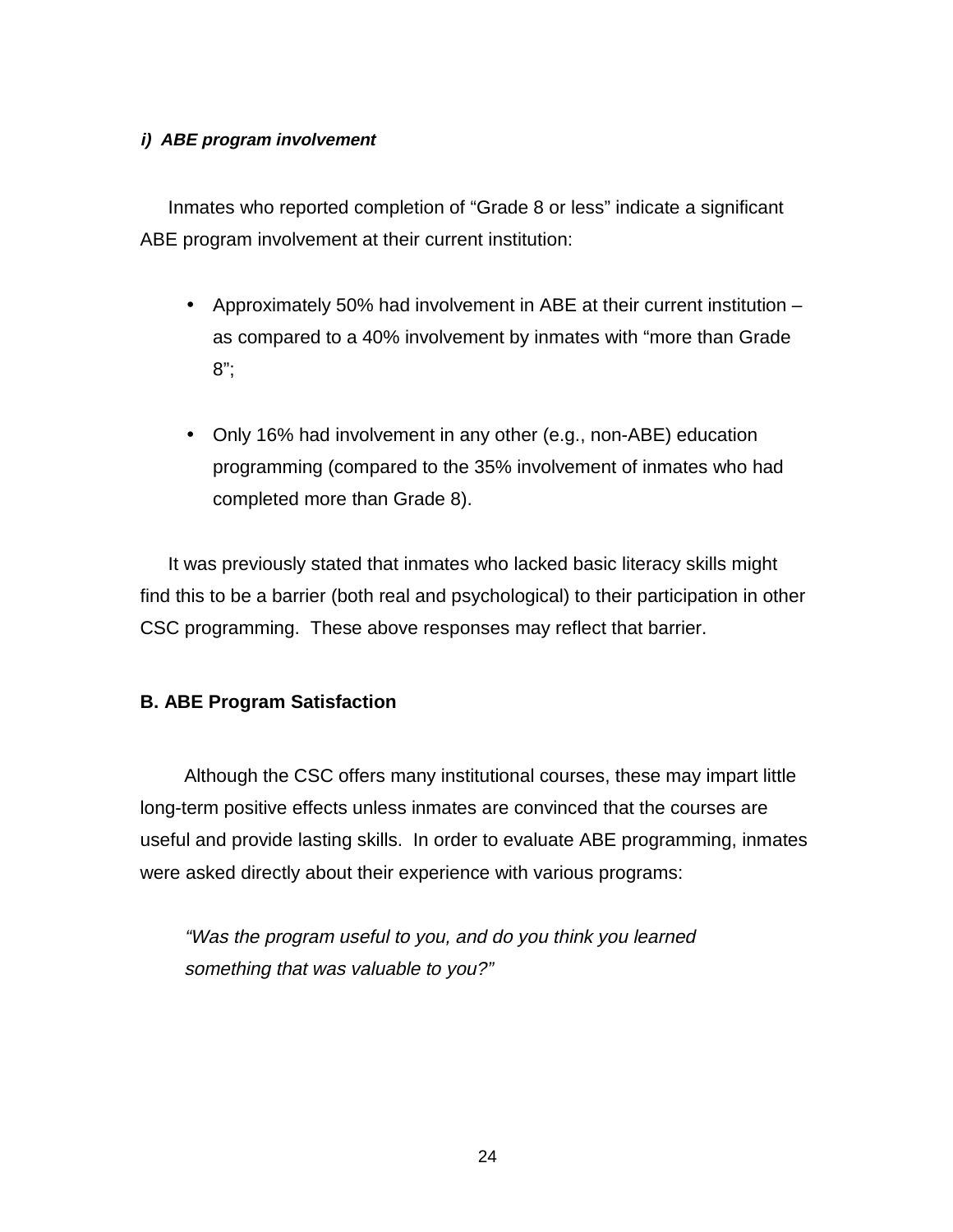***i) ABE program involvement***

Inmates who reported completion of “Grade 8 or less” indicate a significant ABE program involvement at their current institution:

- Approximately 50% had involvement in ABE at their current institution – as compared to a 40% involvement by inmates with “more than Grade 8”;

- Only 16% had involvement in any other (e.g., non-ABE) education programming (compared to the 35% involvement of inmates who had completed more than Grade 8).

It was previously stated that inmates who lacked basic literacy skills might find this to be a barrier (both real and psychological) to their participation in other CSC programming. These above responses may reflect that barrier.

## B. ABE Program Satisfaction

Although the CSC offers many institutional courses, these may impart little long-term positive effects unless inmates are convinced that the courses are useful and provide lasting skills. In order to evaluate ABE programming, inmates were asked directly about their experience with various programs:

*“Was the program useful to you, and do you think you learned something that was valuable to you?”*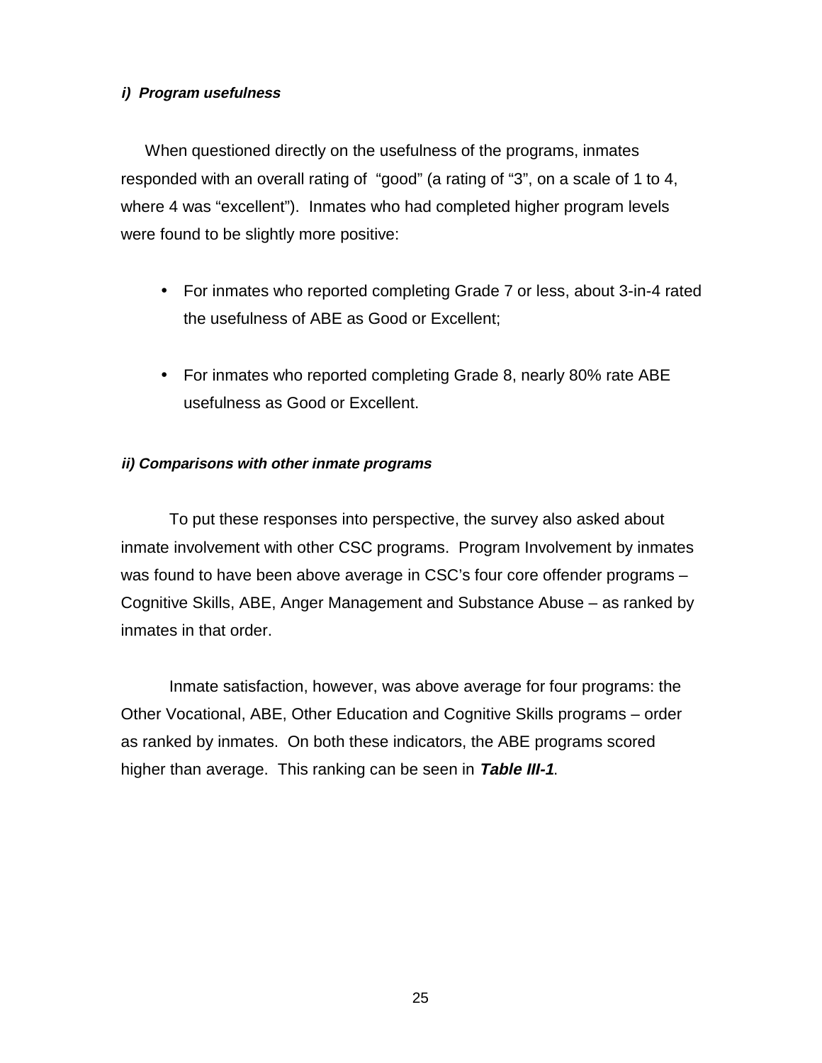#### *i) Program usefulness*

When questioned directly on the usefulness of the programs, inmates responded with an overall rating of "good" (a rating of "3", on a scale of 1 to 4, where 4 was "excellent"). Inmates who had completed higher program levels were found to be slightly more positive:

- For inmates who reported completing Grade 7 or less, about 3-in-4 rated the usefulness of ABE as Good or Excellent;
- For inmates who reported completing Grade 8, nearly 80% rate ABE usefulness as Good or Excellent.

#### *ii) Comparisons with other inmate programs*

To put these responses into perspective, the survey also asked about inmate involvement with other CSC programs. Program Involvement by inmates was found to have been above average in CSC's four core offender programs – Cognitive Skills, ABE, Anger Management and Substance Abuse – as ranked by inmates in that order.

Inmate satisfaction, however, was above average for four programs: the Other Vocational, ABE, Other Education and Cognitive Skills programs – order as ranked by inmates. On both these indicators, the ABE programs scored higher than average. This ranking can be seen in ***Table III-1***.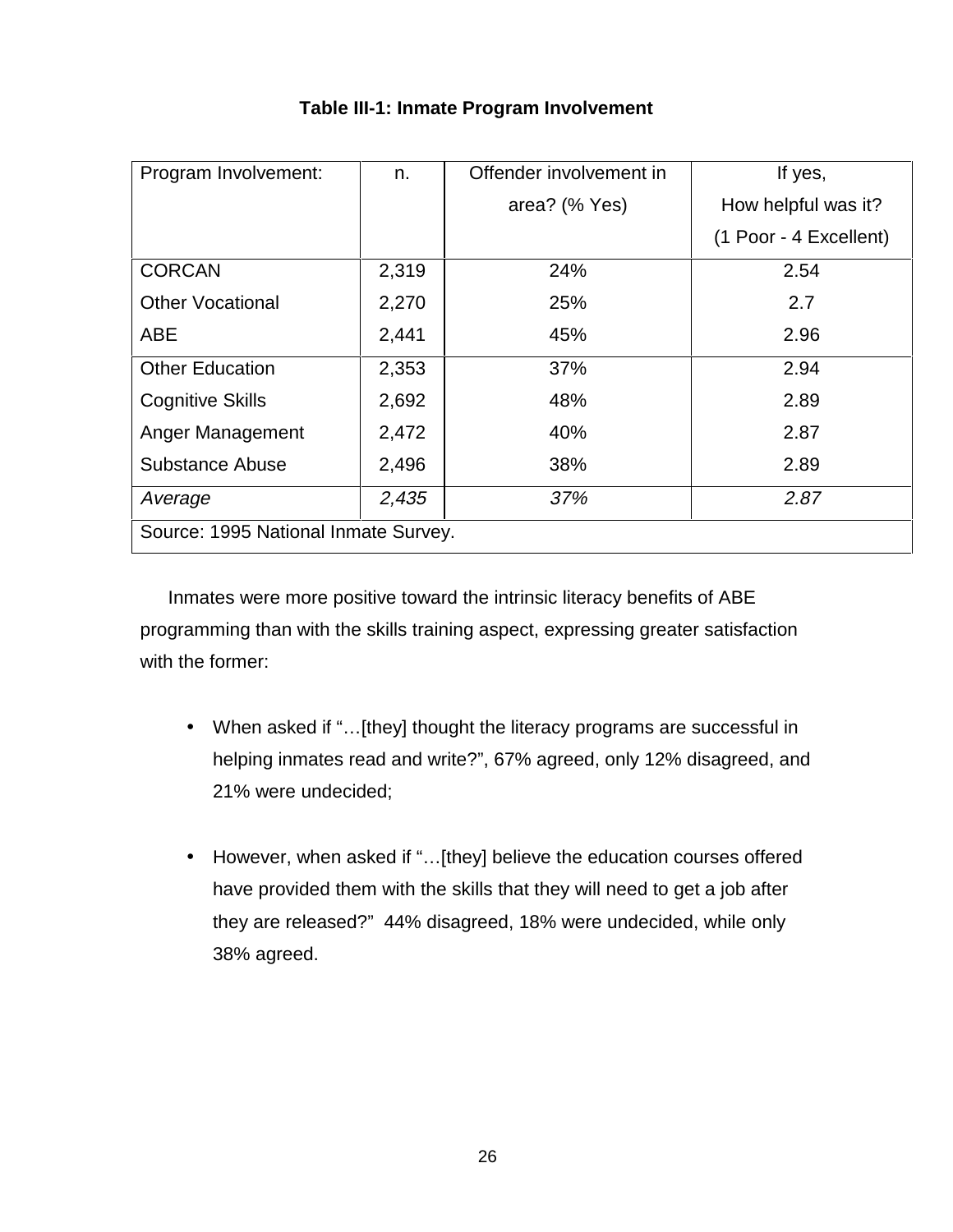**Table III-1: Inmate Program Involvement**

| Program Involvement: | n. | Offender involvement in area? (% Yes) | If yes, How helpful was it? (1 Poor - 4 Excellent) |
|---|---|---|---|
| CORCAN | 2,319 | 24% | 2.54 |
| Other Vocational | 2,270 | 25% | 2.7 |
| ABE | 2,441 | 45% | 2.96 |
| Other Education | 2,353 | 37% | 2.94 |
| Cognitive Skills | 2,692 | 48% | 2.89 |
| Anger Management | 2,472 | 40% | 2.87 |
| Substance Abuse | 2,496 | 38% | 2.89 |
| *Average* | *2,435* | *37%* | *2.87* |
| Source: 1995 National Inmate Survey. | | | |

Inmates were more positive toward the intrinsic literacy benefits of ABE programming than with the skills training aspect, expressing greater satisfaction with the former:

- When asked if "…[they] thought the literacy programs are successful in helping inmates read and write?", 67% agreed, only 12% disagreed, and 21% were undecided;

- However, when asked if "…[they] believe the education courses offered have provided them with the skills that they will need to get a job after they are released?" 44% disagreed, 18% were undecided, while only 38% agreed.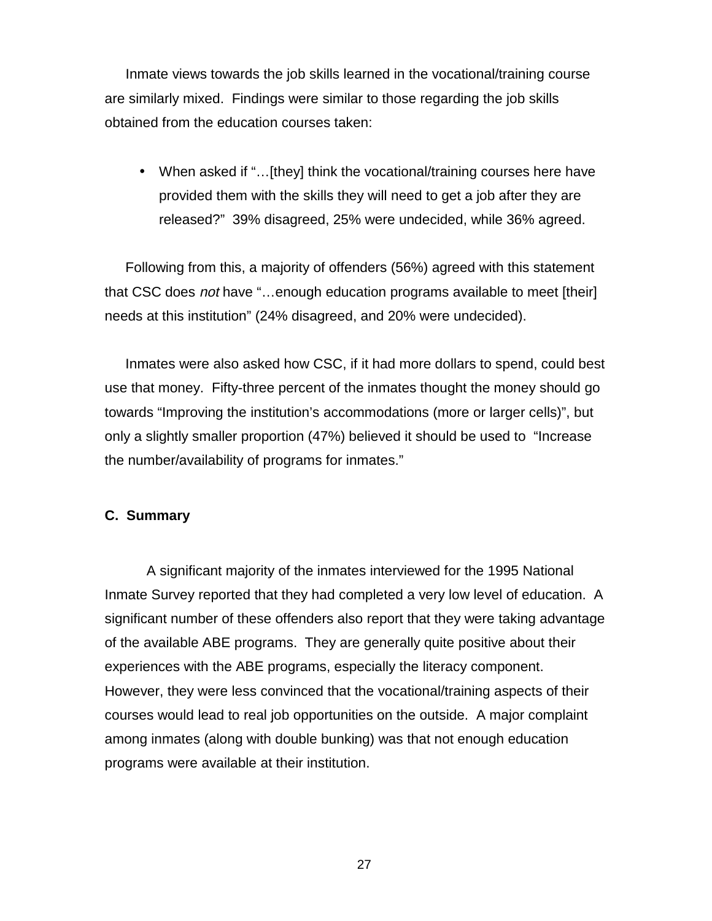Inmate views towards the job skills learned in the vocational/training course are similarly mixed. Findings were similar to those regarding the job skills obtained from the education courses taken:

- When asked if "…[they] think the vocational/training courses here have provided them with the skills they will need to get a job after they are released?" 39% disagreed, 25% were undecided, while 36% agreed.

Following from this, a majority of offenders (56%) agreed with this statement that CSC does *not* have "…enough education programs available to meet [their] needs at this institution" (24% disagreed, and 20% were undecided).

Inmates were also asked how CSC, if it had more dollars to spend, could best use that money. Fifty-three percent of the inmates thought the money should go towards "Improving the institution's accommodations (more or larger cells)", but only a slightly smaller proportion (47%) believed it should be used to "Increase the number/availability of programs for inmates."

### C. Summary

A significant majority of the inmates interviewed for the 1995 National Inmate Survey reported that they had completed a very low level of education. A significant number of these offenders also report that they were taking advantage of the available ABE programs. They are generally quite positive about their experiences with the ABE programs, especially the literacy component. However, they were less convinced that the vocational/training aspects of their courses would lead to real job opportunities on the outside. A major complaint among inmates (along with double bunking) was that not enough education programs were available at their institution.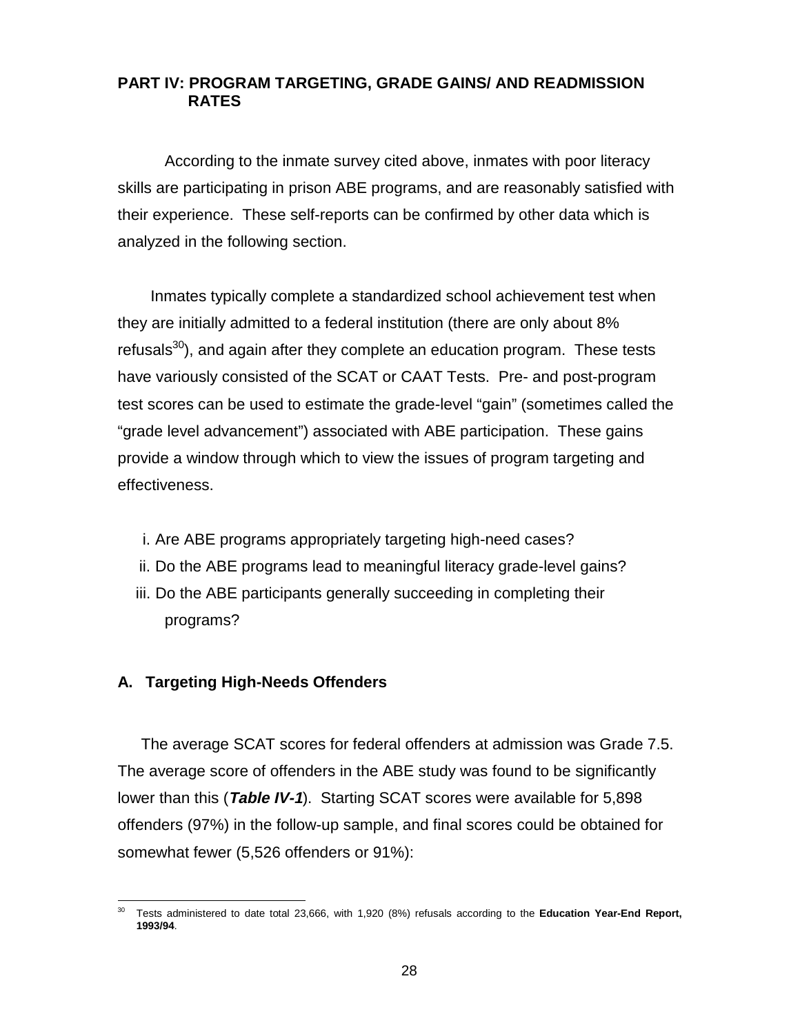## PART IV: PROGRAM TARGETING, GRADE GAINS/ AND READMISSION RATES

According to the inmate survey cited above, inmates with poor literacy skills are participating in prison ABE programs, and are reasonably satisfied with their experience. These self-reports can be confirmed by other data which is analyzed in the following section.

Inmates typically complete a standardized school achievement test when they are initially admitted to a federal institution (there are only about 8% refusals[30]), and again after they complete an education program. These tests have variously consisted of the SCAT or CAAT Tests. Pre- and post-program test scores can be used to estimate the grade-level "gain" (sometimes called the "grade level advancement") associated with ABE participation. These gains provide a window through which to view the issues of program targeting and effectiveness.

i. Are ABE programs appropriately targeting high-need cases?
ii. Do the ABE programs lead to meaningful literacy grade-level gains?
iii. Do the ABE participants generally succeeding in completing their programs?

### A. Targeting High-Needs Offenders

The average SCAT scores for federal offenders at admission was Grade 7.5. The average score of offenders in the ABE study was found to be significantly lower than this (***Table IV-1***). Starting SCAT scores were available for 5,898 offenders (97%) in the follow-up sample, and final scores could be obtained for somewhat fewer (5,526 offenders or 91%):

---

[30] Tests administered to date total 23,666, with 1,920 (8%) refusals according to the **Education Year-End Report, 1993/94**.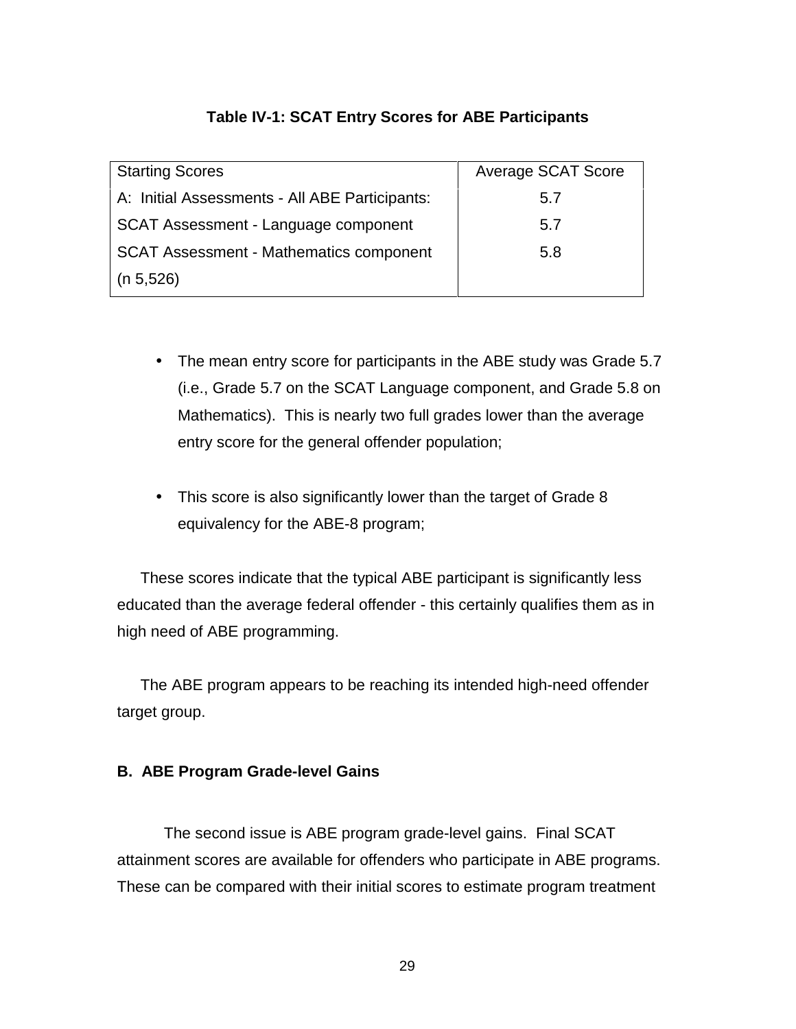**Table IV-1: SCAT Entry Scores for ABE Participants**

| Starting Scores | Average SCAT Score |
|---|---|
| A: Initial Assessments - All ABE Participants: | 5.7 |
| SCAT Assessment - Language component | 5.7 |
| SCAT Assessment - Mathematics component | 5.8 |
| (n 5,526) | |

- The mean entry score for participants in the ABE study was Grade 5.7 (i.e., Grade 5.7 on the SCAT Language component, and Grade 5.8 on Mathematics). This is nearly two full grades lower than the average entry score for the general offender population;

- This score is also significantly lower than the target of Grade 8 equivalency for the ABE-8 program;

These scores indicate that the typical ABE participant is significantly less educated than the average federal offender - this certainly qualifies them as in high need of ABE programming.

The ABE program appears to be reaching its intended high-need offender target group.

**B. ABE Program Grade-level Gains**

The second issue is ABE program grade-level gains. Final SCAT attainment scores are available for offenders who participate in ABE programs. These can be compared with their initial scores to estimate program treatment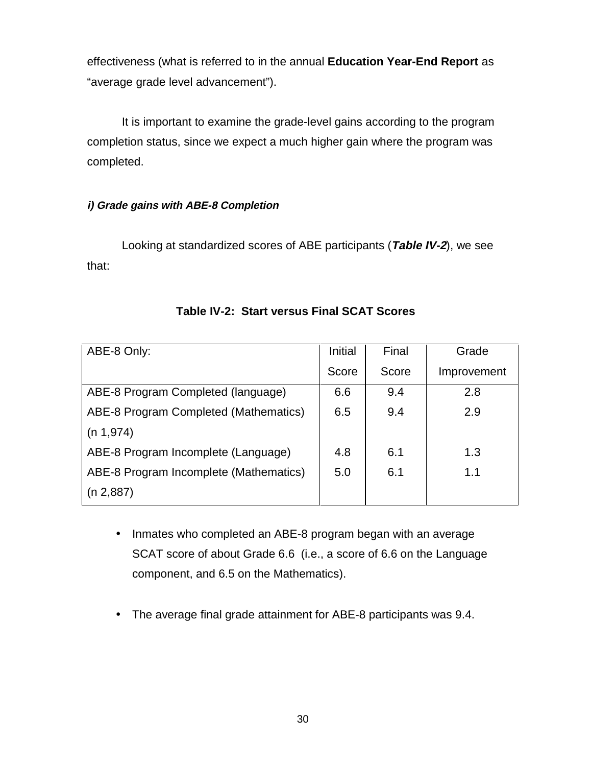effectiveness (what is referred to in the annual **Education Year-End Report** as "average grade level advancement").

It is important to examine the grade-level gains according to the program completion status, since we expect a much higher gain where the program was completed.

***i) Grade gains with ABE-8 Completion***

Looking at standardized scores of ABE participants (***Table IV-2***), we see that:

**Table IV-2: Start versus Final SCAT Scores**

| ABE-8 Only: | Initial Score | Final Score | Grade Improvement |
|---|---|---|---|
| ABE-8 Program Completed (language) | 6.6 | 9.4 | 2.8 |
| ABE-8 Program Completed (Mathematics) | 6.5 | 9.4 | 2.9 |
| (n 1,974) | | | |
| ABE-8 Program Incomplete (Language) | 4.8 | 6.1 | 1.3 |
| ABE-8 Program Incomplete (Mathematics) | 5.0 | 6.1 | 1.1 |
| (n 2,887) | | | |

- Inmates who completed an ABE-8 program began with an average SCAT score of about Grade 6.6 (i.e., a score of 6.6 on the Language component, and 6.5 on the Mathematics).

- The average final grade attainment for ABE-8 participants was 9.4.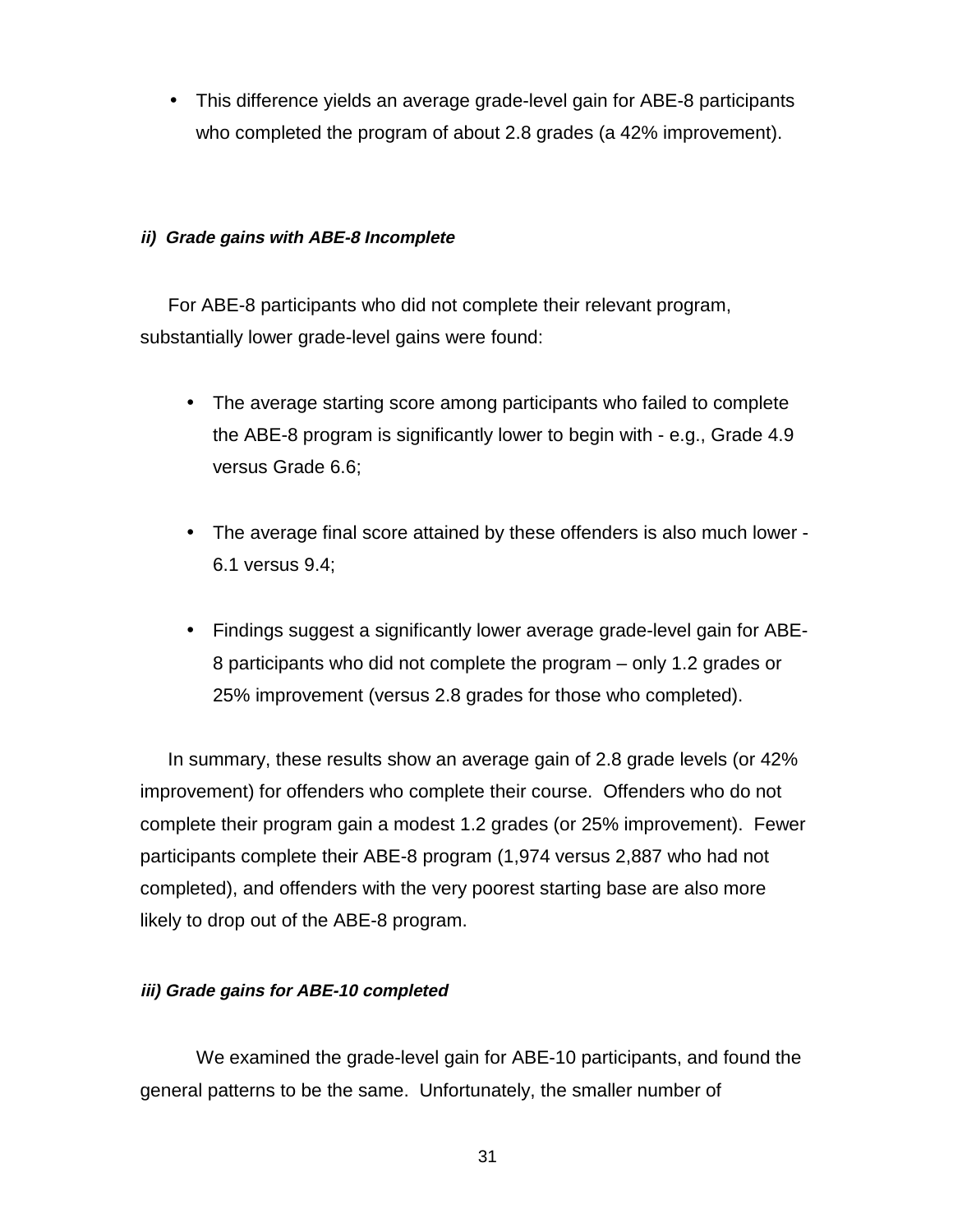- This difference yields an average grade-level gain for ABE-8 participants who completed the program of about 2.8 grades (a 42% improvement).

#### *ii) Grade gains with ABE-8 Incomplete*

For ABE-8 participants who did not complete their relevant program, substantially lower grade-level gains were found:

- The average starting score among participants who failed to complete the ABE-8 program is significantly lower to begin with - e.g., Grade 4.9 versus Grade 6.6;

- The average final score attained by these offenders is also much lower - 6.1 versus 9.4;

- Findings suggest a significantly lower average grade-level gain for ABE-8 participants who did not complete the program – only 1.2 grades or 25% improvement (versus 2.8 grades for those who completed).

In summary, these results show an average gain of 2.8 grade levels (or 42% improvement) for offenders who complete their course. Offenders who do not complete their program gain a modest 1.2 grades (or 25% improvement). Fewer participants complete their ABE-8 program (1,974 versus 2,887 who had not completed), and offenders with the very poorest starting base are also more likely to drop out of the ABE-8 program.

#### *iii) Grade gains for ABE-10 completed*

We examined the grade-level gain for ABE-10 participants, and found the general patterns to be the same. Unfortunately, the smaller number of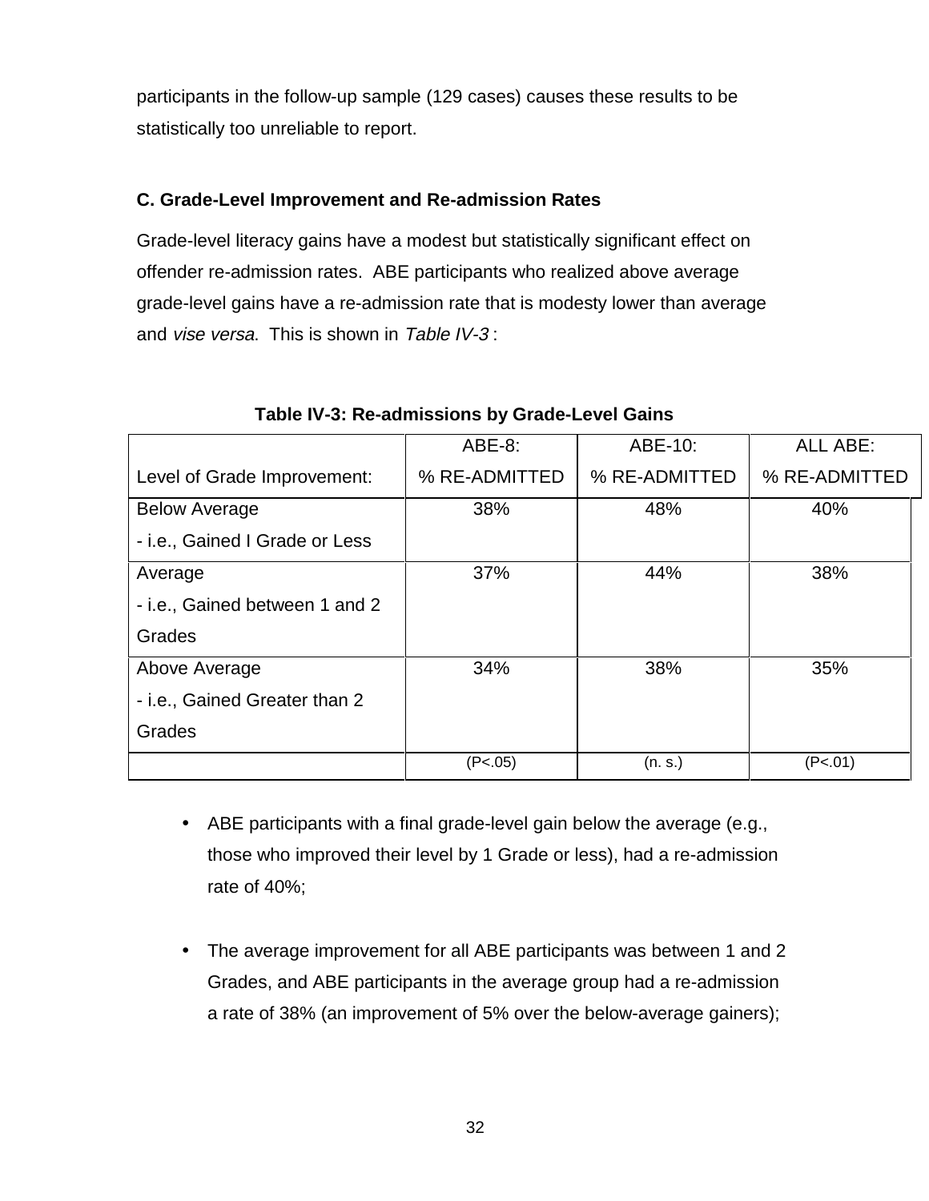participants in the follow-up sample (129 cases) causes these results to be statistically too unreliable to report.

### C. Grade-Level Improvement and Re-admission Rates

Grade-level literacy gains have a modest but statistically significant effect on offender re-admission rates. ABE participants who realized above average grade-level gains have a re-admission rate that is modesty lower than average and *vise versa*. This is shown in *Table IV-3* :

**Table IV-3: Re-admissions by Grade-Level Gains**

| Level of Grade Improvement: | ABE-8: % RE-ADMITTED | ABE-10: % RE-ADMITTED | ALL ABE: % RE-ADMITTED |
|---|---|---|---|
| Below Average - i.e., Gained I Grade or Less | 38% | 48% | 40% |
| Average - i.e., Gained between 1 and 2 Grades | 37% | 44% | 38% |
| Above Average - i.e., Gained Greater than 2 Grades | 34% | 38% | 35% |
| | (P<.05) | (n. s.) | (P<.01) |

- ABE participants with a final grade-level gain below the average (e.g., those who improved their level by 1 Grade or less), had a re-admission rate of 40%;

- The average improvement for all ABE participants was between 1 and 2 Grades, and ABE participants in the average group had a re-admission a rate of 38% (an improvement of 5% over the below-average gainers);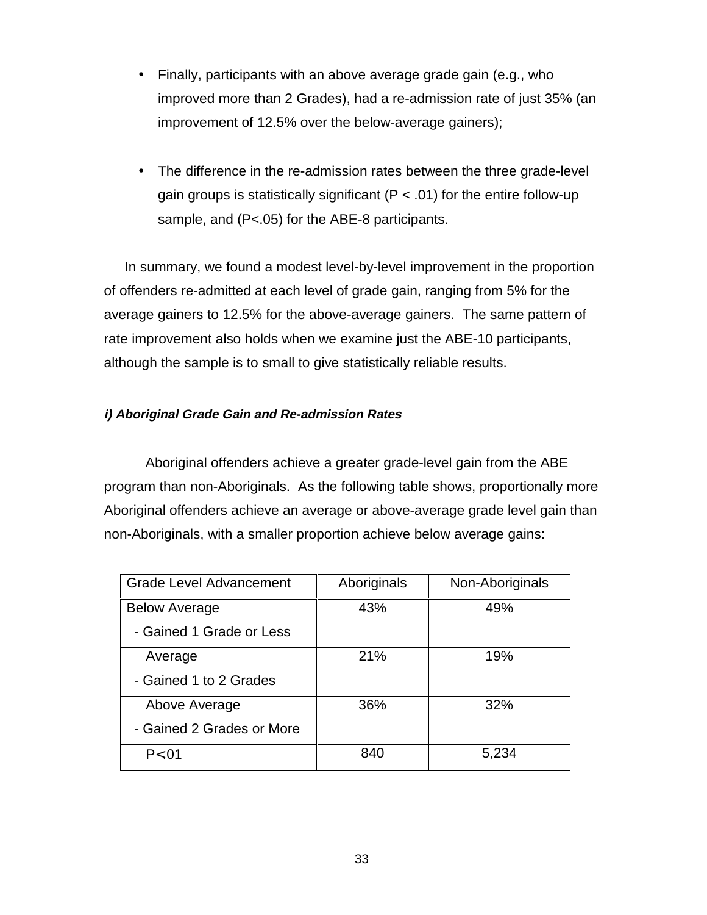- Finally, participants with an above average grade gain (e.g., who improved more than 2 Grades), had a re-admission rate of just 35% (an improvement of 12.5% over the below-average gainers);

- The difference in the re-admission rates between the three grade-level gain groups is statistically significant ($P < .01$) for the entire follow-up sample, and ($P<.05$) for the ABE-8 participants.

In summary, we found a modest level-by-level improvement in the proportion of offenders re-admitted at each level of grade gain, ranging from 5% for the average gainers to 12.5% for the above-average gainers. The same pattern of rate improvement also holds when we examine just the ABE-10 participants, although the sample is to small to give statistically reliable results.

#### *i) Aboriginal Grade Gain and Re-admission Rates*

Aboriginal offenders achieve a greater grade-level gain from the ABE program than non-Aboriginals. As the following table shows, proportionally more Aboriginal offenders achieve an average or above-average grade level gain than non-Aboriginals, with a smaller proportion achieve below average gains:

| Grade Level Advancement | Aboriginals | Non-Aboriginals |
|---|---|---|
| Below Average<br>- Gained 1 Grade or Less | 43% | 49% |
| Average<br>- Gained 1 to 2 Grades | 21% | 19% |
| Above Average<br>- Gained 2 Grades or More | 36% | 32% |
| $P<01$ | 840 | 5,234 |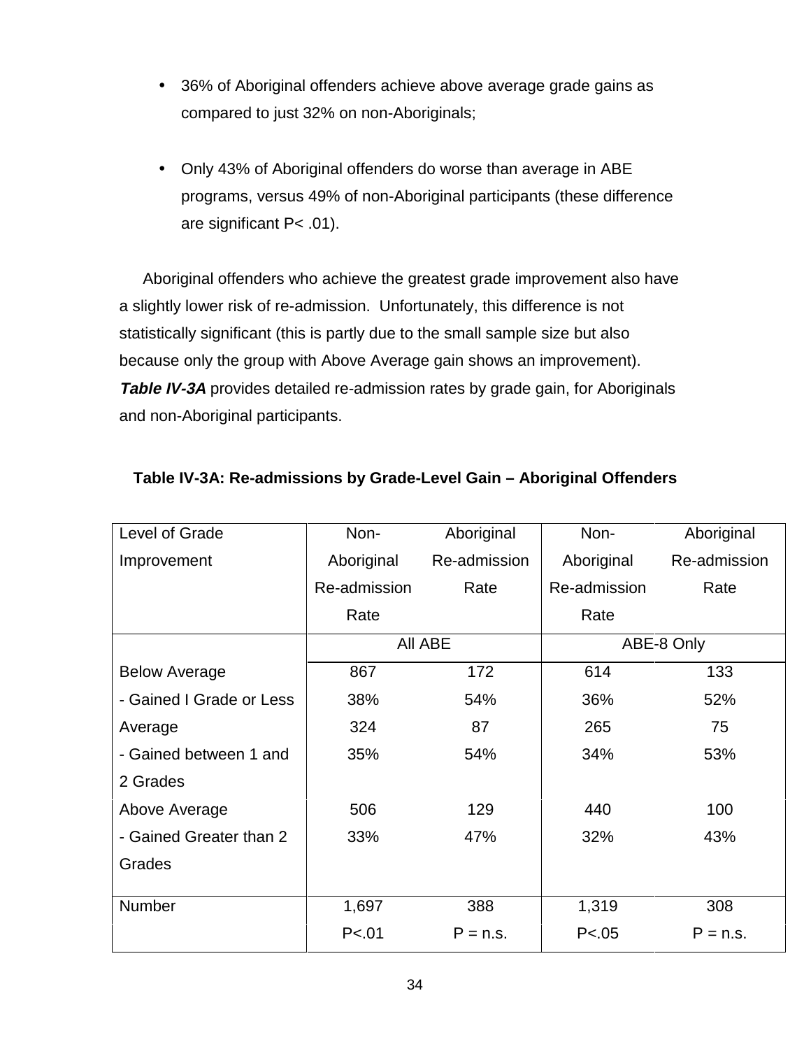- 36% of Aboriginal offenders achieve above average grade gains as compared to just 32% on non-Aboriginals;

- Only 43% of Aboriginal offenders do worse than average in ABE programs, versus 49% of non-Aboriginal participants (these difference are significant P< .01).

Aboriginal offenders who achieve the greatest grade improvement also have a slightly lower risk of re-admission. Unfortunately, this difference is not statistically significant (this is partly due to the small sample size but also because only the group with Above Average gain shows an improvement). ***Table IV-3A*** provides detailed re-admission rates by grade gain, for Aboriginals and non-Aboriginal participants.

**Table IV-3A: Re-admissions by Grade-Level Gain – Aboriginal Offenders**

| Level of Grade Improvement | Non-Aboriginal Re-admission Rate | Aboriginal Re-admission Rate | Non-Aboriginal Re-admission Rate | Aboriginal Re-admission Rate |
|---|---|---|---|---|
| | All ABE | | ABE-8 Only | |
| Below Average | 867 | 172 | 614 | 133 |
| - Gained I Grade or Less | 38% | 54% | 36% | 52% |
| Average | 324 | 87 | 265 | 75 |
| - Gained between 1 and 2 Grades | 35% | 54% | 34% | 53% |
| Above Average | 506 | 129 | 440 | 100 |
| - Gained Greater than 2 Grades | 33% | 47% | 32% | 43% |
| Number | 1,697 | 388 | 1,319 | 308 |
| | P<.01 | P = n.s. | P<.05 | P = n.s. |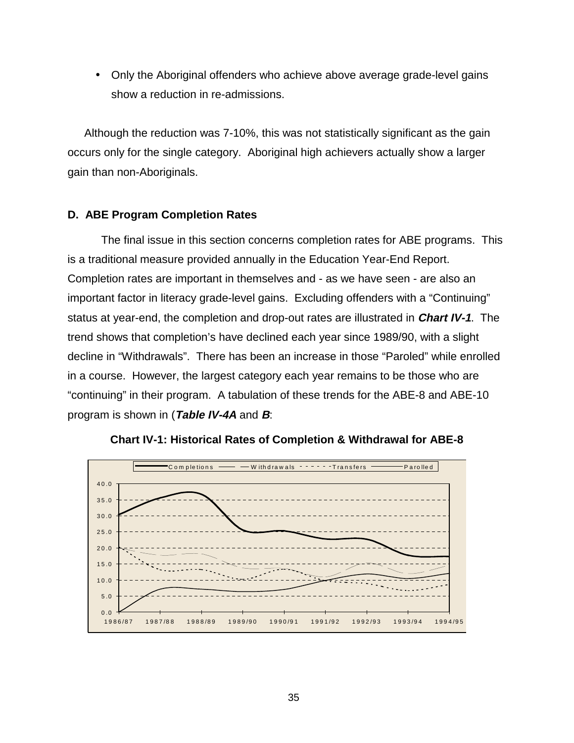- Only the Aboriginal offenders who achieve above average grade-level gains show a reduction in re-admissions.

Although the reduction was 7-10%, this was not statistically significant as the gain occurs only for the single category. Aboriginal high achievers actually show a larger gain than non-Aboriginals.

### D. ABE Program Completion Rates

The final issue in this section concerns completion rates for ABE programs. This is a traditional measure provided annually in the Education Year-End Report. Completion rates are important in themselves and - as we have seen - are also an important factor in literacy grade-level gains. Excluding offenders with a "Continuing" status at year-end, the completion and drop-out rates are illustrated in ***Chart IV-1***. The trend shows that completion's have declined each year since 1989/90, with a slight decline in "Withdrawals". There has been an increase in those "Paroled" while enrolled in a course. However, the largest category each year remains to be those who are "continuing" in their program. A tabulation of these trends for the ABE-8 and ABE-10 program is shown in (***Table IV-4A*** and ***B***:

**Chart IV-1: Historical Rates of Completion & Withdrawal for ABE-8**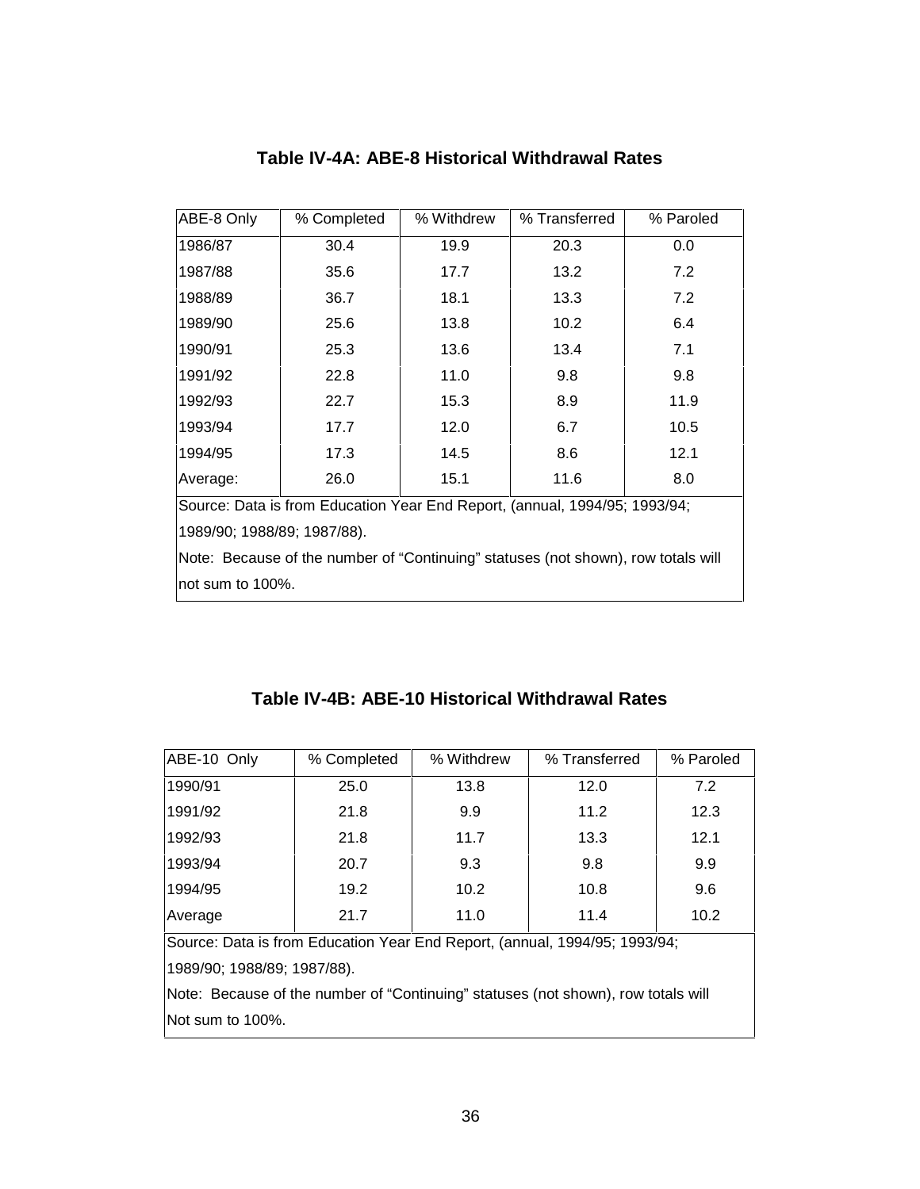### Table IV-4A: ABE-8 Historical Withdrawal Rates

| ABE-8 Only | % Completed | % Withdrew | % Transferred | % Paroled |
|---|---|---|---|---|
| 1986/87 | 30.4 | 19.9 | 20.3 | 0.0 |
| 1987/88 | 35.6 | 17.7 | 13.2 | 7.2 |
| 1988/89 | 36.7 | 18.1 | 13.3 | 7.2 |
| 1989/90 | 25.6 | 13.8 | 10.2 | 6.4 |
| 1990/91 | 25.3 | 13.6 | 13.4 | 7.1 |
| 1991/92 | 22.8 | 11.0 | 9.8 | 9.8 |
| 1992/93 | 22.7 | 15.3 | 8.9 | 11.9 |
| 1993/94 | 17.7 | 12.0 | 6.7 | 10.5 |
| 1994/95 | 17.3 | 14.5 | 8.6 | 12.1 |
| Average: | 26.0 | 15.1 | 11.6 | 8.0 |

Source: Data is from Education Year End Report, (annual, 1994/95; 1993/94; 1989/90; 1988/89; 1987/88).

Note: Because of the number of "Continuing" statuses (not shown), row totals will not sum to 100%.

### Table IV-4B: ABE-10 Historical Withdrawal Rates

| ABE-10 Only | % Completed | % Withdrew | % Transferred | % Paroled |
|---|---|---|---|---|
| 1990/91 | 25.0 | 13.8 | 12.0 | 7.2 |
| 1991/92 | 21.8 | 9.9 | 11.2 | 12.3 |
| 1992/93 | 21.8 | 11.7 | 13.3 | 12.1 |
| 1993/94 | 20.7 | 9.3 | 9.8 | 9.9 |
| 1994/95 | 19.2 | 10.2 | 10.8 | 9.6 |
| Average | 21.7 | 11.0 | 11.4 | 10.2 |

Source: Data is from Education Year End Report, (annual, 1994/95; 1993/94; 1989/90; 1988/89; 1987/88).

Note: Because of the number of "Continuing" statuses (not shown), row totals will Not sum to 100%.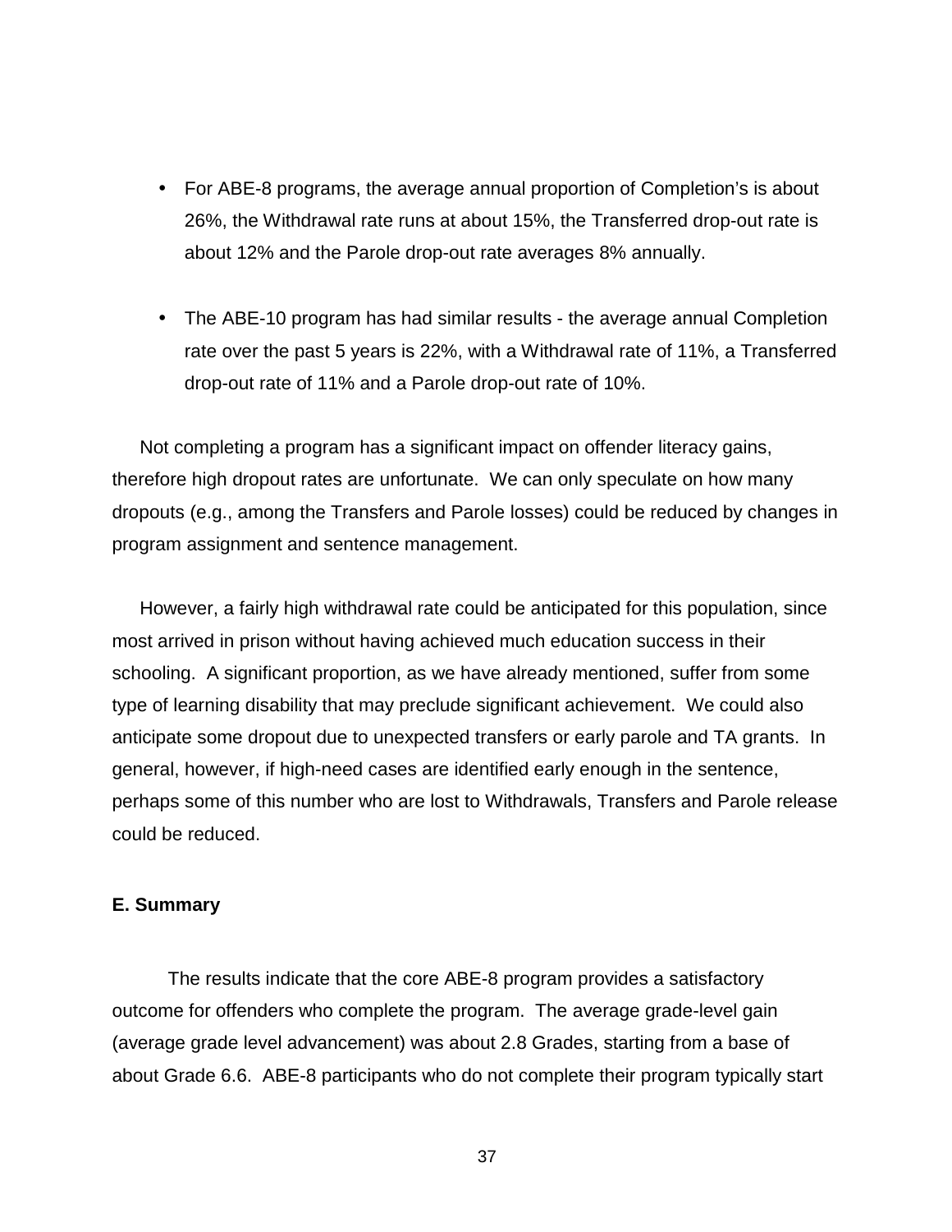- For ABE-8 programs, the average annual proportion of Completion's is about 26%, the Withdrawal rate runs at about 15%, the Transferred drop-out rate is about 12% and the Parole drop-out rate averages 8% annually.

- The ABE-10 program has had similar results - the average annual Completion rate over the past 5 years is 22%, with a Withdrawal rate of 11%, a Transferred drop-out rate of 11% and a Parole drop-out rate of 10%.

Not completing a program has a significant impact on offender literacy gains, therefore high dropout rates are unfortunate. We can only speculate on how many dropouts (e.g., among the Transfers and Parole losses) could be reduced by changes in program assignment and sentence management.

However, a fairly high withdrawal rate could be anticipated for this population, since most arrived in prison without having achieved much education success in their schooling. A significant proportion, as we have already mentioned, suffer from some type of learning disability that may preclude significant achievement. We could also anticipate some dropout due to unexpected transfers or early parole and TA grants. In general, however, if high-need cases are identified early enough in the sentence, perhaps some of this number who are lost to Withdrawals, Transfers and Parole release could be reduced.

### E. Summary

The results indicate that the core ABE-8 program provides a satisfactory outcome for offenders who complete the program. The average grade-level gain (average grade level advancement) was about 2.8 Grades, starting from a base of about Grade 6.6. ABE-8 participants who do not complete their program typically start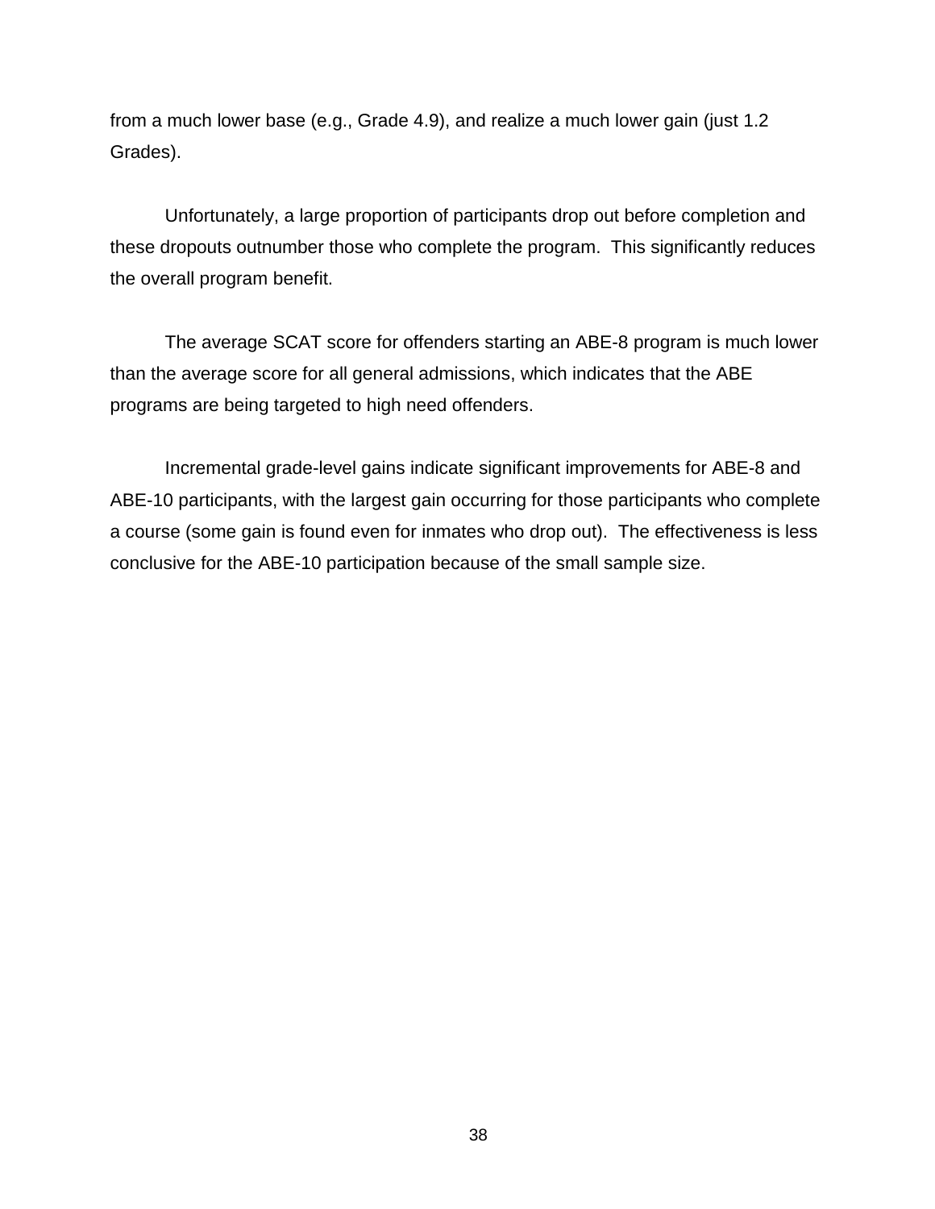from a much lower base (e.g., Grade 4.9), and realize a much lower gain (just 1.2 Grades).

Unfortunately, a large proportion of participants drop out before completion and these dropouts outnumber those who complete the program. This significantly reduces the overall program benefit.

The average SCAT score for offenders starting an ABE-8 program is much lower than the average score for all general admissions, which indicates that the ABE programs are being targeted to high need offenders.

Incremental grade-level gains indicate significant improvements for ABE-8 and ABE-10 participants, with the largest gain occurring for those participants who complete a course (some gain is found even for inmates who drop out). The effectiveness is less conclusive for the ABE-10 participation because of the small sample size.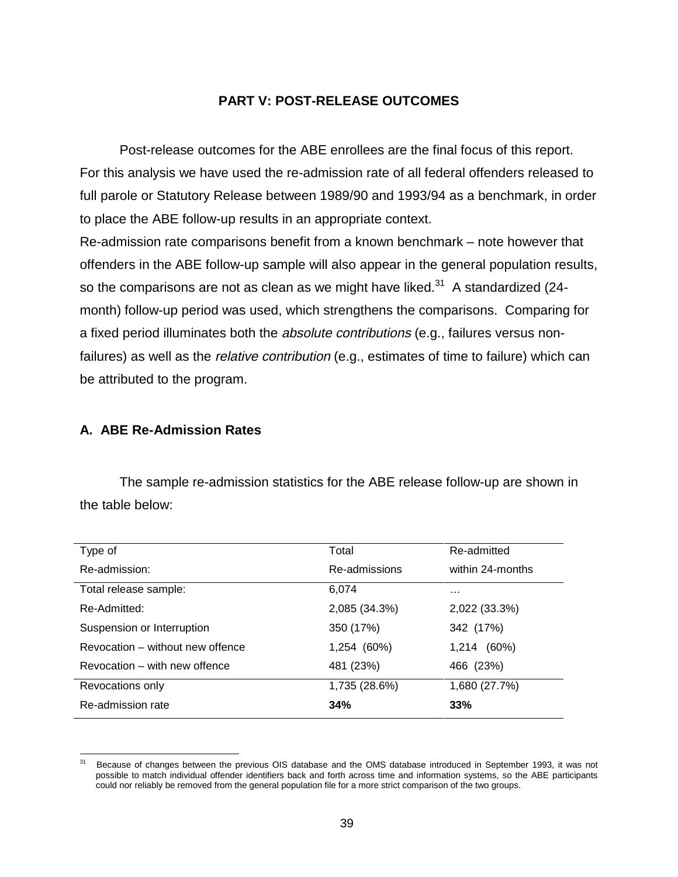## PART V: POST-RELEASE OUTCOMES

Post-release outcomes for the ABE enrollees are the final focus of this report. For this analysis we have used the re-admission rate of all federal offenders released to full parole or Statutory Release between 1989/90 and 1993/94 as a benchmark, in order to place the ABE follow-up results in an appropriate context.
Re-admission rate comparisons benefit from a known benchmark – note however that offenders in the ABE follow-up sample will also appear in the general population results, so the comparisons are not as clean as we might have liked.[31] A standardized (24-month) follow-up period was used, which strengthens the comparisons. Comparing for a fixed period illuminates both the *absolute contributions* (e.g., failures versus non-failures) as well as the *relative contribution* (e.g., estimates of time to failure) which can be attributed to the program.

### A. ABE Re-Admission Rates

The sample re-admission statistics for the ABE release follow-up are shown in the table below:

| Type of Re-admission: | Total Re-admissions | Re-admitted within 24-months |
|---|---|---|
| Total release sample: | 6,074 | … |
| Re-Admitted: | 2,085 (34.3%) | 2,022 (33.3%) |
| Suspension or Interruption | 350 (17%) | 342 (17%) |
| Revocation – without new offence | 1,254 (60%) | 1,214 (60%) |
| Revocation – with new offence | 481 (23%) | 466 (23%) |
| Revocations only | 1,735 (28.6%) | 1,680 (27.7%) |
| Re-admission rate | **34%** | **33%** |

[31] Because of changes between the previous OIS database and the OMS database introduced in September 1993, it was not possible to match individual offender identifiers back and forth across time and information systems, so the ABE participants could nor reliably be removed from the general population file for a more strict comparison of the two groups.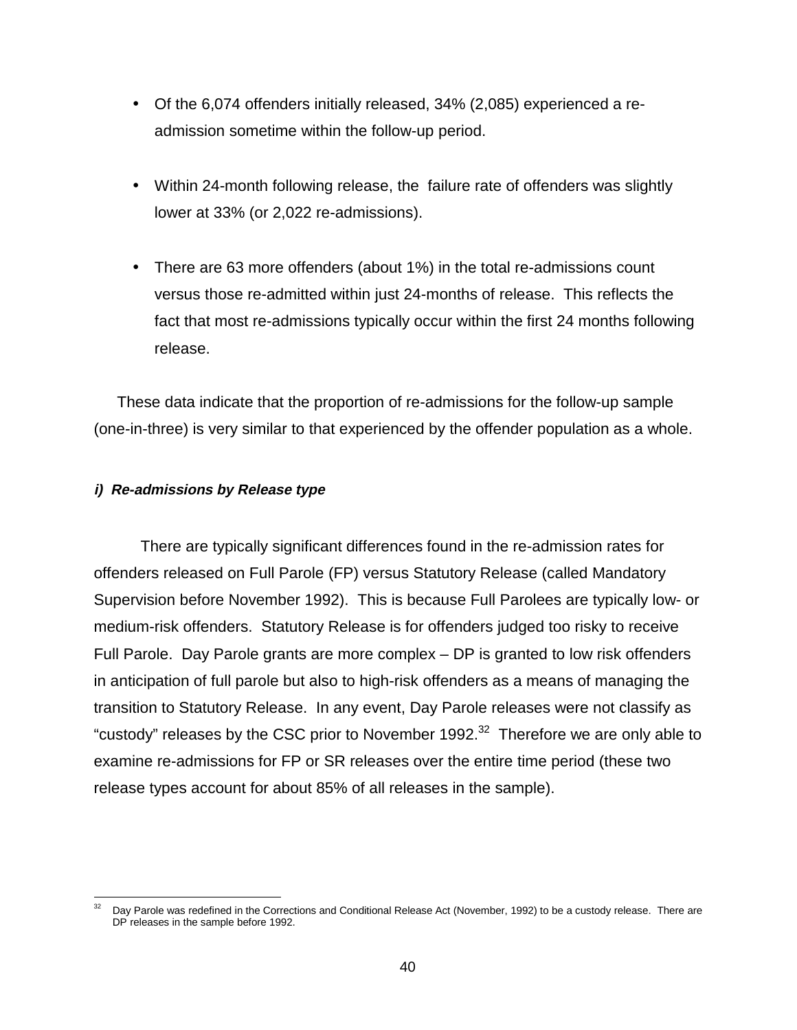- Of the 6,074 offenders initially released, 34% (2,085) experienced a re-admission sometime within the follow-up period.

- Within 24-month following release, the failure rate of offenders was slightly lower at 33% (or 2,022 re-admissions).

- There are 63 more offenders (about 1%) in the total re-admissions count versus those re-admitted within just 24-months of release. This reflects the fact that most re-admissions typically occur within the first 24 months following release.

These data indicate that the proportion of re-admissions for the follow-up sample (one-in-three) is very similar to that experienced by the offender population as a whole.

#### ***i) Re-admissions by Release type***

There are typically significant differences found in the re-admission rates for offenders released on Full Parole (FP) versus Statutory Release (called Mandatory Supervision before November 1992). This is because Full Parolees are typically low- or medium-risk offenders. Statutory Release is for offenders judged too risky to receive Full Parole. Day Parole grants are more complex – DP is granted to low risk offenders in anticipation of full parole but also to high-risk offenders as a means of managing the transition to Statutory Release. In any event, Day Parole releases were not classify as "custody" releases by the CSC prior to November 1992.[32] Therefore we are only able to examine re-admissions for FP or SR releases over the entire time period (these two release types account for about 85% of all releases in the sample).

---

[32] Day Parole was redefined in the Corrections and Conditional Release Act (November, 1992) to be a custody release. There are DP releases in the sample before 1992.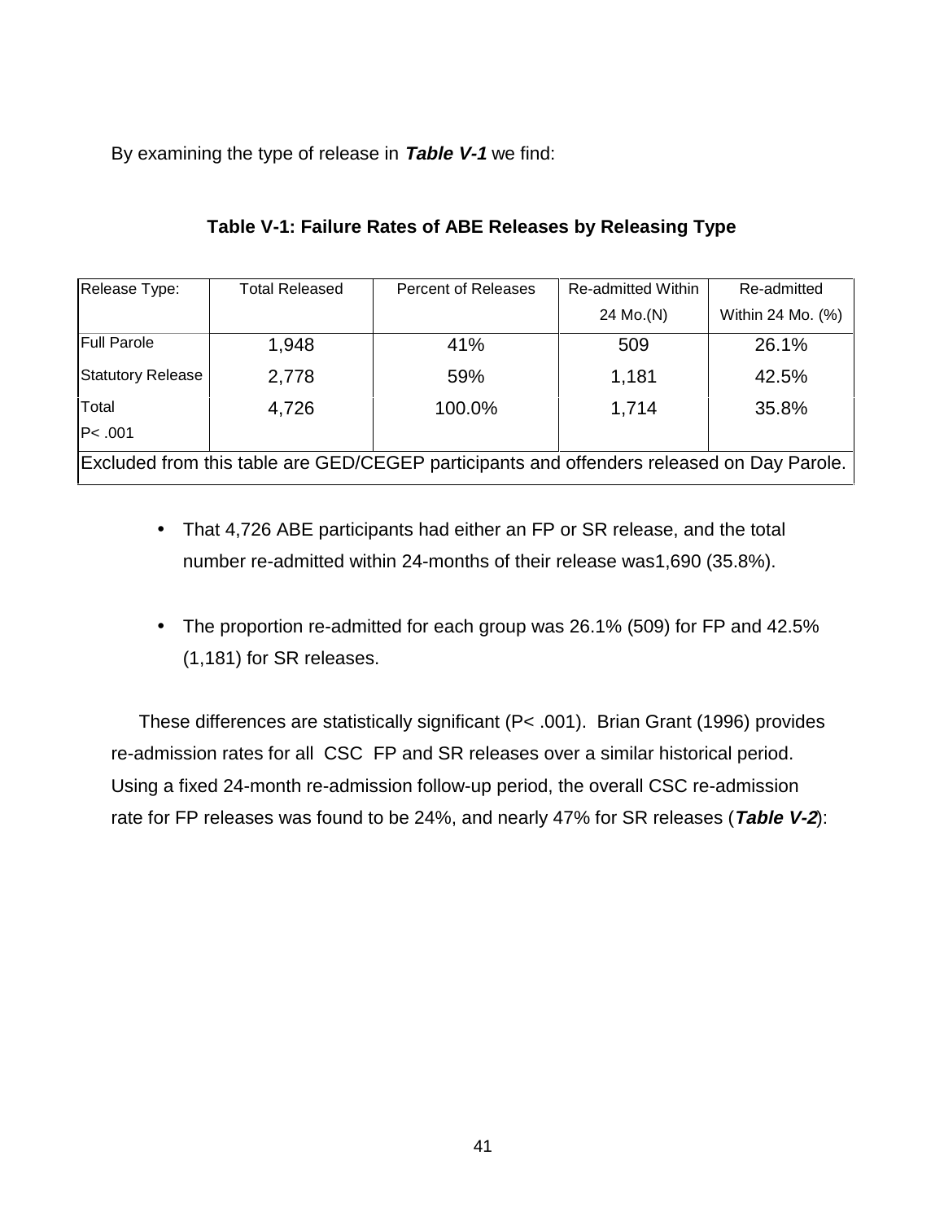By examining the type of release in ***Table V-1*** we find:

**Table V-1: Failure Rates of ABE Releases by Releasing Type**

| Release Type: | Total Released | Percent of Releases | Re-admitted Within 24 Mo.(N) | Re-admitted Within 24 Mo. (%) |
|---|---|---|---|---|
| Full Parole | 1,948 | 41% | 509 | 26.1% |
| Statutory Release | 2,778 | 59% | 1,181 | 42.5% |
| Total<br>P< .001 | 4,726 | 100.0% | 1,714 | 35.8% |
| Excluded from this table are GED/CEGEP participants and offenders released on Day Parole. | | | | |

- That 4,726 ABE participants had either an FP or SR release, and the total number re-admitted within 24-months of their release was1,690 (35.8%).

- The proportion re-admitted for each group was 26.1% (509) for FP and 42.5% (1,181) for SR releases.

These differences are statistically significant (P< .001). Brian Grant (1996) provides re-admission rates for all CSC FP and SR releases over a similar historical period. Using a fixed 24-month re-admission follow-up period, the overall CSC re-admission rate for FP releases was found to be 24%, and nearly 47% for SR releases (***Table V-2***):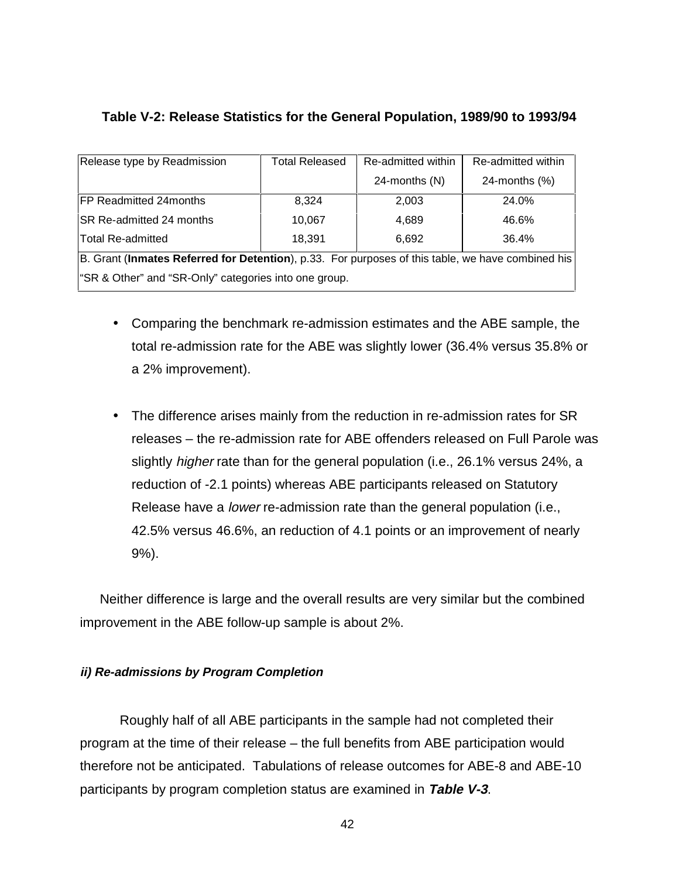**Table V-2: Release Statistics for the General Population, 1989/90 to 1993/94**

| Release type by Readmission | Total Released | Re-admitted within 24-months (N) | Re-admitted within 24-months (%) |
|---|---|---|---|
| FP Readmitted 24months | 8,324 | 2,003 | 24.0% |
| SR Re-admitted 24 months | 10,067 | 4,689 | 46.6% |
| Total Re-admitted | 18,391 | 6,692 | 36.4% |
| B. Grant (**Inmates Referred for Detention**), p.33. For purposes of this table, we have combined his "SR & Other" and "SR-Only" categories into one group. | | | |

- Comparing the benchmark re-admission estimates and the ABE sample, the total re-admission rate for the ABE was slightly lower (36.4% versus 35.8% or a 2% improvement).

- The difference arises mainly from the reduction in re-admission rates for SR releases – the re-admission rate for ABE offenders released on Full Parole was slightly *higher* rate than for the general population (i.e., 26.1% versus 24%, a reduction of -2.1 points) whereas ABE participants released on Statutory Release have a *lower* re-admission rate than the general population (i.e., 42.5% versus 46.6%, an reduction of 4.1 points or an improvement of nearly 9%).

Neither difference is large and the overall results are very similar but the combined improvement in the ABE follow-up sample is about 2%.

***ii) Re-admissions by Program Completion***

Roughly half of all ABE participants in the sample had not completed their program at the time of their release – the full benefits from ABE participation would therefore not be anticipated. Tabulations of release outcomes for ABE-8 and ABE-10 participants by program completion status are examined in ***Table V-3***.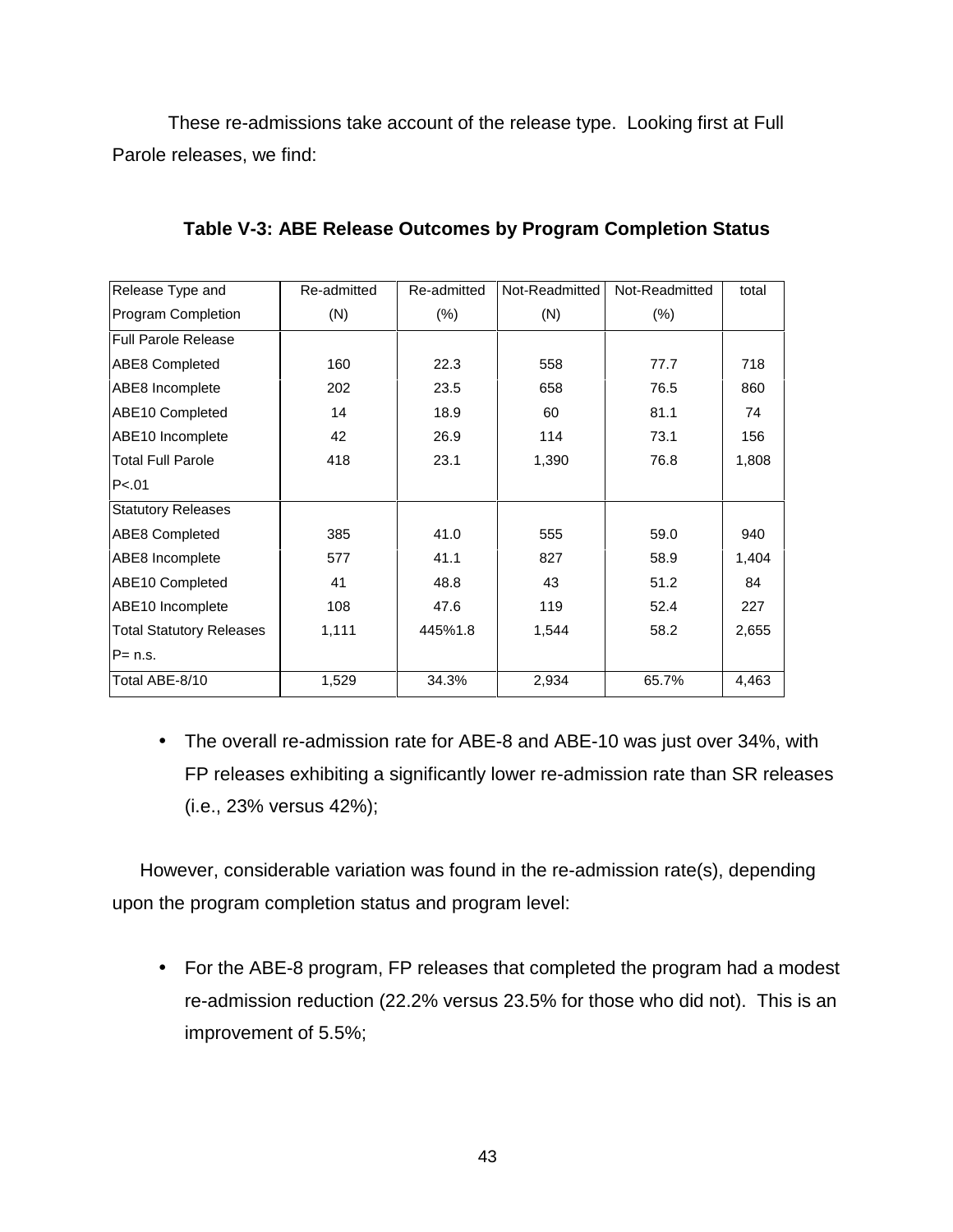These re-admissions take account of the release type. Looking first at Full Parole releases, we find:

**Table V-3: ABE Release Outcomes by Program Completion Status**

| Release Type and Program Completion | Re-admitted (N) | Re-admitted (%) | Not-Readmitted (N) | Not-Readmitted (%) | total |
|---|---|---|---|---|---|
| Full Parole Release | | | | | |
| ABE8 Completed | 160 | 22.3 | 558 | 77.7 | 718 |
| ABE8 Incomplete | 202 | 23.5 | 658 | 76.5 | 860 |
| ABE10 Completed | 14 | 18.9 | 60 | 81.1 | 74 |
| ABE10 Incomplete | 42 | 26.9 | 114 | 73.1 | 156 |
| Total Full Parole | 418 | 23.1 | 1,390 | 76.8 | 1,808 |
| P<.01 | | | | | |
| Statutory Releases | | | | | |
| ABE8 Completed | 385 | 41.0 | 555 | 59.0 | 940 |
| ABE8 Incomplete | 577 | 41.1 | 827 | 58.9 | 1,404 |
| ABE10 Completed | 41 | 48.8 | 43 | 51.2 | 84 |
| ABE10 Incomplete | 108 | 47.6 | 119 | 52.4 | 227 |
| Total Statutory Releases | 1,111 | 445%1.8 | 1,544 | 58.2 | 2,655 |
| P= n.s. | | | | | |
| Total ABE-8/10 | 1,529 | 34.3% | 2,934 | 65.7% | 4,463 |

- The overall re-admission rate for ABE-8 and ABE-10 was just over 34%, with FP releases exhibiting a significantly lower re-admission rate than SR releases (i.e., 23% versus 42%);

However, considerable variation was found in the re-admission rate(s), depending upon the program completion status and program level:

- For the ABE-8 program, FP releases that completed the program had a modest re-admission reduction (22.2% versus 23.5% for those who did not). This is an improvement of 5.5%;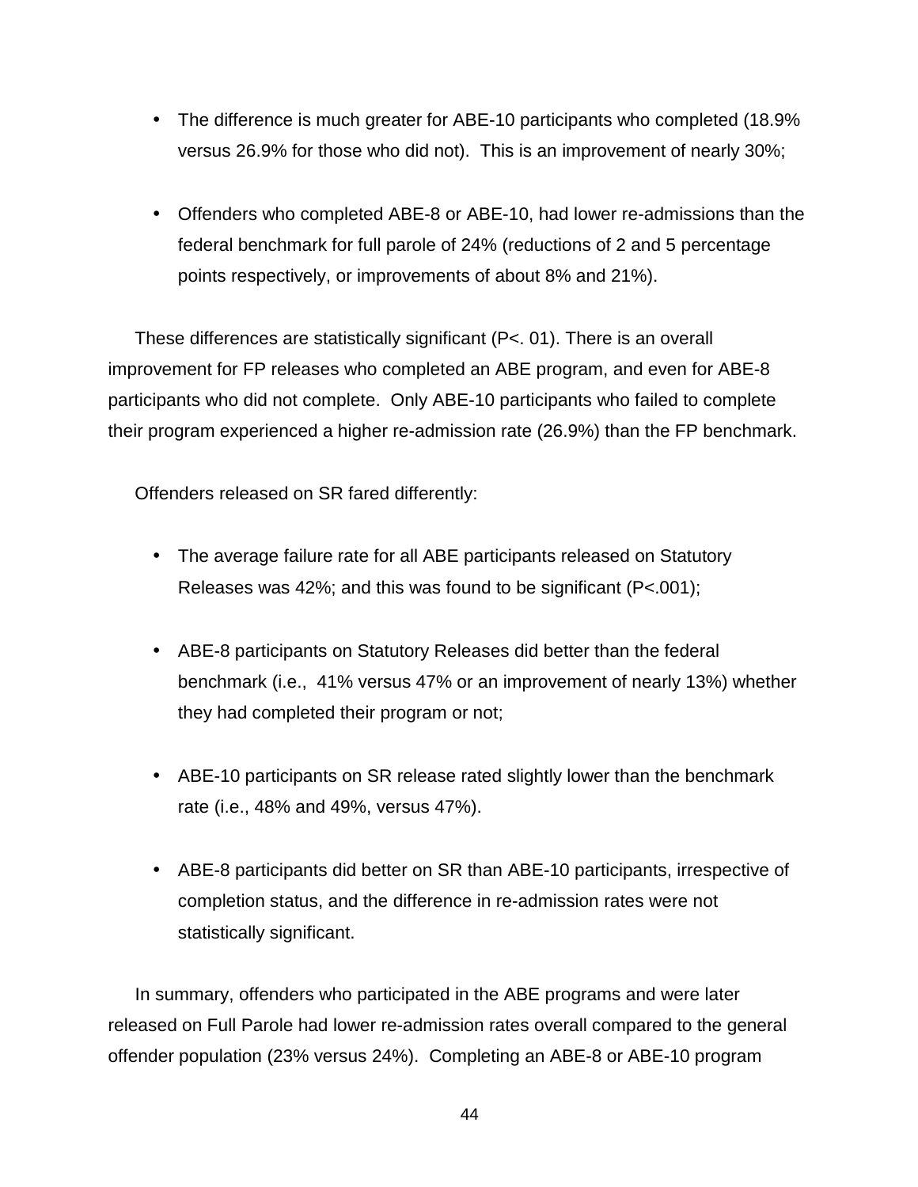- The difference is much greater for ABE-10 participants who completed (18.9% versus 26.9% for those who did not). This is an improvement of nearly 30%;

- Offenders who completed ABE-8 or ABE-10, had lower re-admissions than the federal benchmark for full parole of 24% (reductions of 2 and 5 percentage points respectively, or improvements of about 8% and 21%).

These differences are statistically significant (P<. 01). There is an overall improvement for FP releases who completed an ABE program, and even for ABE-8 participants who did not complete. Only ABE-10 participants who failed to complete their program experienced a higher re-admission rate (26.9%) than the FP benchmark.

Offenders released on SR fared differently:

- The average failure rate for all ABE participants released on Statutory Releases was 42%; and this was found to be significant (P<.001);

- ABE-8 participants on Statutory Releases did better than the federal benchmark (i.e., 41% versus 47% or an improvement of nearly 13%) whether they had completed their program or not;

- ABE-10 participants on SR release rated slightly lower than the benchmark rate (i.e., 48% and 49%, versus 47%).

- ABE-8 participants did better on SR than ABE-10 participants, irrespective of completion status, and the difference in re-admission rates were not statistically significant.

In summary, offenders who participated in the ABE programs and were later released on Full Parole had lower re-admission rates overall compared to the general offender population (23% versus 24%). Completing an ABE-8 or ABE-10 program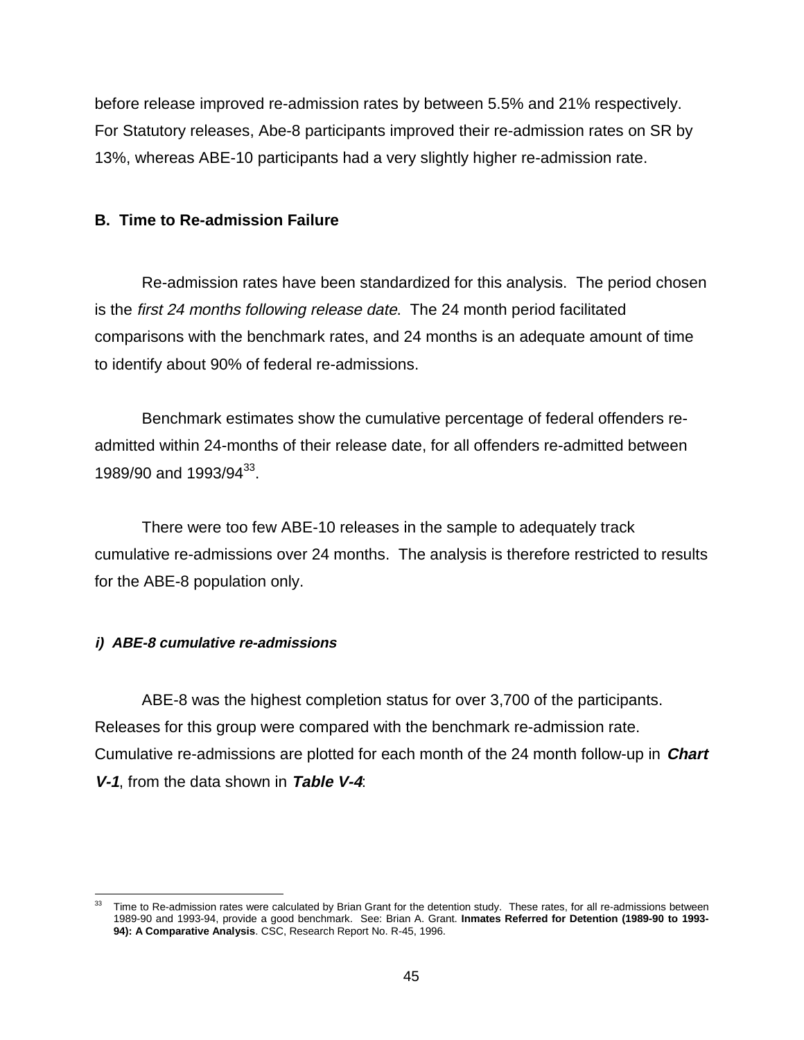before release improved re-admission rates by between 5.5% and 21% respectively. For Statutory releases, Abe-8 participants improved their re-admission rates on SR by 13%, whereas ABE-10 participants had a very slightly higher re-admission rate.

## B. Time to Re-admission Failure

Re-admission rates have been standardized for this analysis. The period chosen is the *first 24 months following release date*. The 24 month period facilitated comparisons with the benchmark rates, and 24 months is an adequate amount of time to identify about 90% of federal re-admissions.

Benchmark estimates show the cumulative percentage of federal offenders re-admitted within 24-months of their release date, for all offenders re-admitted between 1989/90 and 1993/94[33].

There were too few ABE-10 releases in the sample to adequately track cumulative re-admissions over 24 months. The analysis is therefore restricted to results for the ABE-8 population only.

### *i) ABE-8 cumulative re-admissions*

ABE-8 was the highest completion status for over 3,700 of the participants. Releases for this group were compared with the benchmark re-admission rate. Cumulative re-admissions are plotted for each month of the 24 month follow-up in ***Chart V-1***, from the data shown in ***Table V-4***:

---

[33] Time to Re-admission rates were calculated by Brian Grant for the detention study. These rates, for all re-admissions between 1989-90 and 1993-94, provide a good benchmark. See: Brian A. Grant. **Inmates Referred for Detention (1989-90 to 1993-94): A Comparative Analysis**. CSC, Research Report No. R-45, 1996.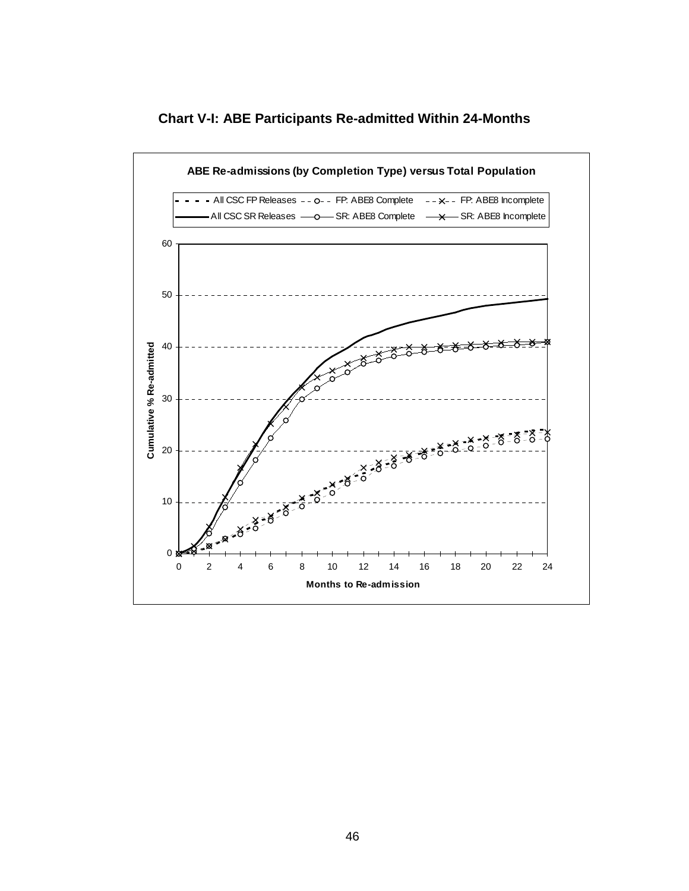**Chart V-I: ABE Participants Re-admitted Within 24-Months**

**ABE Re-admissions (by Completion Type) versus Total Population**

Legend: All CSC FP Releases; FP: ABE8 Complete; FP: ABE8 Incomplete; All CSC SR Releases; SR: ABE8 Complete; SR: ABE8 Incomplete

Y-axis: Cumulative % Re-admitted (0–60)

X-axis: Months to Re-admission (0–24)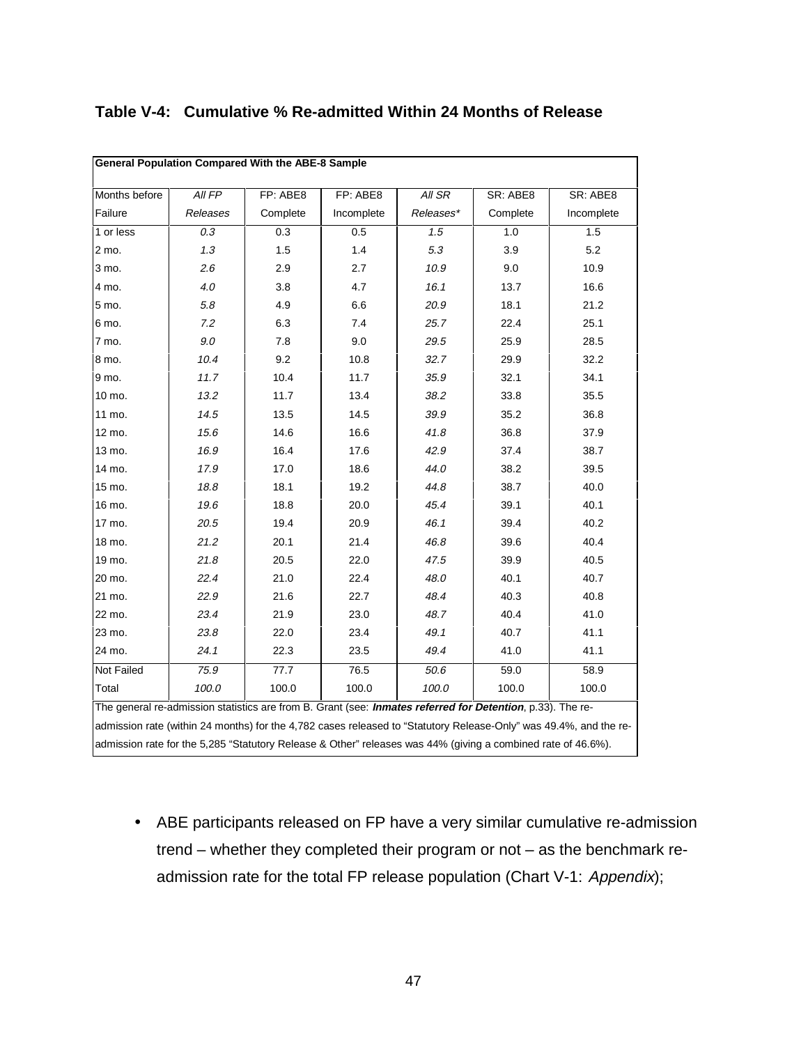## Table V-4: Cumulative % Re-admitted Within 24 Months of Release

| **General Population Compared With the ABE-8 Sample** | | | | | | |
|---|---|---|---|---|---|---|
| Months before Failure | *All FP Releases* | FP: ABE8 Complete | FP: ABE8 Incomplete | *All SR Releases** | SR: ABE8 Complete | SR: ABE8 Incomplete |
| 1 or less | *0.3* | 0.3 | 0.5 | *1.5* | 1.0 | 1.5 |
| 2 mo. | *1.3* | 1.5 | 1.4 | *5.3* | 3.9 | 5.2 |
| 3 mo. | *2.6* | 2.9 | 2.7 | *10.9* | 9.0 | 10.9 |
| 4 mo. | *4.0* | 3.8 | 4.7 | *16.1* | 13.7 | 16.6 |
| 5 mo. | *5.8* | 4.9 | 6.6 | *20.9* | 18.1 | 21.2 |
| 6 mo. | *7.2* | 6.3 | 7.4 | *25.7* | 22.4 | 25.1 |
| 7 mo. | *9.0* | 7.8 | 9.0 | *29.5* | 25.9 | 28.5 |
| 8 mo. | *10.4* | 9.2 | 10.8 | *32.7* | 29.9 | 32.2 |
| 9 mo. | *11.7* | 10.4 | 11.7 | *35.9* | 32.1 | 34.1 |
| 10 mo. | *13.2* | 11.7 | 13.4 | *38.2* | 33.8 | 35.5 |
| 11 mo. | *14.5* | 13.5 | 14.5 | *39.9* | 35.2 | 36.8 |
| 12 mo. | *15.6* | 14.6 | 16.6 | *41.8* | 36.8 | 37.9 |
| 13 mo. | *16.9* | 16.4 | 17.6 | *42.9* | 37.4 | 38.7 |
| 14 mo. | *17.9* | 17.0 | 18.6 | *44.0* | 38.2 | 39.5 |
| 15 mo. | *18.8* | 18.1 | 19.2 | *44.8* | 38.7 | 40.0 |
| 16 mo. | *19.6* | 18.8 | 20.0 | *45.4* | 39.1 | 40.1 |
| 17 mo. | *20.5* | 19.4 | 20.9 | *46.1* | 39.4 | 40.2 |
| 18 mo. | *21.2* | 20.1 | 21.4 | *46.8* | 39.6 | 40.4 |
| 19 mo. | *21.8* | 20.5 | 22.0 | *47.5* | 39.9 | 40.5 |
| 20 mo. | *22.4* | 21.0 | 22.4 | *48.0* | 40.1 | 40.7 |
| 21 mo. | *22.9* | 21.6 | 22.7 | *48.4* | 40.3 | 40.8 |
| 22 mo. | *23.4* | 21.9 | 23.0 | *48.7* | 40.4 | 41.0 |
| 23 mo. | *23.8* | 22.0 | 23.4 | *49.1* | 40.7 | 41.1 |
| 24 mo. | *24.1* | 22.3 | 23.5 | *49.4* | 41.0 | 41.1 |
| Not Failed | *75.9* | 77.7 | 76.5 | *50.6* | 59.0 | 58.9 |
| Total | *100.0* | 100.0 | 100.0 | *100.0* | 100.0 | 100.0 |

The general re-admission statistics are from B. Grant (see: ***Inmates referred for Detention***, p.33). The re-admission rate (within 24 months) for the 4,782 cases released to "Statutory Release-Only" was 49.4%, and the re-admission rate for the 5,285 "Statutory Release & Other" releases was 44% (giving a combined rate of 46.6%).

- ABE participants released on FP have a very similar cumulative re-admission trend – whether they completed their program or not – as the benchmark re-admission rate for the total FP release population (Chart V-1: *Appendix*);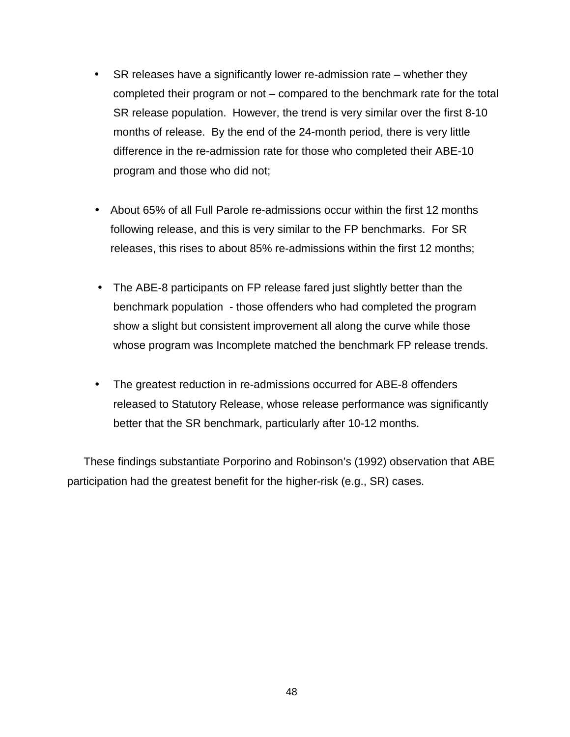- SR releases have a significantly lower re-admission rate – whether they completed their program or not – compared to the benchmark rate for the total SR release population. However, the trend is very similar over the first 8-10 months of release. By the end of the 24-month period, there is very little difference in the re-admission rate for those who completed their ABE-10 program and those who did not;

- About 65% of all Full Parole re-admissions occur within the first 12 months following release, and this is very similar to the FP benchmarks. For SR releases, this rises to about 85% re-admissions within the first 12 months;

- The ABE-8 participants on FP release fared just slightly better than the benchmark population - those offenders who had completed the program show a slight but consistent improvement all along the curve while those whose program was Incomplete matched the benchmark FP release trends.

- The greatest reduction in re-admissions occurred for ABE-8 offenders released to Statutory Release, whose release performance was significantly better that the SR benchmark, particularly after 10-12 months.

These findings substantiate Porporino and Robinson's (1992) observation that ABE participation had the greatest benefit for the higher-risk (e.g., SR) cases.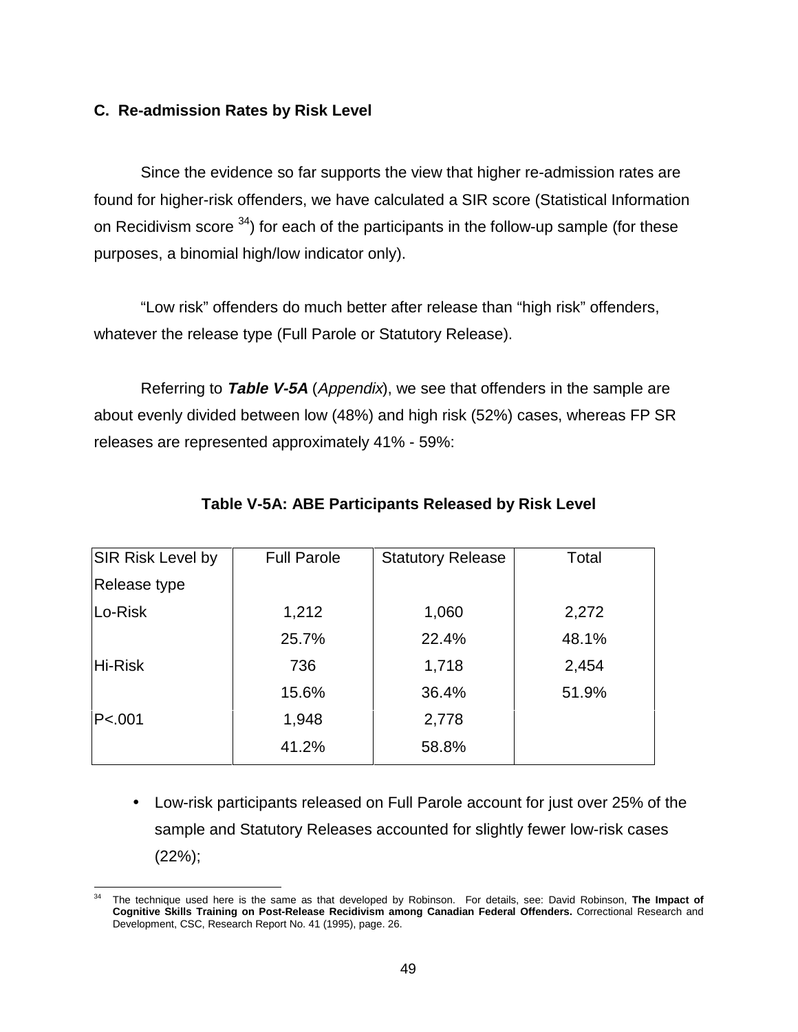### C. Re-admission Rates by Risk Level

Since the evidence so far supports the view that higher re-admission rates are found for higher-risk offenders, we have calculated a SIR score (Statistical Information on Recidivism score [34]) for each of the participants in the follow-up sample (for these purposes, a binomial high/low indicator only).

"Low risk" offenders do much better after release than "high risk" offenders, whatever the release type (Full Parole or Statutory Release).

Referring to ***Table V-5A*** (*Appendix*), we see that offenders in the sample are about evenly divided between low (48%) and high risk (52%) cases, whereas FP SR releases are represented approximately 41% - 59%:

**Table V-5A: ABE Participants Released by Risk Level**

| SIR Risk Level by Release type | Full Parole | Statutory Release | Total |
|---|---|---|---|
| Lo-Risk | 1,212 | 1,060 | 2,272 |
| | 25.7% | 22.4% | 48.1% |
| Hi-Risk | 736 | 1,718 | 2,454 |
| | 15.6% | 36.4% | 51.9% |
| P<.001 | 1,948 | 2,778 | |
| | 41.2% | 58.8% | |

- Low-risk participants released on Full Parole account for just over 25% of the sample and Statutory Releases accounted for slightly fewer low-risk cases (22%);

---

[34] The technique used here is the same as that developed by Robinson. For details, see: David Robinson, **The Impact of Cognitive Skills Training on Post-Release Recidivism among Canadian Federal Offenders.** Correctional Research and Development, CSC, Research Report No. 41 (1995), page. 26.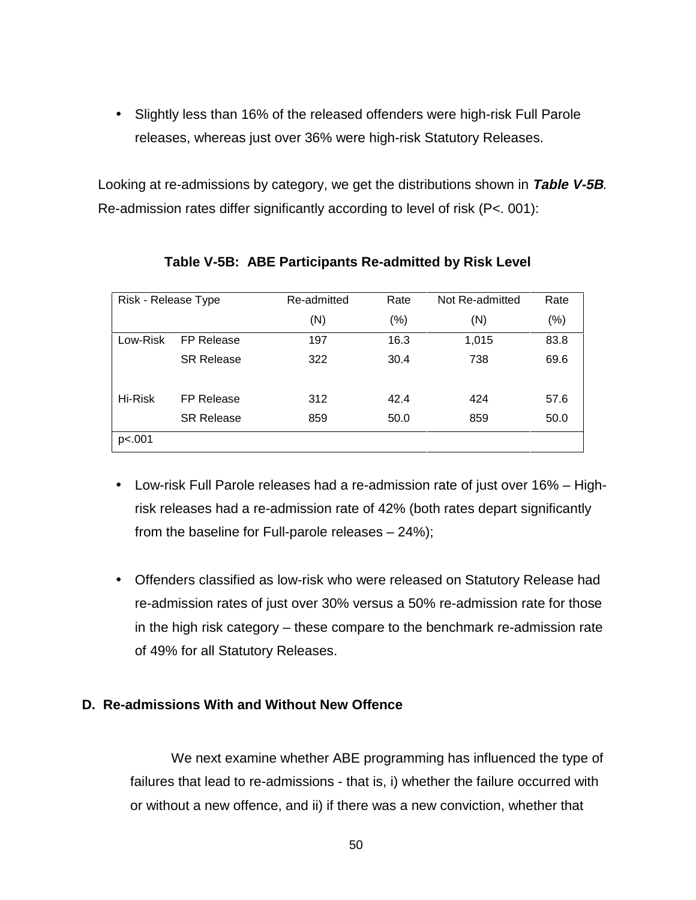- Slightly less than 16% of the released offenders were high-risk Full Parole releases, whereas just over 36% were high-risk Statutory Releases.

Looking at re-admissions by category, we get the distributions shown in ***Table V-5B***. Re-admission rates differ significantly according to level of risk (P<. 001):

**Table V-5B: ABE Participants Re-admitted by Risk Level**

| Risk - Release Type | | Re-admitted (N) | Rate (%) | Not Re-admitted (N) | Rate (%) |
|---|---|---|---|---|---|
| Low-Risk | FP Release | 197 | 16.3 | 1,015 | 83.8 |
| | SR Release | 322 | 30.4 | 738 | 69.6 |
| Hi-Risk | FP Release | 312 | 42.4 | 424 | 57.6 |
| | SR Release | 859 | 50.0 | 859 | 50.0 |
| p<.001 | | | | | |

- Low-risk Full Parole releases had a re-admission rate of just over 16% – High-risk releases had a re-admission rate of 42% (both rates depart significantly from the baseline for Full-parole releases – 24%);

- Offenders classified as low-risk who were released on Statutory Release had re-admission rates of just over 30% versus a 50% re-admission rate for those in the high risk category – these compare to the benchmark re-admission rate of 49% for all Statutory Releases.

### D. Re-admissions With and Without New Offence

We next examine whether ABE programming has influenced the type of failures that lead to re-admissions - that is, i) whether the failure occurred with or without a new offence, and ii) if there was a new conviction, whether that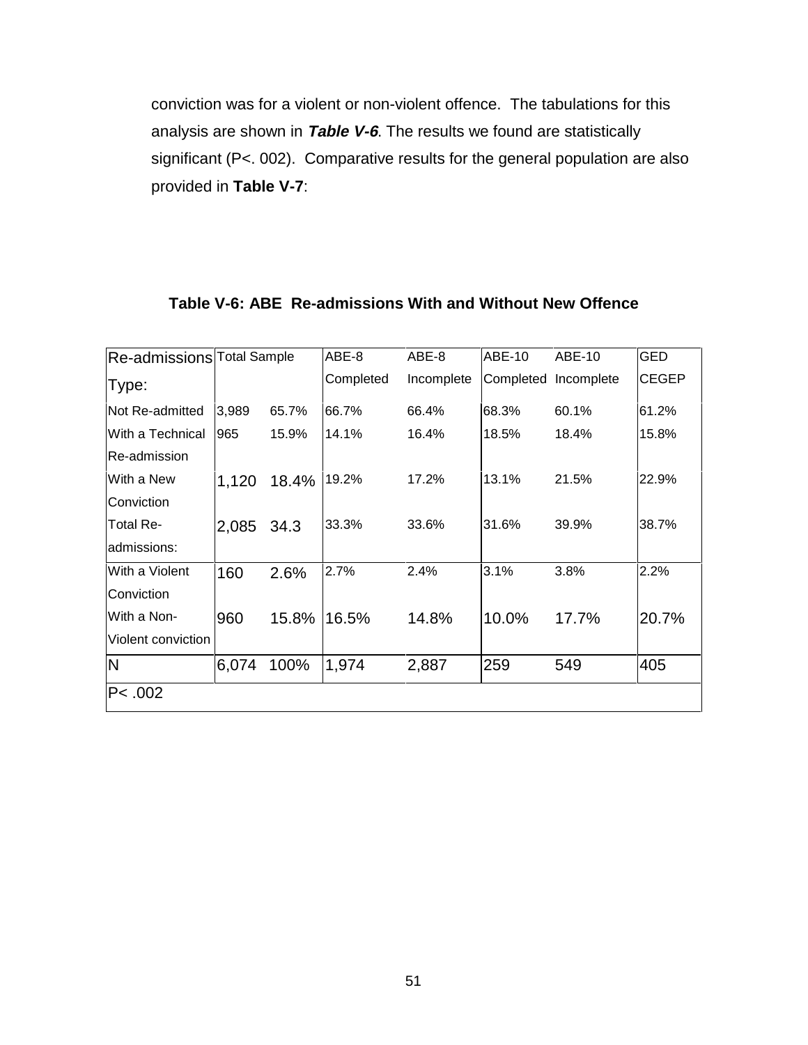conviction was for a violent or non-violent offence. The tabulations for this analysis are shown in ***Table V-6***. The results we found are statistically significant (P<. 002). Comparative results for the general population are also provided in **Table V-7**:

**Table V-6: ABE Re-admissions With and Without New Offence**

| Re-admissions Type: | Total Sample | | ABE-8 Completed | ABE-8 Incomplete | ABE-10 Completed | ABE-10 Incomplete | GED CEGEP |
|---|---|---|---|---|---|---|---|
| Not Re-admitted | 3,989 | 65.7% | 66.7% | 66.4% | 68.3% | 60.1% | 61.2% |
| With a Technical Re-admission | 965 | 15.9% | 14.1% | 16.4% | 18.5% | 18.4% | 15.8% |
| With a New Conviction | 1,120 | 18.4% | 19.2% | 17.2% | 13.1% | 21.5% | 22.9% |
| Total Re-admissions: | 2,085 | 34.3 | 33.3% | 33.6% | 31.6% | 39.9% | 38.7% |
| With a Violent Conviction | 160 | 2.6% | 2.7% | 2.4% | 3.1% | 3.8% | 2.2% |
| With a Non-Violent conviction | 960 | 15.8% | 16.5% | 14.8% | 10.0% | 17.7% | 20.7% |
| N | 6,074 | 100% | 1,974 | 2,887 | 259 | 549 | 405 |
| P< .002 | | | | | | | |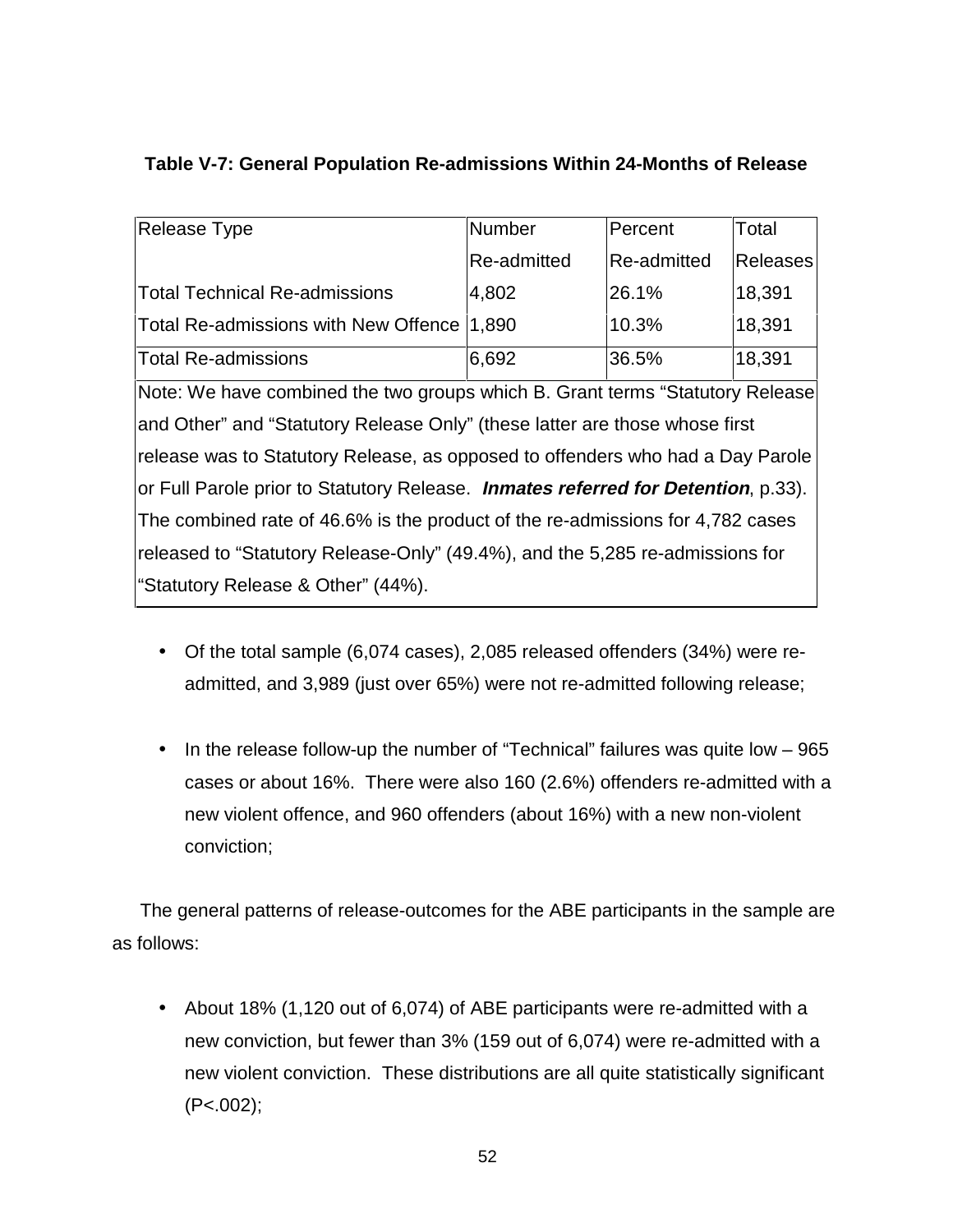**Table V-7: General Population Re-admissions Within 24-Months of Release**

| Release Type | Number Re-admitted | Percent Re-admitted | Total Releases |
|---|---|---|---|
| Total Technical Re-admissions | 4,802 | 26.1% | 18,391 |
| Total Re-admissions with New Offence | 1,890 | 10.3% | 18,391 |
| Total Re-admissions | 6,692 | 36.5% | 18,391 |

Note: We have combined the two groups which B. Grant terms "Statutory Release and Other" and "Statutory Release Only" (these latter are those whose first release was to Statutory Release, as opposed to offenders who had a Day Parole or Full Parole prior to Statutory Release. ***Inmates referred for Detention***, p.33). The combined rate of 46.6% is the product of the re-admissions for 4,782 cases released to "Statutory Release-Only" (49.4%), and the 5,285 re-admissions for "Statutory Release & Other" (44%).

- Of the total sample (6,074 cases), 2,085 released offenders (34%) were re-admitted, and 3,989 (just over 65%) were not re-admitted following release;

- In the release follow-up the number of "Technical" failures was quite low – 965 cases or about 16%. There were also 160 (2.6%) offenders re-admitted with a new violent offence, and 960 offenders (about 16%) with a new non-violent conviction;

The general patterns of release-outcomes for the ABE participants in the sample are as follows:

- About 18% (1,120 out of 6,074) of ABE participants were re-admitted with a new conviction, but fewer than 3% (159 out of 6,074) were re-admitted with a new violent conviction. These distributions are all quite statistically significant ($P<.002$);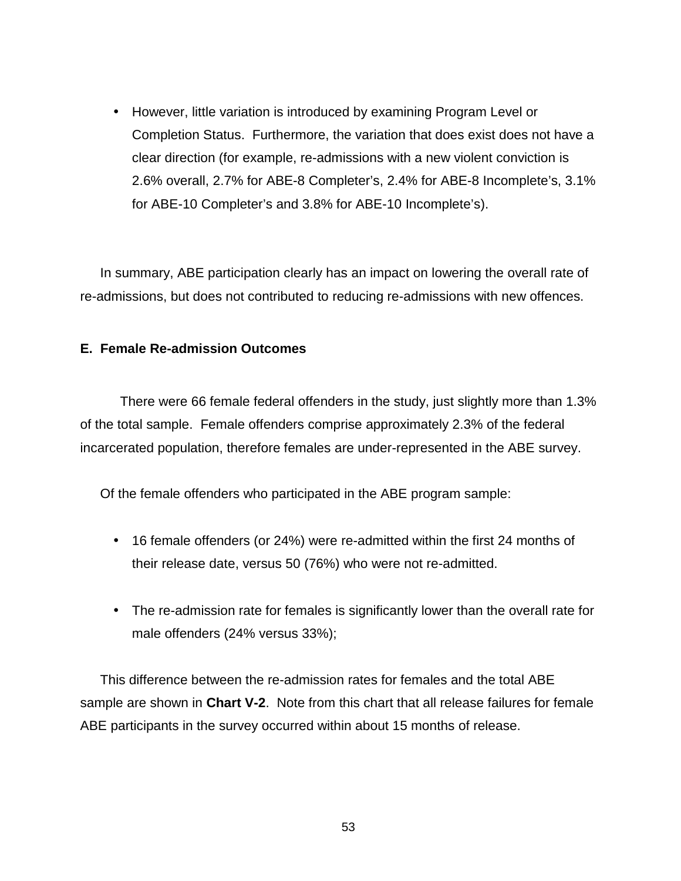- However, little variation is introduced by examining Program Level or Completion Status. Furthermore, the variation that does exist does not have a clear direction (for example, re-admissions with a new violent conviction is 2.6% overall, 2.7% for ABE-8 Completer's, 2.4% for ABE-8 Incomplete's, 3.1% for ABE-10 Completer's and 3.8% for ABE-10 Incomplete's).

In summary, ABE participation clearly has an impact on lowering the overall rate of re-admissions, but does not contributed to reducing re-admissions with new offences.

### E. Female Re-admission Outcomes

There were 66 female federal offenders in the study, just slightly more than 1.3% of the total sample. Female offenders comprise approximately 2.3% of the federal incarcerated population, therefore females are under-represented in the ABE survey.

Of the female offenders who participated in the ABE program sample:

- 16 female offenders (or 24%) were re-admitted within the first 24 months of their release date, versus 50 (76%) who were not re-admitted.
- The re-admission rate for females is significantly lower than the overall rate for male offenders (24% versus 33%);

This difference between the re-admission rates for females and the total ABE sample are shown in **Chart V-2**. Note from this chart that all release failures for female ABE participants in the survey occurred within about 15 months of release.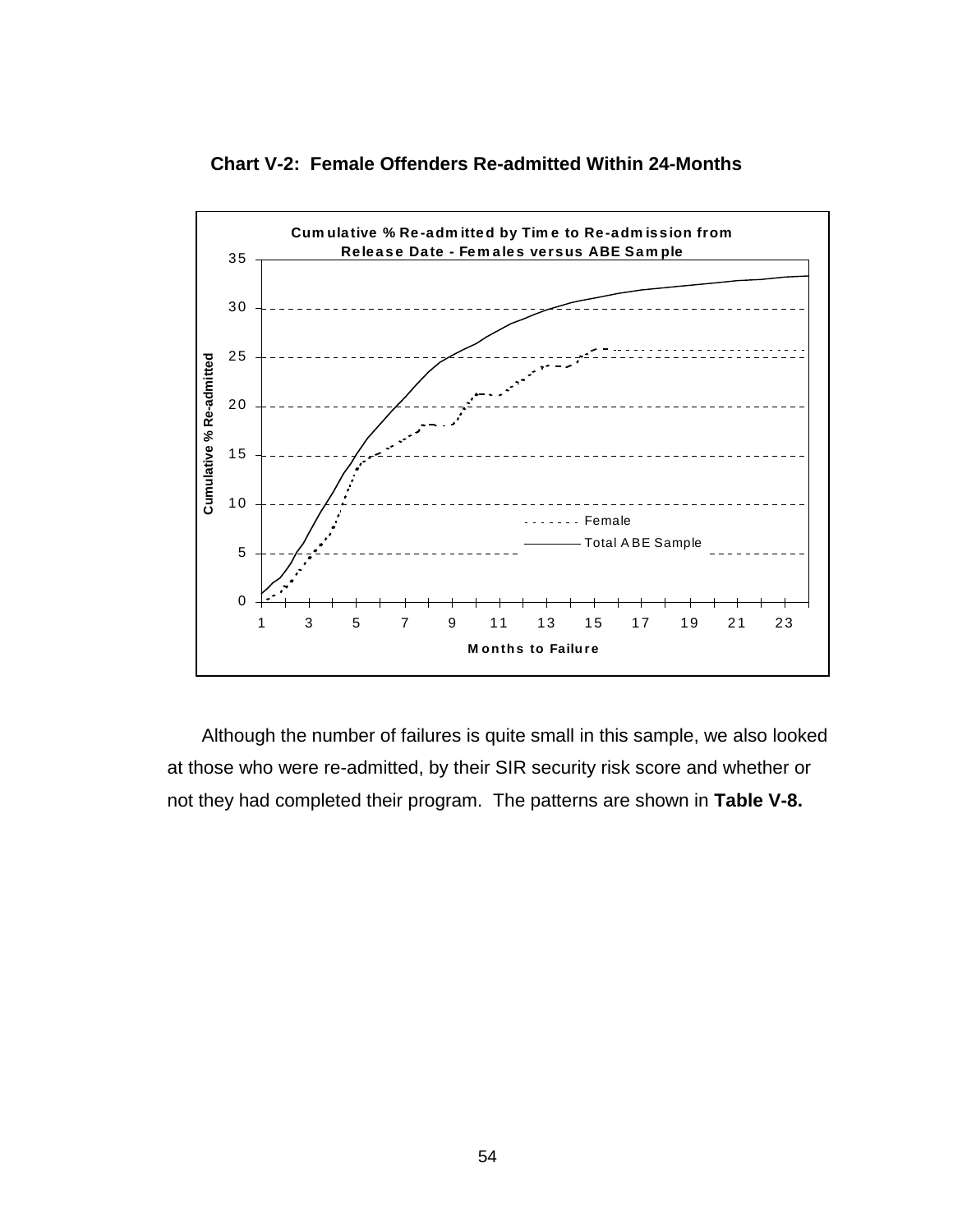**Chart V-2: Female Offenders Re-admitted Within 24-Months**

Cumulative % Re-admitted by Time to Re-admission from Release Date - Females versus ABE Sample

Although the number of failures is quite small in this sample, we also looked at those who were re-admitted, by their SIR security risk score and whether or not they had completed their program. The patterns are shown in **Table V-8.**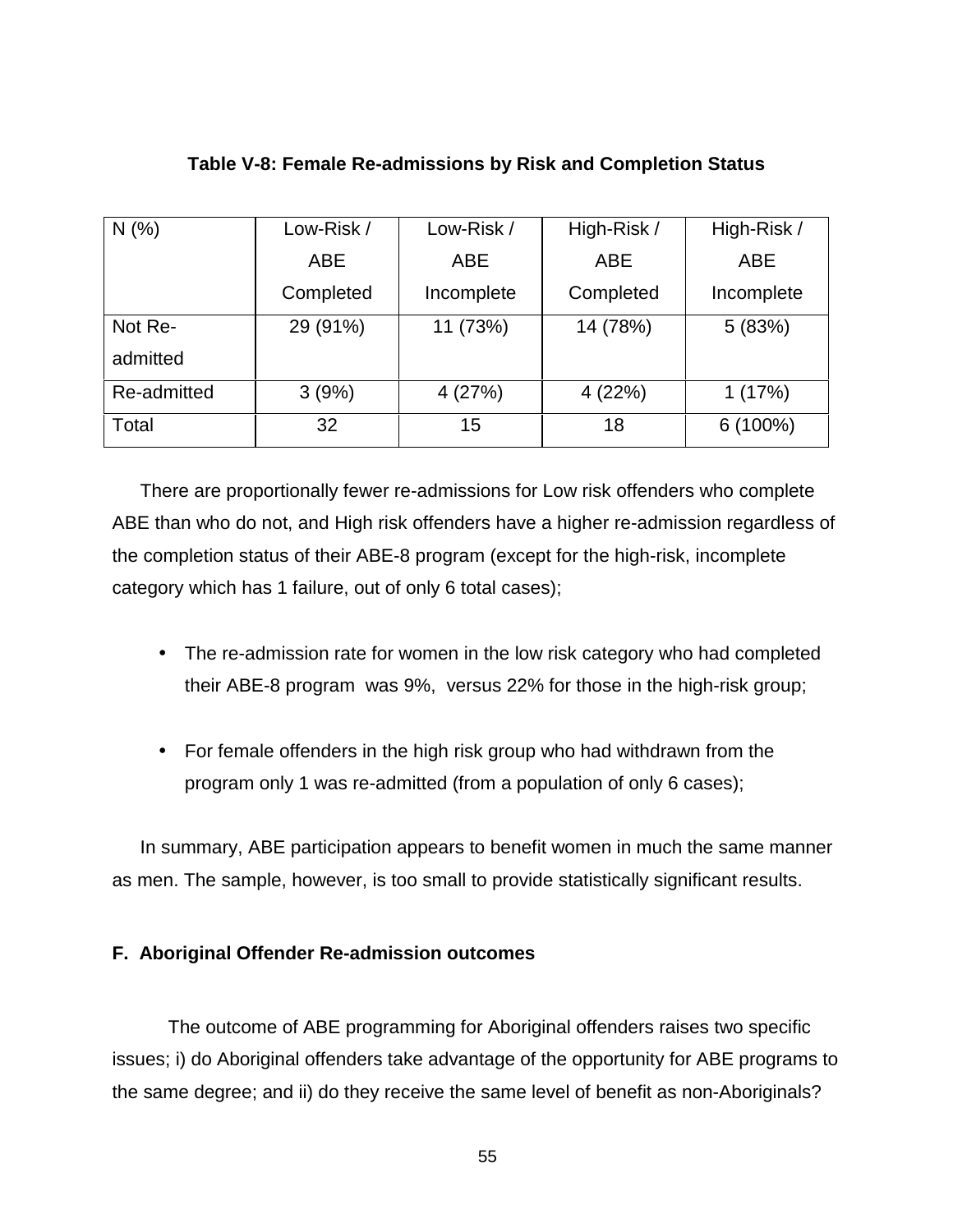**Table V-8: Female Re-admissions by Risk and Completion Status**

| N (%) | Low-Risk / ABE Completed | Low-Risk / ABE Incomplete | High-Risk / ABE Completed | High-Risk / ABE Incomplete |
|---|---|---|---|---|
| Not Re-admitted | 29 (91%) | 11 (73%) | 14 (78%) | 5 (83%) |
| Re-admitted | 3 (9%) | 4 (27%) | 4 (22%) | 1 (17%) |
| Total | 32 | 15 | 18 | 6 (100%) |

There are proportionally fewer re-admissions for Low risk offenders who complete ABE than who do not, and High risk offenders have a higher re-admission regardless of the completion status of their ABE-8 program (except for the high-risk, incomplete category which has 1 failure, out of only 6 total cases);

- The re-admission rate for women in the low risk category who had completed their ABE-8 program was 9%, versus 22% for those in the high-risk group;
- For female offenders in the high risk group who had withdrawn from the program only 1 was re-admitted (from a population of only 6 cases);

In summary, ABE participation appears to benefit women in much the same manner as men. The sample, however, is too small to provide statistically significant results.

### F. Aboriginal Offender Re-admission outcomes

The outcome of ABE programming for Aboriginal offenders raises two specific issues; i) do Aboriginal offenders take advantage of the opportunity for ABE programs to the same degree; and ii) do they receive the same level of benefit as non-Aboriginals?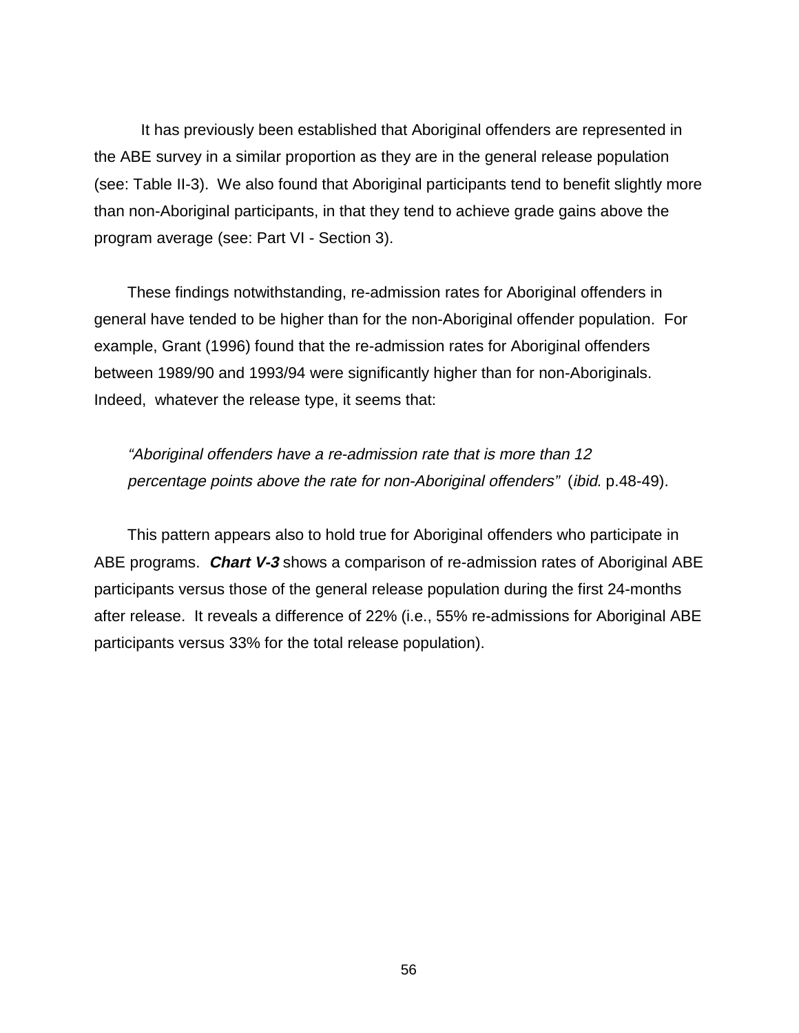It has previously been established that Aboriginal offenders are represented in the ABE survey in a similar proportion as they are in the general release population (see: Table II-3). We also found that Aboriginal participants tend to benefit slightly more than non-Aboriginal participants, in that they tend to achieve grade gains above the program average (see: Part VI - Section 3).

These findings notwithstanding, re-admission rates for Aboriginal offenders in general have tended to be higher than for the non-Aboriginal offender population. For example, Grant (1996) found that the re-admission rates for Aboriginal offenders between 1989/90 and 1993/94 were significantly higher than for non-Aboriginals. Indeed, whatever the release type, it seems that:

> *"Aboriginal offenders have a re-admission rate that is more than 12 percentage points above the rate for non-Aboriginal offenders"* (*ibid*. p.48-49).

This pattern appears also to hold true for Aboriginal offenders who participate in ABE programs. ***Chart V-3*** shows a comparison of re-admission rates of Aboriginal ABE participants versus those of the general release population during the first 24-months after release. It reveals a difference of 22% (i.e., 55% re-admissions for Aboriginal ABE participants versus 33% for the total release population).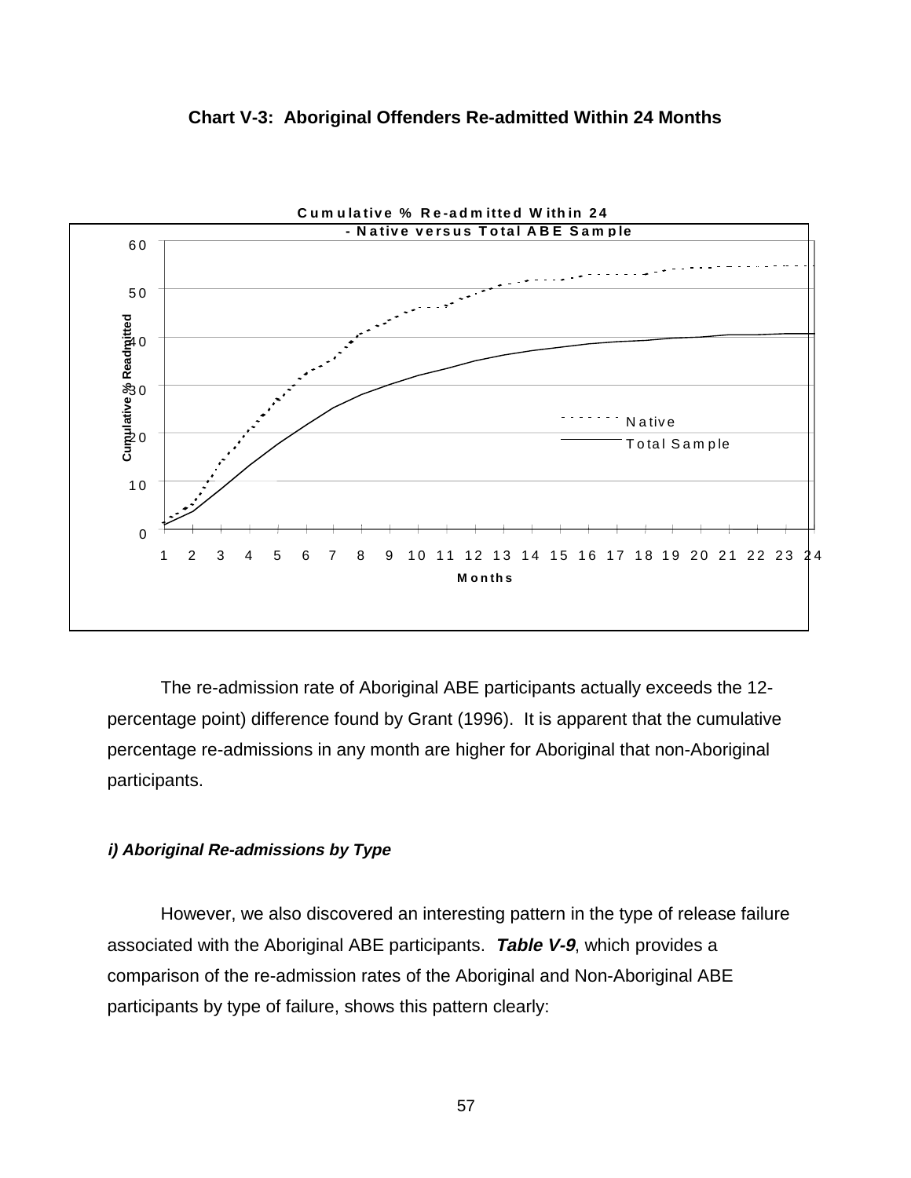**Chart V-3: Aboriginal Offenders Re-admitted Within 24 Months**

The re-admission rate of Aboriginal ABE participants actually exceeds the 12-percentage point) difference found by Grant (1996). It is apparent that the cumulative percentage re-admissions in any month are higher for Aboriginal that non-Aboriginal participants.

#### *i) Aboriginal Re-admissions by Type*

However, we also discovered an interesting pattern in the type of release failure associated with the Aboriginal ABE participants. ***Table V-9***, which provides a comparison of the re-admission rates of the Aboriginal and Non-Aboriginal ABE participants by type of failure, shows this pattern clearly: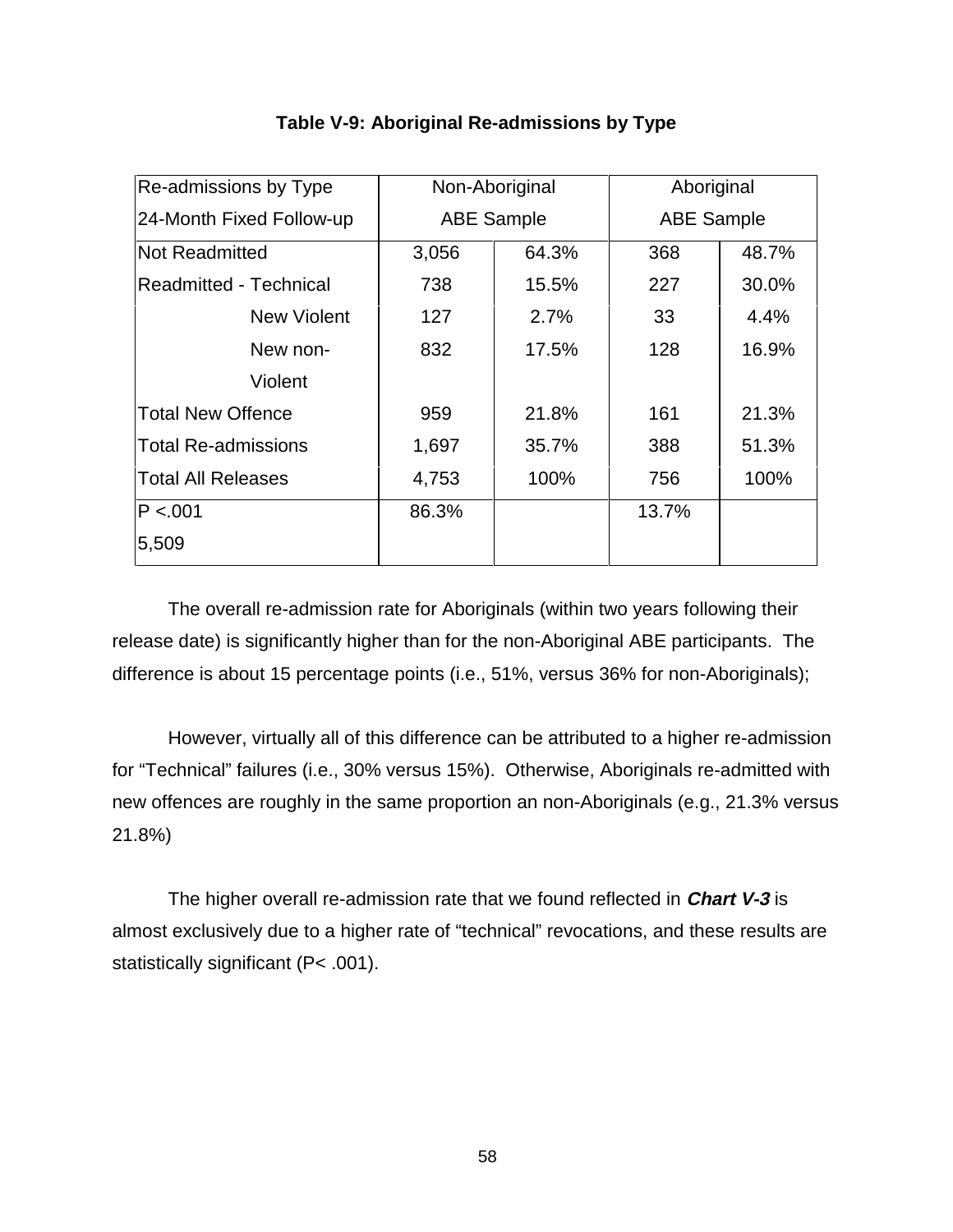**Table V-9: Aboriginal Re-admissions by Type**

| Re-admissions by Type 24-Month Fixed Follow-up | Non-Aboriginal ABE Sample | | Aboriginal ABE Sample | |
|---|---|---|---|---|
| Not Readmitted | 3,056 | 64.3% | 368 | 48.7% |
| Readmitted - Technical | 738 | 15.5% | 227 | 30.0% |
| New Violent | 127 | 2.7% | 33 | 4.4% |
| New non-Violent | 832 | 17.5% | 128 | 16.9% |
| Total New Offence | 959 | 21.8% | 161 | 21.3% |
| Total Re-admissions | 1,697 | 35.7% | 388 | 51.3% |
| Total All Releases | 4,753 | 100% | 756 | 100% |
| P <.001 5,509 | 86.3% | | 13.7% | |

The overall re-admission rate for Aboriginals (within two years following their release date) is significantly higher than for the non-Aboriginal ABE participants. The difference is about 15 percentage points (i.e., 51%, versus 36% for non-Aboriginals);

However, virtually all of this difference can be attributed to a higher re-admission for "Technical" failures (i.e., 30% versus 15%). Otherwise, Aboriginals re-admitted with new offences are roughly in the same proportion an non-Aboriginals (e.g., 21.3% versus 21.8%)

The higher overall re-admission rate that we found reflected in ***Chart V-3*** is almost exclusively due to a higher rate of "technical" revocations, and these results are statistically significant (P< .001).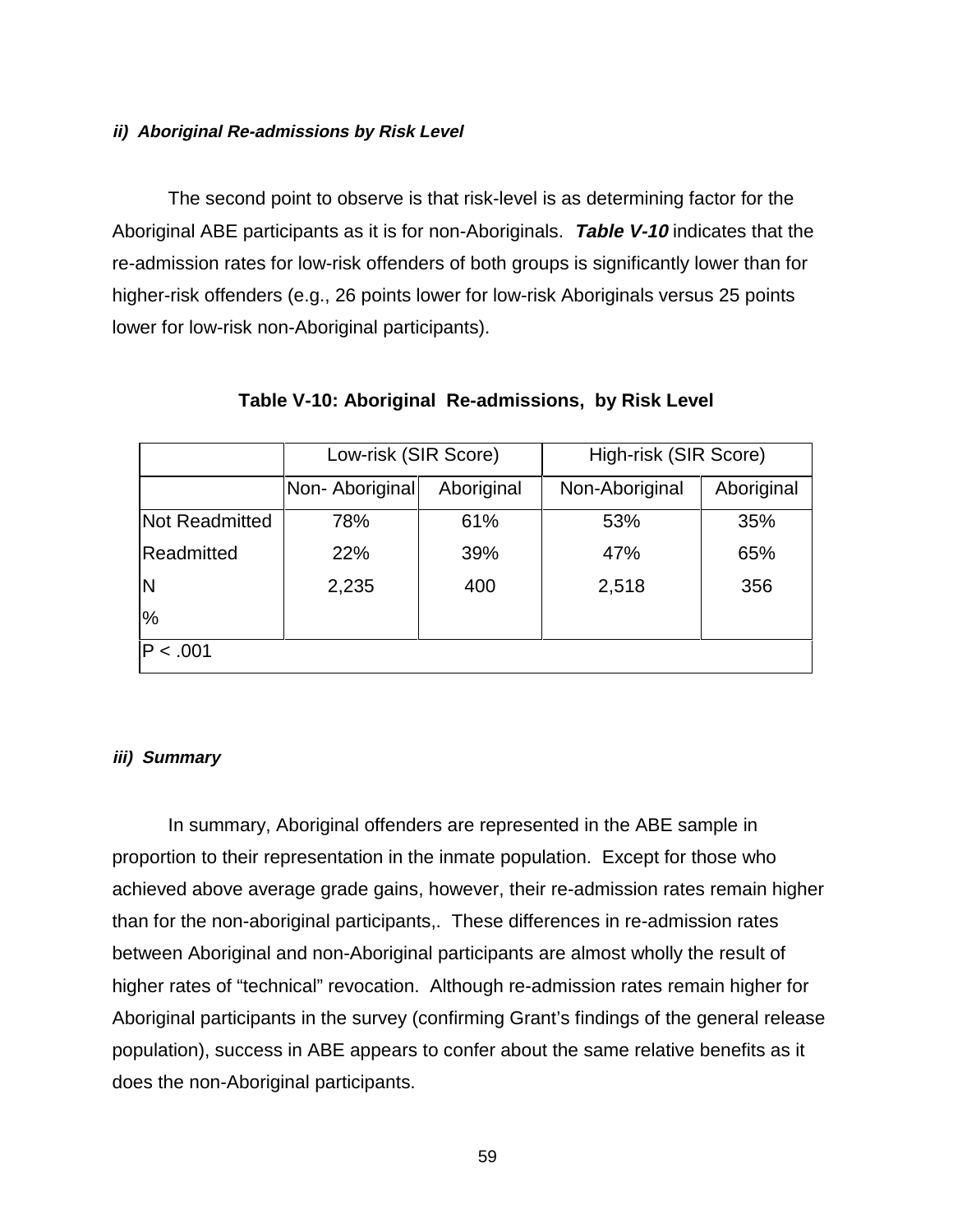### *ii) Aboriginal Re-admissions by Risk Level*

The second point to observe is that risk-level is as determining factor for the Aboriginal ABE participants as it is for non-Aboriginals. ***Table V-10*** indicates that the re-admission rates for low-risk offenders of both groups is significantly lower than for higher-risk offenders (e.g., 26 points lower for low-risk Aboriginals versus 25 points lower for low-risk non-Aboriginal participants).

**Table V-10: Aboriginal Re-admissions, by Risk Level**

| | Low-risk (SIR Score) | | High-risk (SIR Score) | |
|---|---|---|---|---|
| | Non- Aboriginal | Aboriginal | Non-Aboriginal | Aboriginal |
| Not Readmitted | 78% | 61% | 53% | 35% |
| Readmitted | 22% | 39% | 47% | 65% |
| N | 2,235 | 400 | 2,518 | 356 |
| % | | | | |
| P < .001 | | | | |

### *iii) Summary*

In summary, Aboriginal offenders are represented in the ABE sample in proportion to their representation in the inmate population. Except for those who achieved above average grade gains, however, their re-admission rates remain higher than for the non-aboriginal participants,. These differences in re-admission rates between Aboriginal and non-Aboriginal participants are almost wholly the result of higher rates of "technical" revocation. Although re-admission rates remain higher for Aboriginal participants in the survey (confirming Grant's findings of the general release population), success in ABE appears to confer about the same relative benefits as it does the non-Aboriginal participants.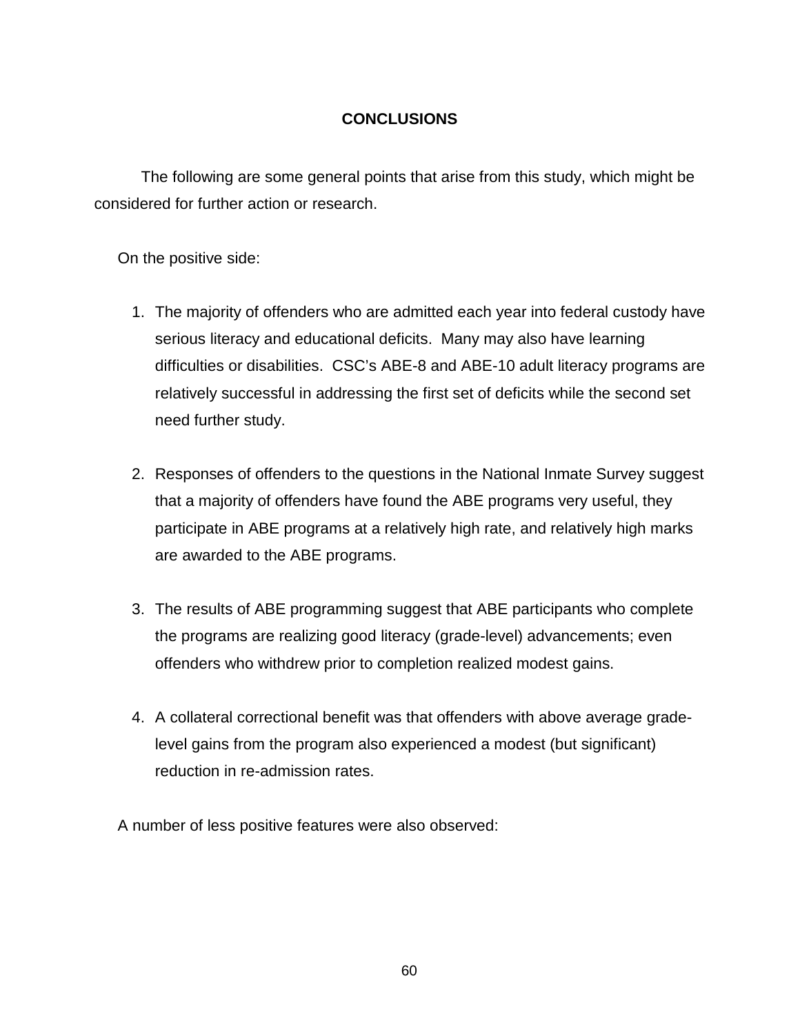# CONCLUSIONS

The following are some general points that arise from this study, which might be considered for further action or research.

On the positive side:

1. The majority of offenders who are admitted each year into federal custody have serious literacy and educational deficits. Many may also have learning difficulties or disabilities. CSC's ABE-8 and ABE-10 adult literacy programs are relatively successful in addressing the first set of deficits while the second set need further study.

2. Responses of offenders to the questions in the National Inmate Survey suggest that a majority of offenders have found the ABE programs very useful, they participate in ABE programs at a relatively high rate, and relatively high marks are awarded to the ABE programs.

3. The results of ABE programming suggest that ABE participants who complete the programs are realizing good literacy (grade-level) advancements; even offenders who withdrew prior to completion realized modest gains.

4. A collateral correctional benefit was that offenders with above average grade-level gains from the program also experienced a modest (but significant) reduction in re-admission rates.

A number of less positive features were also observed: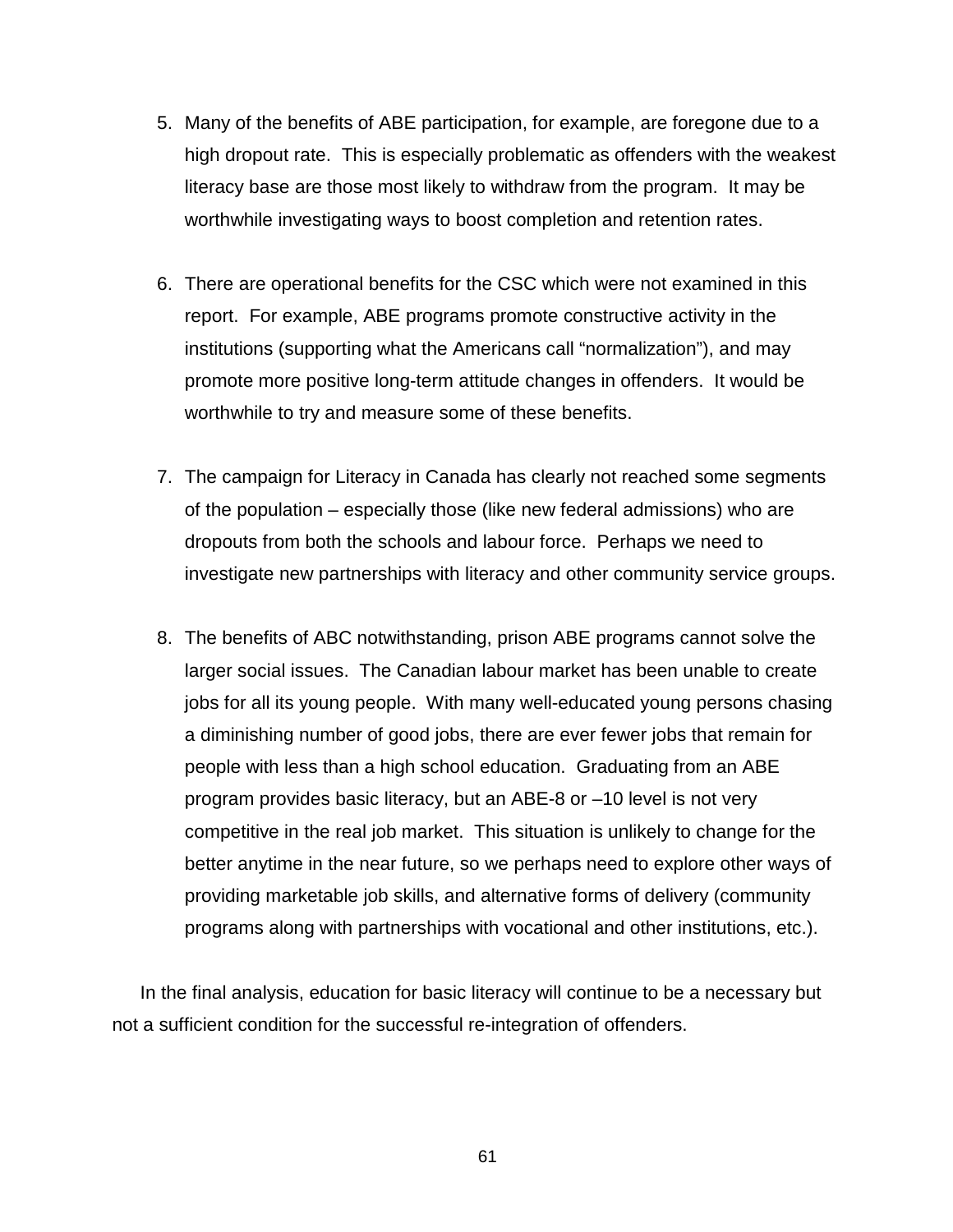5. Many of the benefits of ABE participation, for example, are foregone due to a high dropout rate. This is especially problematic as offenders with the weakest literacy base are those most likely to withdraw from the program. It may be worthwhile investigating ways to boost completion and retention rates.

6. There are operational benefits for the CSC which were not examined in this report. For example, ABE programs promote constructive activity in the institutions (supporting what the Americans call "normalization"), and may promote more positive long-term attitude changes in offenders. It would be worthwhile to try and measure some of these benefits.

7. The campaign for Literacy in Canada has clearly not reached some segments of the population – especially those (like new federal admissions) who are dropouts from both the schools and labour force. Perhaps we need to investigate new partnerships with literacy and other community service groups.

8. The benefits of ABC notwithstanding, prison ABE programs cannot solve the larger social issues. The Canadian labour market has been unable to create jobs for all its young people. With many well-educated young persons chasing a diminishing number of good jobs, there are ever fewer jobs that remain for people with less than a high school education. Graduating from an ABE program provides basic literacy, but an ABE-8 or –10 level is not very competitive in the real job market. This situation is unlikely to change for the better anytime in the near future, so we perhaps need to explore other ways of providing marketable job skills, and alternative forms of delivery (community programs along with partnerships with vocational and other institutions, etc.).

In the final analysis, education for basic literacy will continue to be a necessary but not a sufficient condition for the successful re-integration of offenders.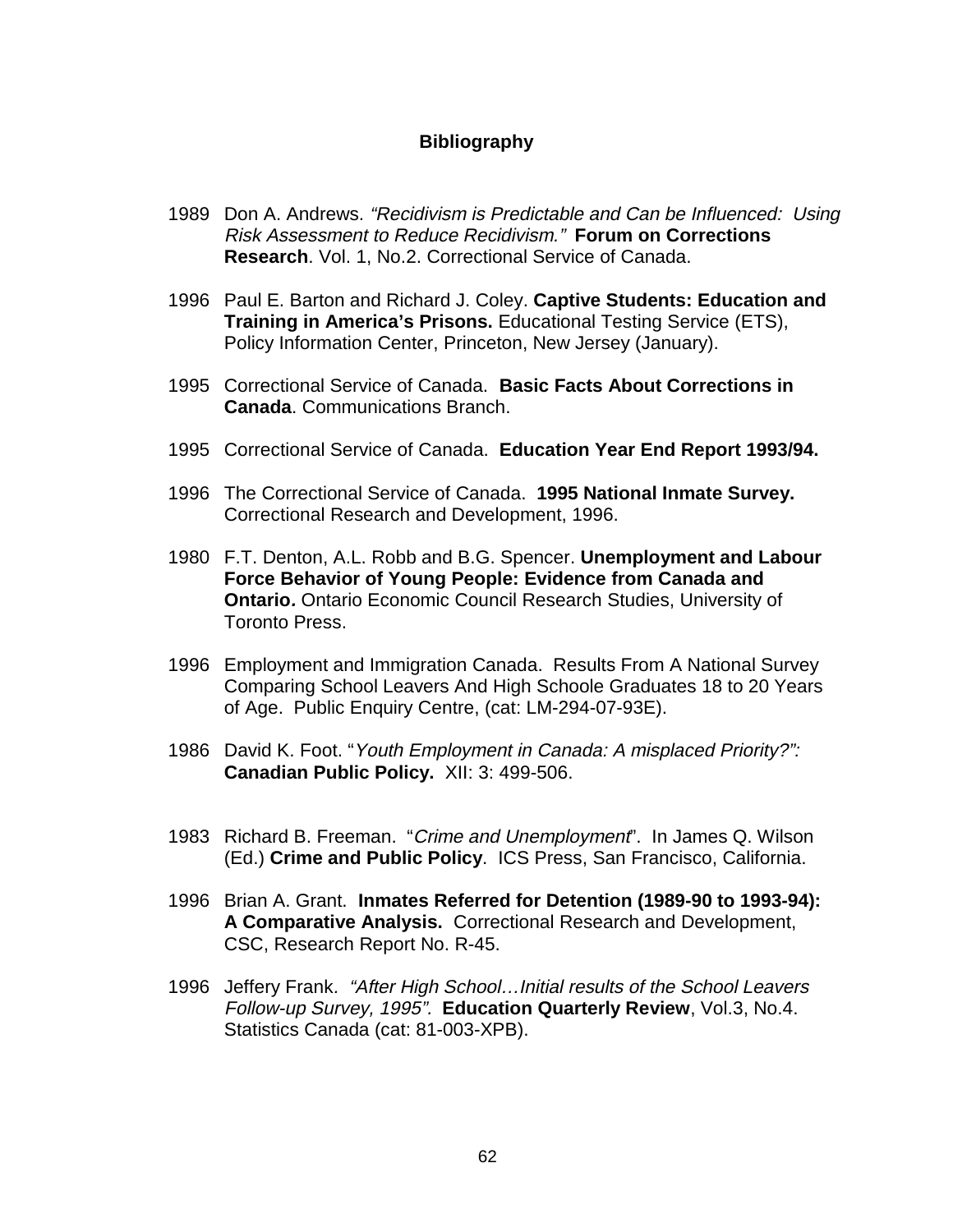**Bibliography**

1989 Don A. Andrews. *"Recidivism is Predictable and Can be Influenced: Using Risk Assessment to Reduce Recidivism."* **Forum on Corrections Research**. Vol. 1, No.2. Correctional Service of Canada.

1996 Paul E. Barton and Richard J. Coley. **Captive Students: Education and Training in America's Prisons.** Educational Testing Service (ETS), Policy Information Center, Princeton, New Jersey (January).

1995 Correctional Service of Canada. **Basic Facts About Corrections in Canada**. Communications Branch.

1995 Correctional Service of Canada. **Education Year End Report 1993/94.**

1996 The Correctional Service of Canada. **1995 National Inmate Survey.** Correctional Research and Development, 1996.

1980 F.T. Denton, A.L. Robb and B.G. Spencer. **Unemployment and Labour Force Behavior of Young People: Evidence from Canada and Ontario***.* Ontario Economic Council Research Studies, University of Toronto Press.

1996 Employment and Immigration Canada. Results From A National Survey Comparing School Leavers And High Schoole Graduates 18 to 20 Years of Age. Public Enquiry Centre, (cat: LM-294-07-93E).

1986 David K. Foot. "*Youth Employment in Canada: A misplaced Priority?":* **Canadian Public Policy.** XII: 3: 499-506.

1983 Richard B. Freeman. "*Crime and Unemployment*". In James Q. Wilson (Ed.) **Crime and Public Policy**. ICS Press, San Francisco, California.

1996 Brian A. Grant. **Inmates Referred for Detention (1989-90 to 1993-94): A Comparative Analysis.** Correctional Research and Development, CSC, Research Report No. R-45.

1996 Jeffery Frank. *"After High School…Initial results of the School Leavers Follow-up Survey, 1995".* **Education Quarterly Review**, Vol.3, No.4. Statistics Canada (cat: 81-003-XPB).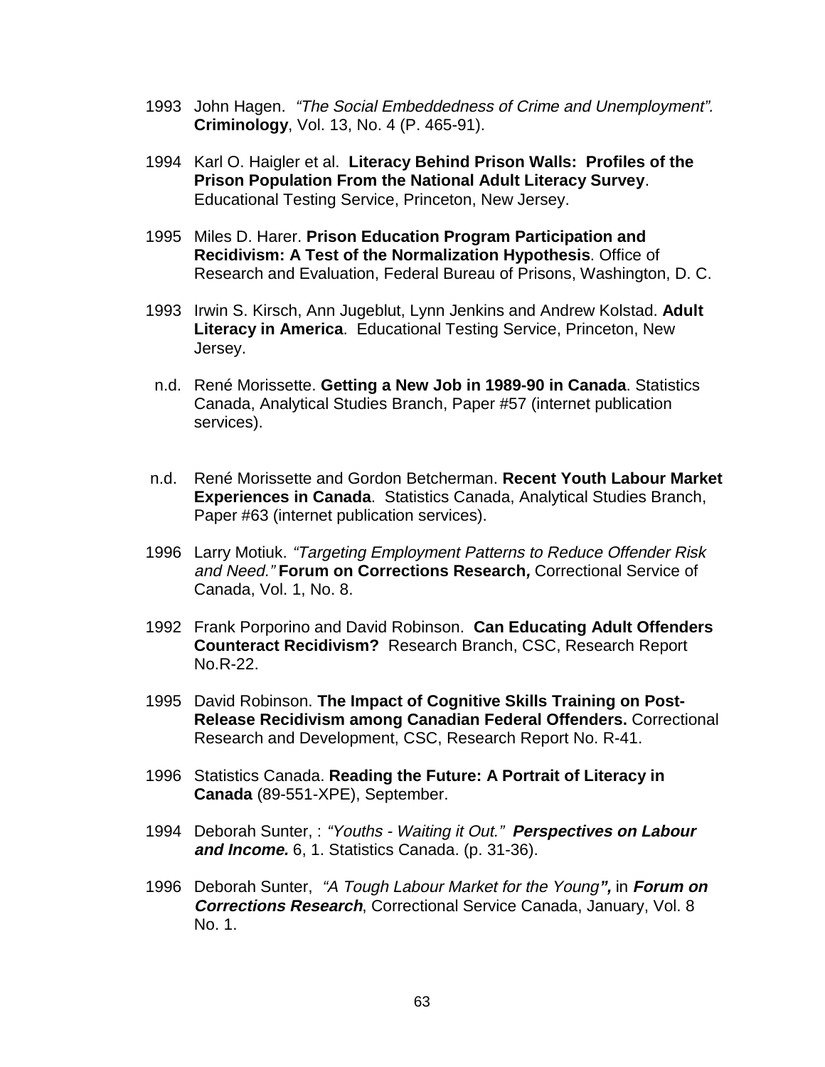1993 John Hagen. *"The Social Embeddedness of Crime and Unemployment".* **Criminology**, Vol. 13, No. 4 (P. 465-91).

1994 Karl O. Haigler et al. **Literacy Behind Prison Walls: Profiles of the Prison Population From the National Adult Literacy Survey**. Educational Testing Service, Princeton, New Jersey.

1995 Miles D. Harer. **Prison Education Program Participation and Recidivism: A Test of the Normalization Hypothesis**. Office of Research and Evaluation, Federal Bureau of Prisons, Washington, D. C.

1993 Irwin S. Kirsch, Ann Jugeblut, Lynn Jenkins and Andrew Kolstad. **Adult Literacy in America**. Educational Testing Service, Princeton, New Jersey.

n.d. René Morissette. **Getting a New Job in 1989-90 in Canada**. Statistics Canada, Analytical Studies Branch, Paper #57 (internet publication services).

n.d. René Morissette and Gordon Betcherman. **Recent Youth Labour Market Experiences in Canada**. Statistics Canada, Analytical Studies Branch, Paper #63 (internet publication services).

1996 Larry Motiuk. *"Targeting Employment Patterns to Reduce Offender Risk and Need."* **Forum on Corrections Research*,*** Correctional Service of Canada, Vol. 1, No. 8.

1992 Frank Porporino and David Robinson. **Can Educating Adult Offenders Counteract Recidivism?** Research Branch, CSC, Research Report No.R-22.

1995 David Robinson. **The Impact of Cognitive Skills Training on Post-Release Recidivism among Canadian Federal Offenders.** Correctional Research and Development, CSC, Research Report No. R-41.

1996 Statistics Canada. **Reading the Future: A Portrait of Literacy in Canada** (89-551-XPE), September.

1994 Deborah Sunter, : *"Youths - Waiting it Out."* ***Perspectives on Labour and Income.*** 6, 1. Statistics Canada. (p. 31-36).

1996 Deborah Sunter, *"A Tough Labour Market for the Young**",*** in ***Forum on Corrections Research***, Correctional Service Canada, January, Vol. 8 No. 1.